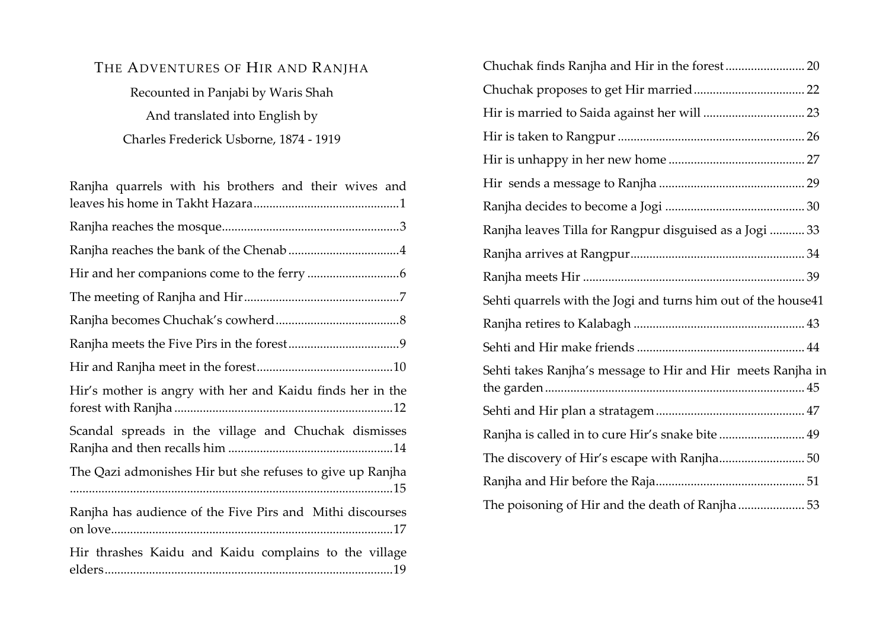# The Adventures of Hir and Ranjha

Recounted in Panjabi by Waris Shah

And translated into English by

Charles Frederick Usborne, 1874 - 1919

Ranjha quarrels with his brothers and their wives and leaves his home in Takht Hazara.............................................1

Ranjha reaches the mosque........................................................3

Ranjha reaches the bank of the Chenab ..................................4

Hir and her companions come to the ferry ............................6

The meeting of Ranjha and Hir ................................................7

Ranjha becomes Chuchak's cowherd.......................................8

Ranjha meets the Five Pirs in the forest ..................................9

Hir and Ranjha meet in the forest...........................................10

Hir's mother is angry with her and Kaidu finds her in the forest with Ranjha ....................................................................12

Scandal spreads in the village and Chuchak dismisses Ranjha and then recalls him ....................................................14

The Qazi admonishes Hir but she refuses to give up Ranjha .....................................................................................................15

Ranjha has audience of the Five Pirs and Mithi discourses on love........................................................................................17

Hir thrashes Kaidu and Kaidu complains to the village elders..........................................................................................19

Chuchak finds Ranjha and Hir in the forest ......................... 20

Chuchak proposes to get Hir married................................... 22

Hir is married to Saida against her will ................................ 23

Hir is taken to Rangpur ........................................................... 26

Hir is unhappy in her new home ........................................... 27

Hir sends a message to Ranjha .............................................. 29

Ranjha decides to become a Jogi ............................................ 30

Ranjha leaves Tilla for Rangpur disguised as a Jogi ........... 33

Ranjha arrives at Rangpur....................................................... 34

Ranjha meets Hir ...................................................................... 39

Sehti quarrels with the Jogi and turns him out of the house41

Ranjha retires to Kalabagh ...................................................... 43

Sehti and Hir make friends ..................................................... 44

Sehti takes Ranjha's message to Hir and Hir meets Ranjha in the garden ................................................................................. 45

Sehti and Hir plan a stratagem............................................... 47

Ranjha is called in to cure Hir's snake bite ........................... 49

The discovery of Hir's escape with Ranjha........................... 50

Ranjha and Hir before the Raja............................................... 51

The poisoning of Hir and the death of Ranjha ..................... 53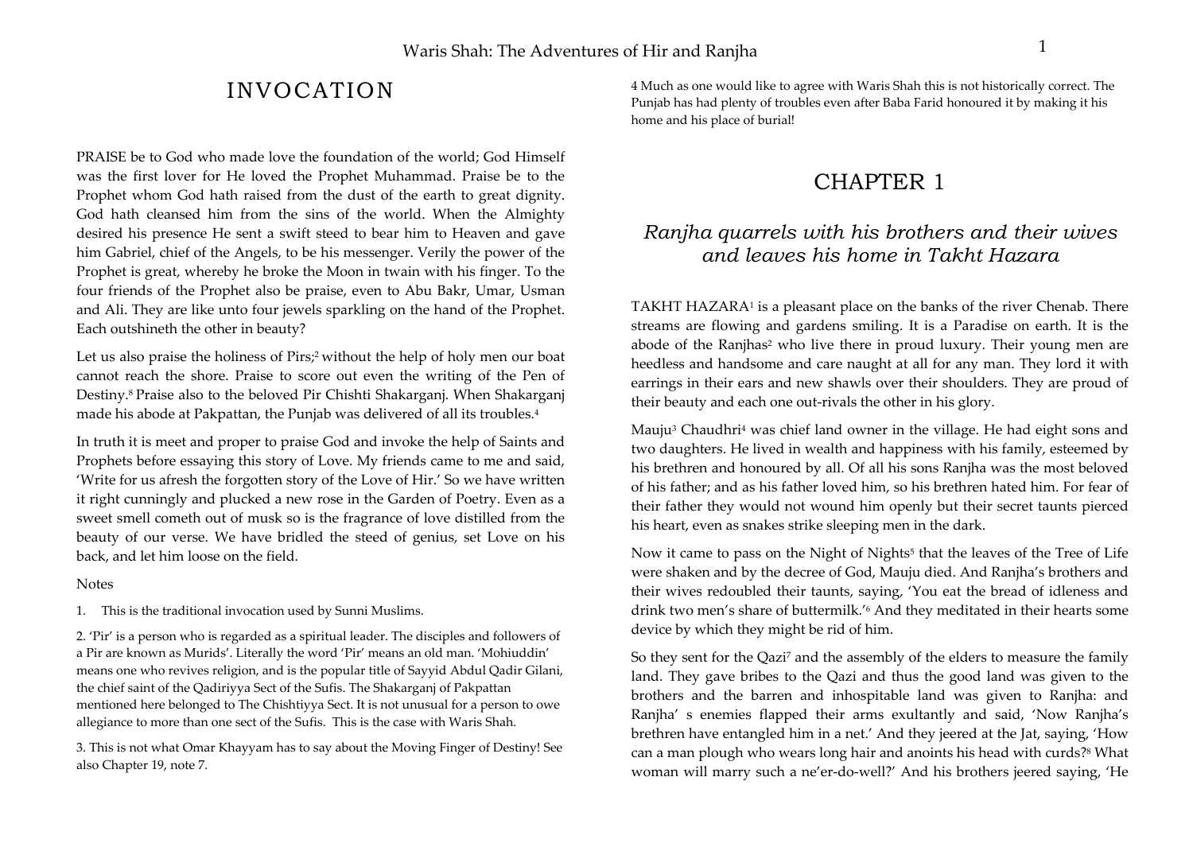# INVOCATION

PRAISE be to God who made love the foundation of the world; God Himself was the first lover for He loved the Prophet Muhammad. Praise be to the Prophet whom God hath raised from the dust of the earth to great dignity. God hath cleansed him from the sins of the world. When the Almighty desired his presence He sent a swift steed to bear him to Heaven and gave him Gabriel, chief of the Angels, to be his messenger. Verily the power of the Prophet is great, whereby he broke the Moon in twain with his finger. To the four friends of the Prophet also be praise, even to Abu Bakr, Umar, Usman and Ali. They are like unto four jewels sparkling on the hand of the Prophet. Each outshineth the other in beauty?

Let us also praise the holiness of Pirs;[2] without the help of holy men our boat cannot reach the shore. Praise to score out even the writing of the Pen of Destiny.[8] Praise also to the beloved Pir Chishti Shakarganj. When Shakarganj made his abode at Pakpattan, the Punjab was delivered of all its troubles.[4]

In truth it is meet and proper to praise God and invoke the help of Saints and Prophets before essaying this story of Love. My friends came to me and said, 'Write for us afresh the forgotten story of the Love of Hir.' So we have written it right cunningly and plucked a new rose in the Garden of Poetry. Even as a sweet smell cometh out of musk so is the fragrance of love distilled from the beauty of our verse. We have bridled the steed of genius, set Love on his back, and let him loose on the field.

Notes

1. This is the traditional invocation used by Sunni Muslims.

2. 'Pir' is a person who is regarded as a spiritual leader. The disciples and followers of a Pir are known as Murids'. Literally the word 'Pir' means an old man. 'Mohiuddin' means one who revives religion, and is the popular title of Sayyid Abdul Qadir Gilani, the chief saint of the Qadiriyya Sect of the Sufis. The Shakarganj of Pakpattan mentioned here belonged to The Chishtiyya Sect. It is not unusual for a person to owe allegiance to more than one sect of the Sufis. This is the case with Waris Shah.

3. This is not what Omar Khayyam has to say about the Moving Finger of Destiny! See also Chapter 19, note 7.

4 Much as one would like to agree with Waris Shah this is not historically correct. The Punjab has had plenty of troubles even after Baba Farid honoured it by making it his home and his place of burial!

# CHAPTER 1

## *Ranjha quarrels with his brothers and their wives and leaves his home in Takht Hazara*

TAKHT HAZARA[1] is a pleasant place on the banks of the river Chenab. There streams are flowing and gardens smiling. It is a Paradise on earth. It is the abode of the Ranjhas[2] who live there in proud luxury. Their young men are heedless and handsome and care naught at all for any man. They lord it with earrings in their ears and new shawls over their shoulders. They are proud of their beauty and each one out-rivals the other in his glory.

Mauju[3] Chaudhri[4] was chief land owner in the village. He had eight sons and two daughters. He lived in wealth and happiness with his family, esteemed by his brethren and honoured by all. Of all his sons Ranjha was the most beloved of his father; and as his father loved him, so his brethren hated him. For fear of their father they would not wound him openly but their secret taunts pierced his heart, even as snakes strike sleeping men in the dark.

Now it came to pass on the Night of Nights[5] that the leaves of the Tree of Life were shaken and by the decree of God, Mauju died. And Ranjha's brothers and their wives redoubled their taunts, saying, 'You eat the bread of idleness and drink two men's share of buttermilk.'[6] And they meditated in their hearts some device by which they might be rid of him.

So they sent for the Qazi[7] and the assembly of the elders to measure the family land. They gave bribes to the Qazi and thus the good land was given to the brothers and the barren and inhospitable land was given to Ranjha: and Ranjha' s enemies flapped their arms exultantly and said, 'Now Ranjha's brethren have entangled him in a net.' And they jeered at the Jat, saying, 'How can a man plough who wears long hair and anoints his head with curds?[8] What woman will marry such a ne'er-do-well?' And his brothers jeered saying, 'He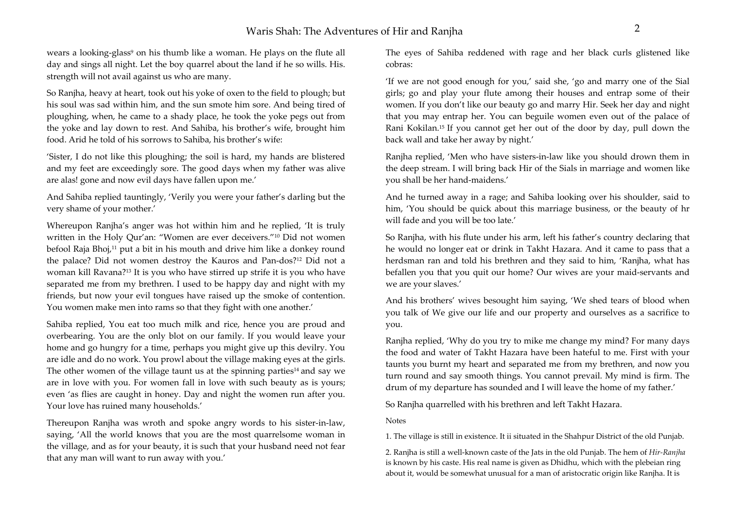wears a looking-glass[9] on his thumb like a woman. He plays on the flute all day and sings all night. Let the boy quarrel about the land if he so wills. His. strength will not avail against us who are many.

So Ranjha, heavy at heart, took out his yoke of oxen to the field to plough; but his soul was sad within him, and the sun smote him sore. And being tired of ploughing, when, he came to a shady place, he took the yoke pegs out from the yoke and lay down to rest. And Sahiba, his brother's wife, brought him food. Arid he told of his sorrows to Sahiba, his brother's wife:

'Sister, I do not like this ploughing; the soil is hard, my hands are blistered and my feet are exceedingly sore. The good days when my father was alive are alas! gone and now evil days have fallen upon me.'

And Sahiba replied tauntingly, 'Verily you were your father's darling but the very shame of your mother.'

Whereupon Ranjha's anger was hot within him and he replied, 'It is truly written in the Holy Qur'an: "Women are ever deceivers."[10] Did not women befool Raja Bhoj,[11] put a bit in his mouth and drive him like a donkey round the palace? Did not women destroy the Kauros and Pan-dos?[12] Did not a woman kill Ravana?[13] It is you who have stirred up strife it is you who have separated me from my brethren. I used to be happy day and night with my friends, but now your evil tongues have raised up the smoke of contention. You women make men into rams so that they fight with one another.'

Sahiba replied, You eat too much milk and rice, hence you are proud and overbearing. You are the only blot on our family. If you would leave your home and go hungry for a time, perhaps you might give up this devilry. You are idle and do no work. You prowl about the village making eyes at the girls. The other women of the village taunt us at the spinning parties[14] and say we are in love with you. For women fall in love with such beauty as is yours; even 'as flies are caught in honey. Day and night the women run after you. Your love has ruined many households.'

Thereupon Ranjha was wroth and spoke angry words to his sister-in-law, saying, 'All the world knows that you are the most quarrelsome woman in the village, and as for your beauty, it is such that your husband need not fear that any man will want to run away with you.'

The eyes of Sahiba reddened with rage and her black curls glistened like cobras:

'If we are not good enough for you,' said she, 'go and marry one of the Sial girls; go and play your flute among their houses and entrap some of their women. If you don't like our beauty go and marry Hir. Seek her day and night that you may entrap her. You can beguile women even out of the palace of Rani Kokilan.[15] If you cannot get her out of the door by day, pull down the back wall and take her away by night.'

Ranjha replied, 'Men who have sisters-in-law like you should drown them in the deep stream. I will bring back Hir of the Sials in marriage and women like you shall be her hand-maidens.'

And he turned away in a rage; and Sahiba looking over his shoulder, said to him, 'You should be quick about this marriage business, or the beauty of hr will fade and you will be too late.'

So Ranjha, with his flute under his arm, left his father's country declaring that he would no longer eat or drink in Takht Hazara. And it came to pass that a herdsman ran and told his brethren and they said to him, 'Ranjha, what has befallen you that you quit our home? Our wives are your maid-servants and we are your slaves.'

And his brothers' wives besought him saying, 'We shed tears of blood when you talk of We give our life and our property and ourselves as a sacrifice to you.

Ranjha replied, 'Why do you try to mike me change my mind? For many days the food and water of Takht Hazara have been hateful to me. First with your taunts you burnt my heart and separated me from my brethren, and now you turn round and say smooth things. You cannot prevail. My mind is firm. The drum of my departure has sounded and I will leave the home of my father.'

So Ranjha quarrelled with his brethren and left Takht Hazara.

Notes

1. The village is still in existence. It ii situated in the Shahpur District of the old Punjab.

2. Ranjha is still a well-known caste of the Jats in the old Punjab. The hem of *Hir-Ranjha* is known by his caste. His real name is given as Dhidhu, which with the plebeian ring about it, would be somewhat unusual for a man of aristocratic origin like Ranjha. It is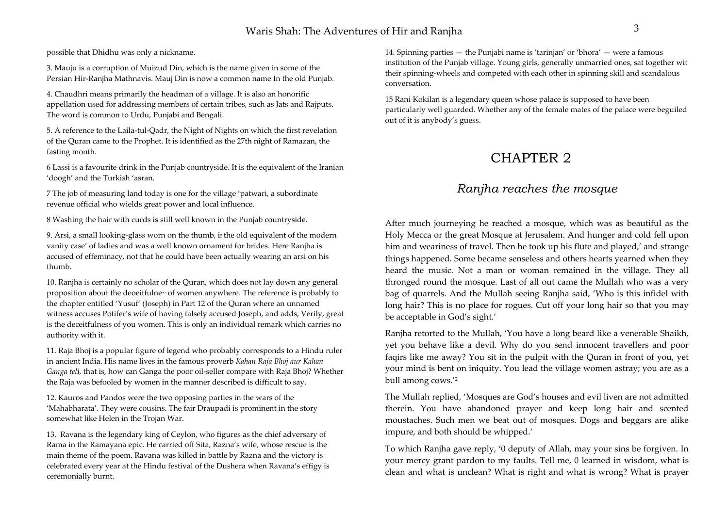possible that Dhidhu was only a nickname.

3. Mauju is a corruption of Muizud Din, which is the name given in some of the Persian Hir-Ranjha Mathnavis. Mauj Din is now a common name In the old Punjab.

4. Chaudhri means primarily the headman of a village. It is also an honorific appellation used for addressing members of certain tribes, such as Jats and Rajputs. The word is common to Urdu, Punjabi and Bengali.

5. A reference to the Laila-tul-Qadr, the Night of Nights on which the first revelation of the Quran came to the Prophet. It is identified as the 27th night of Ramazan, the fasting month.

6 Lassi is a favourite drink in the Punjab countryside. It is the equivalent of the Iranian 'doogh' and the Turkish 'asran.

7 The job of measuring land today is one for the village 'patwari, a subordinate revenue official who wields great power and local influence.

8 Washing the hair with curds is still well known in the Punjab countryside.

9. Arsi, a small looking-glass worn on the thumb, is the old equivalent of the modern vanity case' of ladies and was a well known ornament for brides. Here Ranjha is accused of effeminacy, not that he could have been actually wearing an arsi on his thumb.

10. Ranjha is certainly no scholar of the Quran, which does not lay down any general proposition about the deoeitfulne~ of women anywhere. The reference is probably to the chapter entitled 'Yusuf' (Joseph) in Part 12 of the Quran where an unnamed witness accuses Potifer's wife of having falsely accused Joseph, and adds, Verily, great is the deceitfulness of you women. This is only an individual remark which carries no authority with it.

11. Raja Bhoj is a popular figure of legend who probably corresponds to a Hindu ruler in ancient India. His name lives in the famous proverb *Kahan Raja Bhoj aur Kahan Ganga teli*, that is, how can Ganga the poor oil-seller compare with Raja Bhoj? Whether the Raja was befooled by women in the manner described is difficult to say.

12. Kauros and Pandos were the two opposing parties in the wars of the 'Mahabharata'. They were cousins. The fair Draupadi is prominent in the story somewhat like Helen in the Trojan War.

13. Ravana is the legendary king of Ceylon, who figures as the chief adversary of Rama in the Ramayana epic. He carried off Sita, Razna's wife, whose rescue is the main theme of the poem. Ravana was killed in battle by Razna and the victory is celebrated every year at the Hindu festival of the Dushera when Ravana's effigy is ceremonially burnt.

14. Spinning parties — the Punjabi name is 'tarinjan' or 'bhora' — were a famous institution of the Punjab village. Young girls, generally unmarried ones, sat together wit their spinning-wheels and competed with each other in spinning skill and scandalous conversation.

15 Rani Kokilan is a legendary queen whose palace is supposed to have been particularly well guarded. Whether any of the female mates of the palace were beguiled out of it is anybody's guess.

# CHAPTER 2

## *Ranjha reaches the mosque*

After much journeying he reached a mosque, which was as beautiful as the Holy Mecca or the great Mosque at Jerusalem. And hunger and cold fell upon him and weariness of travel. Then he took up his flute and played,' and strange things happened. Some became senseless and others hearts yearned when they heard the music. Not a man or woman remained in the village. They all thronged round the mosque. Last of all out came the Mullah who was a very bag of quarrels. And the Mullah seeing Ranjha said, 'Who is this infidel with long hair? This is no place for rogues. Cut off your long hair so that you may be acceptable in God's sight.'

Ranjha retorted to the Mullah, 'You have a long beard like a venerable Shaikh, yet you behave like a devil. Why do you send innocent travellers and poor faqirs like me away? You sit in the pulpit with the Quran in front of you, yet your mind is bent on iniquity. You lead the village women astray; you are as a bull among cows.'[2]

The Mullah replied, 'Mosques are God's houses and evil liven are not admitted therein. You have abandoned prayer and keep long hair and scented moustaches. Such men we beat out of mosques. Dogs and beggars are alike impure, and both should be whipped.'

To which Ranjha gave reply, '0 deputy of Allah, may your sins be forgiven. In your mercy grant pardon to my faults. Tell me, 0 learned in wisdom, what is clean and what is unclean? What is right and what is wrong? What is prayer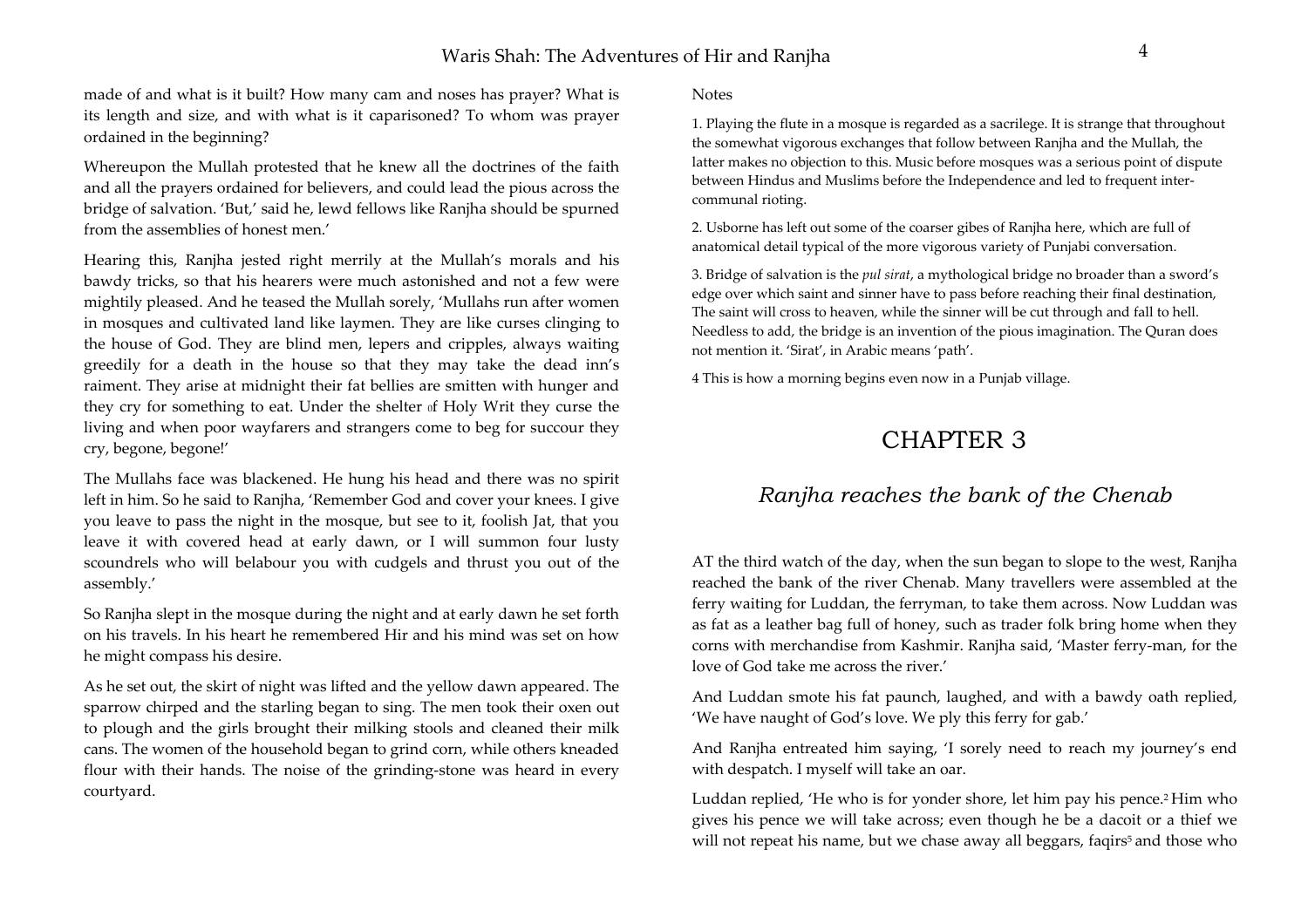made of and what is it built? How many cam and noses has prayer? What is its length and size, and with what is it caparisoned? To whom was prayer ordained in the beginning?

Whereupon the Mullah protested that he knew all the doctrines of the faith and all the prayers ordained for believers, and could lead the pious across the bridge of salvation. 'But,' said he, lewd fellows like Ranjha should be spurned from the assemblies of honest men.'

Hearing this, Ranjha jested right merrily at the Mullah's morals and his bawdy tricks, so that his hearers were much astonished and not a few were mightily pleased. And he teased the Mullah sorely, 'Mullahs run after women in mosques and cultivated land like laymen. They are like curses clinging to the house of God. They are blind men, lepers and cripples, always waiting greedily for a death in the house so that they may take the dead inn's raiment. They arise at midnight their fat bellies are smitten with hunger and they cry for something to eat. Under the shelter of Holy Writ they curse the living and when poor wayfarers and strangers come to beg for succour they cry, begone, begone!'

The Mullahs face was blackened. He hung his head and there was no spirit left in him. So he said to Ranjha, 'Remember God and cover your knees. I give you leave to pass the night in the mosque, but see to it, foolish Jat, that you leave it with covered head at early dawn, or I will summon four lusty scoundrels who will belabour you with cudgels and thrust you out of the assembly.'

So Ranjha slept in the mosque during the night and at early dawn he set forth on his travels. In his heart he remembered Hir and his mind was set on how he might compass his desire.

As he set out, the skirt of night was lifted and the yellow dawn appeared. The sparrow chirped and the starling began to sing. The men took their oxen out to plough and the girls brought their milking stools and cleaned their milk cans. The women of the household began to grind corn, while others kneaded flour with their hands. The noise of the grinding-stone was heard in every courtyard.

Notes

1. Playing the flute in a mosque is regarded as a sacrilege. It is strange that throughout the somewhat vigorous exchanges that follow between Ranjha and the Mullah, the latter makes no objection to this. Music before mosques was a serious point of dispute between Hindus and Muslims before the Independence and led to frequent inter-communal rioting.

2. Usborne has left out some of the coarser gibes of Ranjha here, which are full of anatomical detail typical of the more vigorous variety of Punjabi conversation.

3. Bridge of salvation is the *pul sirat*, a mythological bridge no broader than a sword's edge over which saint and sinner have to pass before reaching their final destination, The saint will cross to heaven, while the sinner will be cut through and fall to hell. Needless to add, the bridge is an invention of the pious imagination. The Quran does not mention it. 'Sirat', in Arabic means 'path'.

4 This is how a morning begins even now in a Punjab village.

# CHAPTER 3

## *Ranjha reaches the bank of the Chenab*

AT the third watch of the day, when the sun began to slope to the west, Ranjha reached the bank of the river Chenab. Many travellers were assembled at the ferry waiting for Luddan, the ferryman, to take them across. Now Luddan was as fat as a leather bag full of honey, such as trader folk bring home when they corns with merchandise from Kashmir. Ranjha said, 'Master ferry-man, for the love of God take me across the river.'

And Luddan smote his fat paunch, laughed, and with a bawdy oath replied, 'We have naught of God's love. We ply this ferry for gab.'

And Ranjha entreated him saying, 'I sorely need to reach my journey's end with despatch. I myself will take an oar.

Luddan replied, 'He who is for yonder shore, let him pay his pence.[2] Him who gives his pence we will take across; even though he be a dacoit or a thief we will not repeat his name, but we chase away all beggars, faqirs[5] and those who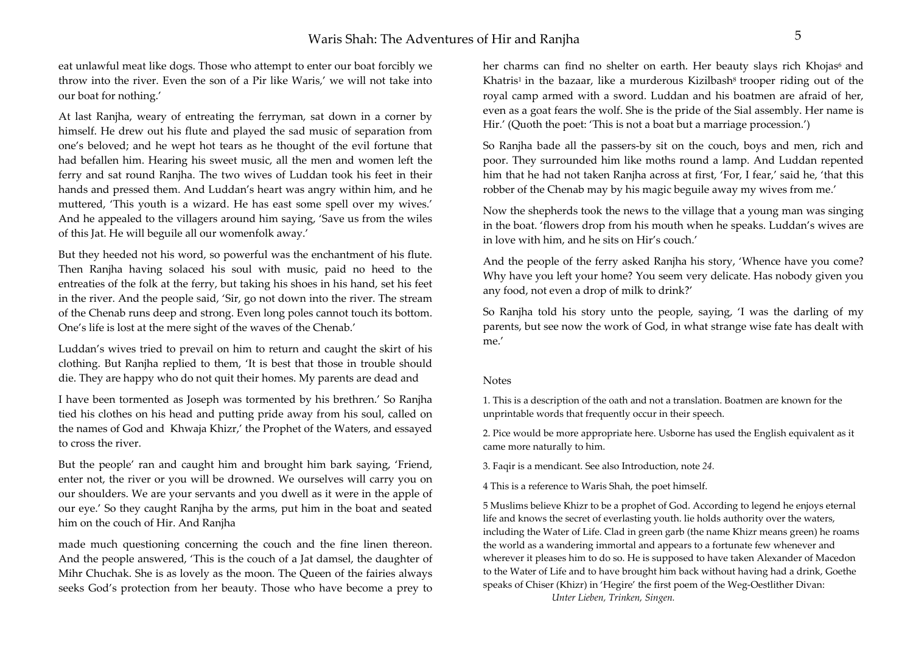eat unlawful meat like dogs. Those who attempt to enter our boat forcibly we throw into the river. Even the son of a Pir like Waris,' we will not take into our boat for nothing.'

At last Ranjha, weary of entreating the ferryman, sat down in a corner by himself. He drew out his flute and played the sad music of separation from one's beloved; and he wept hot tears as he thought of the evil fortune that had befallen him. Hearing his sweet music, all the men and women left the ferry and sat round Ranjha. The two wives of Luddan took his feet in their hands and pressed them. And Luddan's heart was angry within him, and he muttered, 'This youth is a wizard. He has east some spell over my wives.' And he appealed to the villagers around him saying, 'Save us from the wiles of this Jat. He will beguile all our womenfolk away.'

But they heeded not his word, so powerful was the enchantment of his flute. Then Ranjha having solaced his soul with music, paid no heed to the entreaties of the folk at the ferry, but taking his shoes in his hand, set his feet in the river. And the people said, 'Sir, go not down into the river. The stream of the Chenab runs deep and strong. Even long poles cannot touch its bottom. One's life is lost at the mere sight of the waves of the Chenab.'

Luddan's wives tried to prevail on him to return and caught the skirt of his clothing. But Ranjha replied to them, 'It is best that those in trouble should die. They are happy who do not quit their homes. My parents are dead and I have been tormented as Joseph was tormented by his brethren.' So Ranjha tied his clothes on his head and putting pride away from his soul, called on the names of God and Khwaja Khizr,' the Prophet of the Waters, and essayed to cross the river.

But the people' ran and caught him and brought him bark saying, 'Friend, enter not, the river or you will be drowned. We ourselves will carry you on our shoulders. We are your servants and you dwell as it were in the apple of our eye.' So they caught Ranjha by the arms, put him in the boat and seated him on the couch of Hir. And Ranjha made much questioning concerning the couch and the fine linen thereon. And the people answered, 'This is the couch of a Jat damsel, the daughter of Mihr Chuchak. She is as lovely as the moon. The Queen of the fairies always seeks God's protection from her beauty. Those who have become a prey to her charms can find no shelter on earth. Her beauty slays rich Khojas[6] and Khatris[1] in the bazaar, like a murderous Kizilbash[8] trooper riding out of the royal camp armed with a sword. Luddan and his boatmen are afraid of her, even as a goat fears the wolf. She is the pride of the Sial assembly. Her name is Hir.' (Quoth the poet: 'This is not a boat but a marriage procession.')

So Ranjha bade all the passers-by sit on the couch, boys and men, rich and poor. They surrounded him like moths round a lamp. And Luddan repented him that he had not taken Ranjha across at first, 'For, I fear,' said he, 'that this robber of the Chenab may by his magic beguile away my wives from me.'

Now the shepherds took the news to the village that a young man was singing in the boat. 'flowers drop from his mouth when he speaks. Luddan's wives are in love with him, and he sits on Hir's couch.'

And the people of the ferry asked Ranjha his story, 'Whence have you come? Why have you left your home? You seem very delicate. Has nobody given you any food, not even a drop of milk to drink?'

So Ranjha told his story unto the people, saying, 'I was the darling of my parents, but see now the work of God, in what strange wise fate has dealt with me.'

Notes

1. This is a description of the oath and not a translation. Boatmen are known for the unprintable words that frequently occur in their speech.

2. Pice would be more appropriate here. Usborne has used the English equivalent as it came more naturally to him.

3. Faqir is a mendicant. See also Introduction, note *24.*

4 This is a reference to Waris Shah, the poet himself.

5 Muslims believe Khizr to be a prophet of God. According to legend he enjoys eternal life and knows the secret of everlasting youth. lie holds authority over the waters, including the Water of Life. Clad in green garb (the name Khizr means green) he roams the world as a wandering immortal and appears to a fortunate few whenever and wherever it pleases him to do so. He is supposed to have taken Alexander of Macedon to the Water of Life and to have brought him back without having had a drink, Goethe speaks of Chiser (Khizr) in 'Hegire' the first poem of the Weg-Oestlither Divan:

*Unter Lieben, Trinken, Singen.*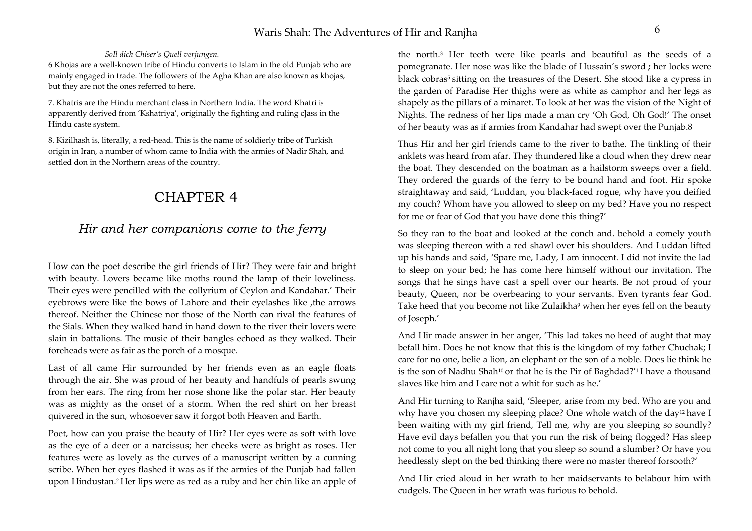*Soll dich Chiser's Quell verjungen.*

6 Khojas are a well-known tribe of Hindu converts to Islam in the old Punjab who are mainly engaged in trade. The followers of the Agha Khan are also known as khojas, but they are not the ones referred to here.

7. Khatris are the Hindu merchant class in Northern India. The word Khatri is apparently derived from 'Kshatriya', originally the fighting and ruling c]ass in the Hindu caste system.

8. Kizilhash is, literally, a red-head. This is the name of soldierly tribe of Turkish origin in Iran, a number of whom came to India with the armies of Nadir Shah, and settled don in the Northern areas of the country.

# CHAPTER 4

## *Hir and her companions come to the ferry*

How can the poet describe the girl friends of Hir? They were fair and bright with beauty. Lovers became like moths round the lamp of their loveliness. Their eyes were pencilled with the collyrium of Ceylon and Kandahar.' Their eyebrows were like the bows of Lahore and their eyelashes like ,the arrows thereof. Neither the Chinese nor those of the North can rival the features of the Sials. When they walked hand in hand down to the river their lovers were slain in battalions. The music of their bangles echoed as they walked. Their foreheads were as fair as the porch of a mosque.

Last of all came Hir surrounded by her friends even as an eagle floats through the air. She was proud of her beauty and handfuls of pearls swung from her ears. The ring from her nose shone like the polar star. Her beauty was as mighty as the onset of a storm. When the red shirt on her breast quivered in the sun, whosoever saw it forgot both Heaven and Earth.

Poet, how can you praise the beauty of Hir? Her eyes were as soft with love as the eye of a deer or a narcissus; her cheeks were as bright as roses. Her features were as lovely as the curves of a manuscript written by a cunning scribe. When her eyes flashed it was as if the armies of the Punjab had fallen upon Hindustan.[2] Her lips were as red as a ruby and her chin like an apple of the north.[3] Her teeth were like pearls and beautiful as the seeds of a pomegranate. Her nose was like the blade of Hussain's sword ; her locks were black cobras[5] sitting on the treasures of the Desert. She stood like a cypress in the garden of Paradise Her thighs were as white as camphor and her legs as shapely as the pillars of a minaret. To look at her was the vision of the Night of Nights. The redness of her lips made a man cry 'Oh God, Oh God!' The onset of her beauty was as if armies from Kandahar had swept over the Punjab.8

Thus Hir and her girl friends came to the river to bathe. The tinkling of their anklets was heard from afar. They thundered like a cloud when they drew near the boat. They descended on the boatman as a hailstorm sweeps over a field. They ordered the guards of the ferry to be bound hand and foot. Hir spoke straightaway and said, 'Luddan, you black-faced rogue, why have you deified my couch? Whom have you allowed to sleep on my bed? Have you no respect for me or fear of God that you have done this thing?'

So they ran to the boat and looked at the conch and. behold a comely youth was sleeping thereon with a red shawl over his shoulders. And Luddan lifted up his hands and said, 'Spare me, Lady, I am innocent. I did not invite the lad to sleep on your bed; he has come here himself without our invitation. The songs that he sings have cast a spell over our hearts. Be not proud of your beauty, Queen, nor be overbearing to your servants. Even tyrants fear God. Take heed that you become not like Zulaikha[9] when her eyes fell on the beauty of Joseph.'

And Hir made answer in her anger, 'This lad takes no heed of aught that may befall him. Does he not know that this is the kingdom of my father Chuchak; I care for no one, belie a lion, an elephant or the son of a noble. Does lie think he is the son of Nadhu Shah[10] or that he is the Pir of Baghdad?'[1] I have a thousand slaves like him and I care not a whit for such as he.'

And Hir turning to Ranjha said, 'Sleeper, arise from my bed. Who are you and why have you chosen my sleeping place? One whole watch of the day[12] have I been waiting with my girl friend, Tell me, why are you sleeping so soundly? Have evil days befallen you that you run the risk of being flogged? Has sleep not come to you all night long that you sleep so sound a slumber? Or have you heedlessly slept on the bed thinking there were no master thereof forsooth?'

And Hir cried aloud in her wrath to her maidservants to belabour him with cudgels. The Queen in her wrath was furious to behold.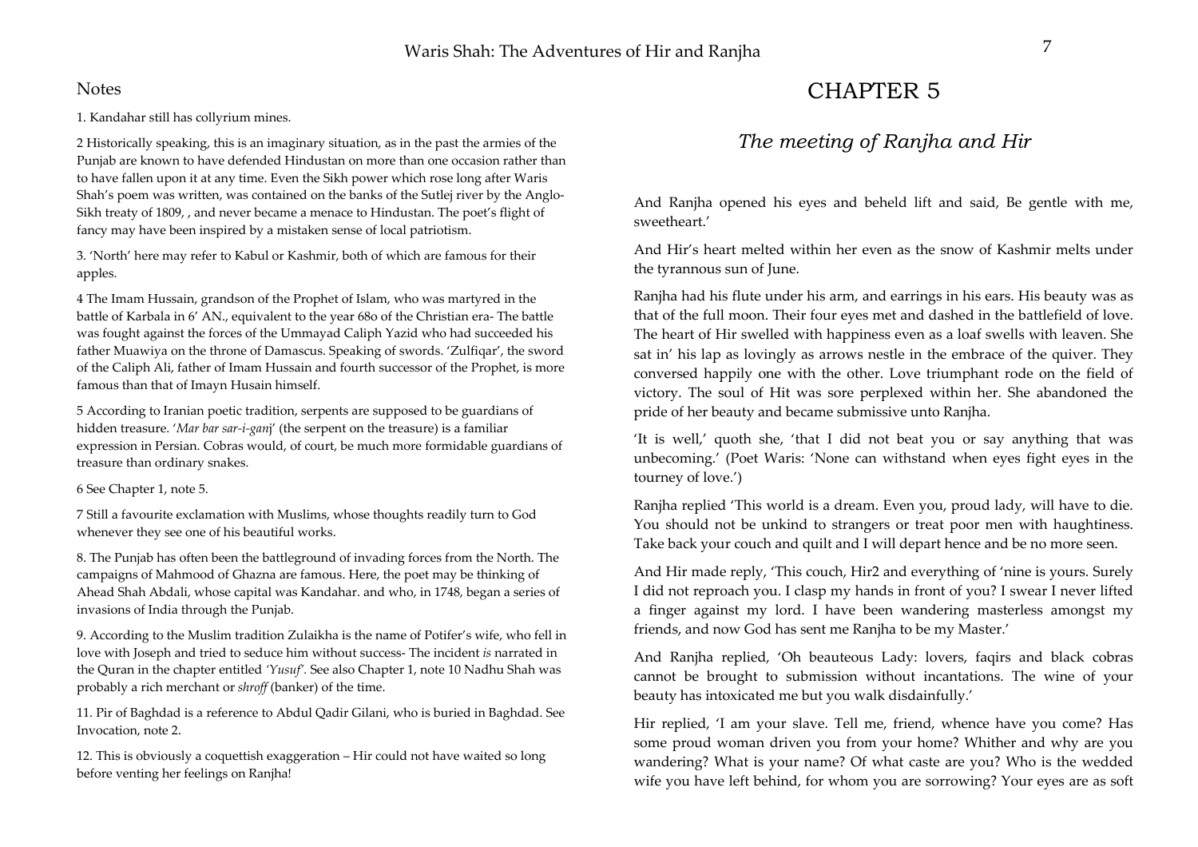## Notes

1. Kandahar still has collyrium mines.

2 Historically speaking, this is an imaginary situation, as in the past the armies of the Punjab are known to have defended Hindustan on more than one occasion rather than to have fallen upon it at any time. Even the Sikh power which rose long after Waris Shah's poem was written, was contained on the banks of the Sutlej river by the Anglo-Sikh treaty of 1809, , and never became a menace to Hindustan. The poet's flight of fancy may have been inspired by a mistaken sense of local patriotism.

3. 'North' here may refer to Kabul or Kashmir, both of which are famous for their apples.

4 The Imam Hussain, grandson of the Prophet of Islam, who was martyred in the battle of Karbala in 6' AN., equivalent to the year 68o of the Christian era- The battle was fought against the forces of the Ummayad Caliph Yazid who had succeeded his father Muawiya on the throne of Damascus. Speaking of swords. 'Zulfiqar', the sword of the Caliph Ali, father of Imam Hussain and fourth successor of the Prophet, is more famous than that of Imayn Husain himself.

5 According to Iranian poetic tradition, serpents are supposed to be guardians of hidden treasure. '*Mar bar sar-i-gan*j' (the serpent on the treasure) is a familiar expression in Persian. Cobras would, of court, be much more formidable guardians of treasure than ordinary snakes.

6 See Chapter 1, note 5.

7 Still a favourite exclamation with Muslims, whose thoughts readily turn to God whenever they see one of his beautiful works.

8. The Punjab has often been the battleground of invading forces from the North. The campaigns of Mahmood of Ghazna are famous. Here, the poet may be thinking of Ahead Shah Abdali, whose capital was Kandahar. and who, in 1748, began a series of invasions of India through the Punjab.

9. According to the Muslim tradition Zulaikha is the name of Potifer's wife, who fell in love with Joseph and tried to seduce him without success- The incident *is* narrated in the Quran in the chapter entitled *'Yusuf'*. See also Chapter 1, note 10 Nadhu Shah was probably a rich merchant or *shroff* (banker) of the time.

11. Pir of Baghdad is a reference to Abdul Qadir Gilani, who is buried in Baghdad. See Invocation, note 2.

12. This is obviously a coquettish exaggeration – Hir could not have waited so long before venting her feelings on Ranjha!

# CHAPTER 5

## *The meeting of Ranjha and Hir*

And Ranjha opened his eyes and beheld lift and said, Be gentle with me, sweetheart.'

And Hir's heart melted within her even as the snow of Kashmir melts under the tyrannous sun of June.

Ranjha had his flute under his arm, and earrings in his ears. His beauty was as that of the full moon. Their four eyes met and dashed in the battlefield of love. The heart of Hir swelled with happiness even as a loaf swells with leaven. She sat in' his lap as lovingly as arrows nestle in the embrace of the quiver. They conversed happily one with the other. Love triumphant rode on the field of victory. The soul of Hit was sore perplexed within her. She abandoned the pride of her beauty and became submissive unto Ranjha.

'It is well,' quoth she, 'that I did not beat you or say anything that was unbecoming.' (Poet Waris: 'None can withstand when eyes fight eyes in the tourney of love.')

Ranjha replied 'This world is a dream. Even you, proud lady, will have to die. You should not be unkind to strangers or treat poor men with haughtiness. Take back your couch and quilt and I will depart hence and be no more seen.

And Hir made reply, 'This couch, Hir2 and everything of 'nine is yours. Surely I did not reproach you. I clasp my hands in front of you? I swear I never lifted a finger against my lord. I have been wandering masterless amongst my friends, and now God has sent me Ranjha to be my Master.'

And Ranjha replied, 'Oh beauteous Lady: lovers, faqirs and black cobras cannot be brought to submission without incantations. The wine of your beauty has intoxicated me but you walk disdainfully.'

Hir replied, 'I am your slave. Tell me, friend, whence have you come? Has some proud woman driven you from your home? Whither and why are you wandering? What is your name? Of what caste are you? Who is the wedded wife you have left behind, for whom you are sorrowing? Your eyes are as soft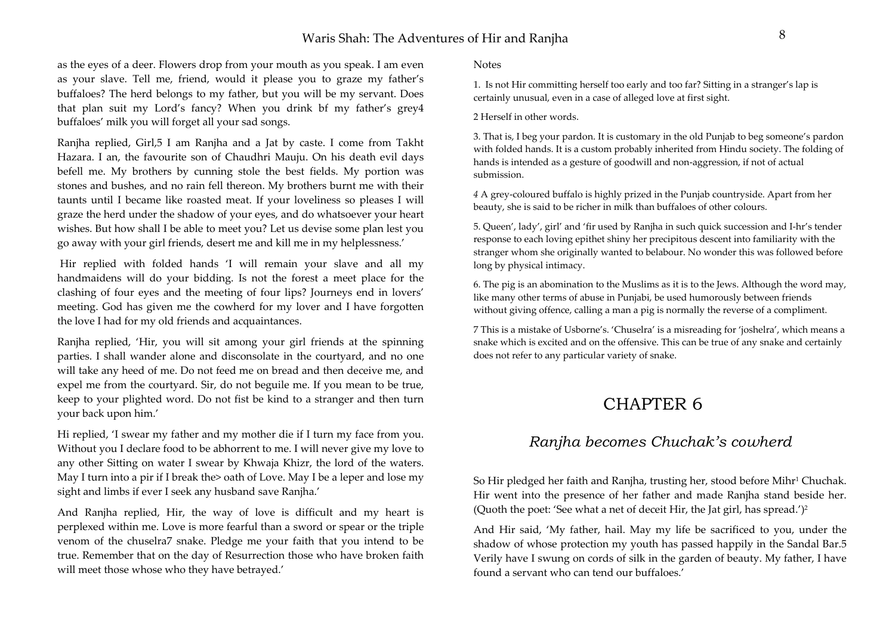as the eyes of a deer. Flowers drop from your mouth as you speak. I am even as your slave. Tell me, friend, would it please you to graze my father's buffaloes? The herd belongs to my father, but you will be my servant. Does that plan suit my Lord's fancy? When you drink bf my father's grey4 buffaloes' milk you will forget all your sad songs.

Ranjha replied, Girl,5 I am Ranjha and a Jat by caste. I come from Takht Hazara. I an, the favourite son of Chaudhri Mauju. On his death evil days befell me. My brothers by cunning stole the best fields. My portion was stones and bushes, and no rain fell thereon. My brothers burnt me with their taunts until I became like roasted meat. If your loveliness so pleases I will graze the herd under the shadow of your eyes, and do whatsoever your heart wishes. But how shall I be able to meet you? Let us devise some plan lest you go away with your girl friends, desert me and kill me in my helplessness.'

Hir replied with folded hands 'I will remain your slave and all my handmaidens will do your bidding. Is not the forest a meet place for the clashing of four eyes and the meeting of four lips? Journeys end in lovers' meeting. God has given me the cowherd for my lover and I have forgotten the love I had for my old friends and acquaintances.

Ranjha replied, 'Hir, you will sit among your girl friends at the spinning parties. I shall wander alone and disconsolate in the courtyard, and no one will take any heed of me. Do not feed me on bread and then deceive me, and expel me from the courtyard. Sir, do not beguile me. If you mean to be true, keep to your plighted word. Do not fist be kind to a stranger and then turn your back upon him.'

Hi replied, 'I swear my father and my mother die if I turn my face from you. Without you I declare food to be abhorrent to me. I will never give my love to any other Sitting on water I swear by Khwaja Khizr, the lord of the waters. May I turn into a pir if I break the> oath of Love. May I be a leper and lose my sight and limbs if ever I seek any husband save Ranjha.'

And Ranjha replied, Hir, the way of love is difficult and my heart is perplexed within me. Love is more fearful than a sword or spear or the triple venom of the chuselra7 snake. Pledge me your faith that you intend to be true. Remember that on the day of Resurrection those who have broken faith will meet those whose who they have betrayed.'

Notes

1. Is not Hir committing herself too early and too far? Sitting in a stranger's lap is certainly unusual, even in a case of alleged love at first sight.

2 Herself in other words.

3. That is, I beg your pardon. It is customary in the old Punjab to beg someone's pardon with folded hands. It is a custom probably inherited from Hindu society. The folding of hands is intended as a gesture of goodwill and non-aggression, if not of actual submission.

4 A grey-coloured buffalo is highly prized in the Punjab countryside. Apart from her beauty, she is said to be richer in milk than buffaloes of other colours.

5. Queen', lady', girl' and 'fir used by Ranjha in such quick succession and I-hr's tender response to each loving epithet shiny her precipitous descent into familiarity with the stranger whom she originally wanted to belabour. No wonder this was followed before long by physical intimacy.

6. The pig is an abomination to the Muslims as it is to the Jews. Although the word may, like many other terms of abuse in Punjabi, be used humorously between friends without giving offence, calling a man a pig is normally the reverse of a compliment.

7 This is a mistake of Usborne's. 'Chuselra' is a misreading for 'joshelra', which means a snake which is excited and on the offensive. This can be true of any snake and certainly does not refer to any particular variety of snake.

# CHAPTER 6

## *Ranjha becomes Chuchak's cowherd*

So Hir pledged her faith and Ranjha, trusting her, stood before Mihr[1] Chuchak. Hir went into the presence of her father and made Ranjha stand beside her. (Quoth the poet: 'See what a net of deceit Hir, the Jat girl, has spread.')[2]

And Hir said, 'My father, hail. May my life be sacrificed to you, under the shadow of whose protection my youth has passed happily in the Sandal Bar.5 Verily have I swung on cords of silk in the garden of beauty. My father, I have found a servant who can tend our buffaloes.'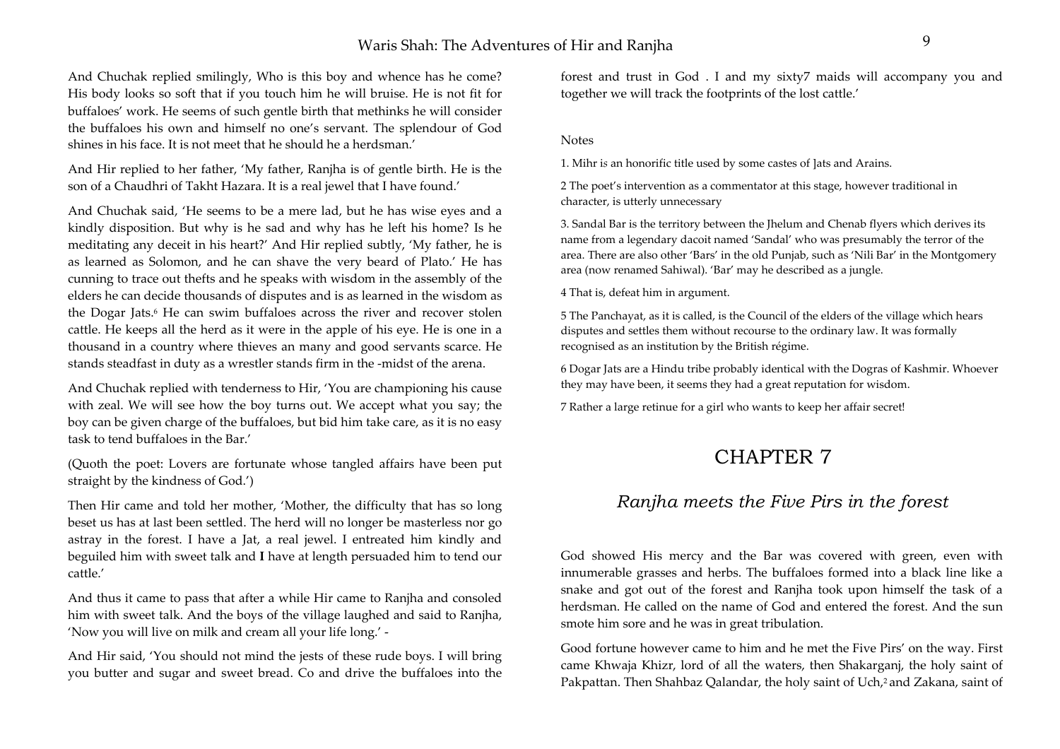And Chuchak replied smilingly, Who is this boy and whence has he come? His body looks so soft that if you touch him he will bruise. He is not fit for buffaloes' work. He seems of such gentle birth that methinks he will consider the buffaloes his own and himself no one's servant. The splendour of God shines in his face. It is not meet that he should he a herdsman.'

And Hir replied to her father, 'My father, Ranjha is of gentle birth. He is the son of a Chaudhri of Takht Hazara. It is a real jewel that I have found.'

And Chuchak said, 'He seems to be a mere lad, but he has wise eyes and a kindly disposition. But why is he sad and why has he left his home? Is he meditating any deceit in his heart?' And Hir replied subtly, 'My father, he is as learned as Solomon, and he can shave the very beard of Plato.' He has cunning to trace out thefts and he speaks with wisdom in the assembly of the elders he can decide thousands of disputes and is as learned in the wisdom as the Dogar Jats.[6] He can swim buffaloes across the river and recover stolen cattle. He keeps all the herd as it were in the apple of his eye. He is one in a thousand in a country where thieves an many and good servants scarce. He stands steadfast in duty as a wrestler stands firm in the -midst of the arena.

And Chuchak replied with tenderness to Hir, 'You are championing his cause with zeal. We will see how the boy turns out. We accept what you say; the boy can be given charge of the buffaloes, but bid him take care, as it is no easy task to tend buffaloes in the Bar.'

(Quoth the poet: Lovers are fortunate whose tangled affairs have been put straight by the kindness of God.')

Then Hir came and told her mother, 'Mother, the difficulty that has so long beset us has at last been settled. The herd will no longer be masterless nor go astray in the forest. I have a Jat, a real jewel. I entreated him kindly and beguiled him with sweet talk and **I** have at length persuaded him to tend our cattle.'

And thus it came to pass that after a while Hir came to Ranjha and consoled him with sweet talk. And the boys of the village laughed and said to Ranjha, 'Now you will live on milk and cream all your life long.' -

And Hir said, 'You should not mind the jests of these rude boys. I will bring you butter and sugar and sweet bread. Co and drive the buffaloes into the forest and trust in God . I and my sixty7 maids will accompany you and together we will track the footprints of the lost cattle.'

Notes

1. Mihr is an honorific title used by some castes of Jats and Arains.

2 The poet's intervention as a commentator at this stage, however traditional in character, is utterly unnecessary

3. Sandal Bar is the territory between the Jhelum and Chenab flyers which derives its name from a legendary dacoit named 'Sandal' who was presumably the terror of the area. There are also other 'Bars' in the old Punjab, such as 'Nili Bar' in the Montgomery area (now renamed Sahiwal). 'Bar' may he described as a jungle.

4 That is, defeat him in argument.

5 The Panchayat, as it is called, is the Council of the elders of the village which hears disputes and settles them without recourse to the ordinary law. It was formally recognised as an institution by the British régime.

6 Dogar Jats are a Hindu tribe probably identical with the Dogras of Kashmir. Whoever they may have been, it seems they had a great reputation for wisdom.

7 Rather a large retinue for a girl who wants to keep her affair secret!

# CHAPTER 7

## *Ranjha meets the Five Pirs in the forest*

God showed His mercy and the Bar was covered with green, even with innumerable grasses and herbs. The buffaloes formed into a black line like a snake and got out of the forest and Ranjha took upon himself the task of a herdsman. He called on the name of God and entered the forest. And the sun smote him sore and he was in great tribulation.

Good fortune however came to him and he met the Five Pirs' on the way. First came Khwaja Khizr, lord of all the waters, then Shakarganj, the holy saint of Pakpattan. Then Shahbaz Qalandar, the holy saint of Uch,[2] and Zakana, saint of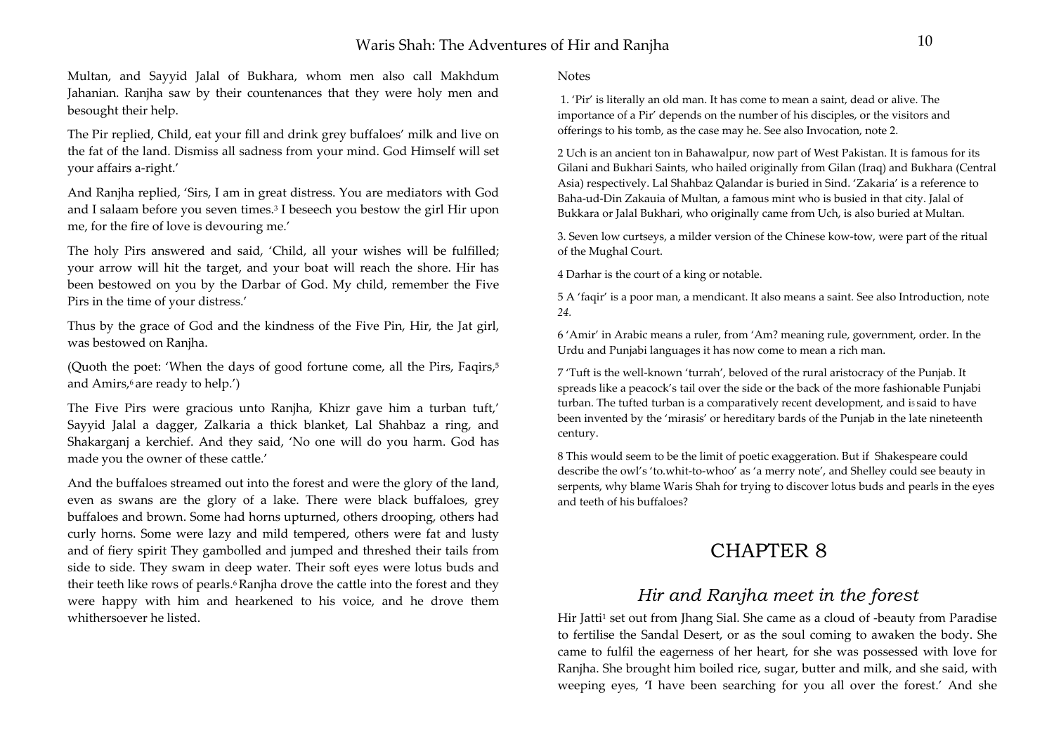Multan, and Sayyid Jalal of Bukhara, whom men also call Makhdum Jahanian. Ranjha saw by their countenances that they were holy men and besought their help.

The Pir replied, Child, eat your fill and drink grey buffaloes' milk and live on the fat of the land. Dismiss all sadness from your mind. God Himself will set your affairs a-right.'

And Ranjha replied, 'Sirs, I am in great distress. You are mediators with God and I salaam before you seven times.[3] I beseech you bestow the girl Hir upon me, for the fire of love is devouring me.'

The holy Pirs answered and said, 'Child, all your wishes will be fulfilled; your arrow will hit the target, and your boat will reach the shore. Hir has been bestowed on you by the Darbar of God. My child, remember the Five Pirs in the time of your distress.'

Thus by the grace of God and the kindness of the Five Pin, Hir, the Jat girl, was bestowed on Ranjha.

(Quoth the poet: 'When the days of good fortune come, all the Pirs, Faqirs,[5] and Amirs,[6] are ready to help.')

The Five Pirs were gracious unto Ranjha, Khizr gave him a turban tuft,' Sayyid Jalal a dagger, Zalkaria a thick blanket, Lal Shahbaz a ring, and Shakarganj a kerchief. And they said, 'No one will do you harm. God has made you the owner of these cattle.'

And the buffaloes streamed out into the forest and were the glory of the land, even as swans are the glory of a lake. There were black buffaloes, grey buffaloes and brown. Some had horns upturned, others drooping, others had curly horns. Some were lazy and mild tempered, others were fat and lusty and of fiery spirit They gambolled and jumped and threshed their tails from side to side. They swam in deep water. Their soft eyes were lotus buds and their teeth like rows of pearls.[6] Ranjha drove the cattle into the forest and they were happy with him and hearkened to his voice, and he drove them whithersoever he listed.

Notes

1. 'Pir' is literally an old man. It has come to mean a saint, dead or alive. The importance of a Pir' depends on the number of his disciples, or the visitors and offerings to his tomb, as the case may he. See also Invocation, note 2.

2 Uch is an ancient ton in Bahawalpur, now part of West Pakistan. It is famous for its Gilani and Bukhari Saints, who hailed originally from Gilan (Iraq) and Bukhara (Central Asia) respectively. Lal Shahbaz Qalandar is buried in Sind. 'Zakaria' is a reference to Baha-ud-Din Zakauia of Multan, a famous mint who is busied in that city. Jalal of Bukkara or Jalal Bukhari, who originally came from Uch, is also buried at Multan.

3. Seven low curtseys, a milder version of the Chinese kow-tow, were part of the ritual of the Mughal Court.

4 Darhar is the court of a king or notable.

5 A 'faqir' is a poor man, a mendicant. It also means a saint. See also Introduction, note *24.*

6 'Amir' in Arabic means a ruler, from 'Am? meaning rule, government, order. In the Urdu and Punjabi languages it has now come to mean a rich man.

7 'Tuft is the well-known 'turrah', beloved of the rural aristocracy of the Punjab. It spreads like a peacock's tail over the side or the back of the more fashionable Punjabi turban. The tufted turban is a comparatively recent development, and is said to have been invented by the 'mirasis' or hereditary bards of the Punjab in the late nineteenth century.

8 This would seem to be the limit of poetic exaggeration. But if Shakespeare could describe the owl's 'to.whit-to-whoo' as 'a merry note', and Shelley could see beauty in serpents, why blame Waris Shah for trying to discover lotus buds and pearls in the eyes and teeth of his buffaloes?

# CHAPTER 8

## *Hir and Ranjha meet in the forest*

Hir Jatti[1] set out from Jhang Sial. She came as a cloud of -beauty from Paradise to fertilise the Sandal Desert, or as the soul coming to awaken the body. She came to fulfil the eagerness of her heart, for she was possessed with love for Ranjha. She brought him boiled rice, sugar, butter and milk, and she said, with weeping eyes, 'I have been searching for you all over the forest.' And she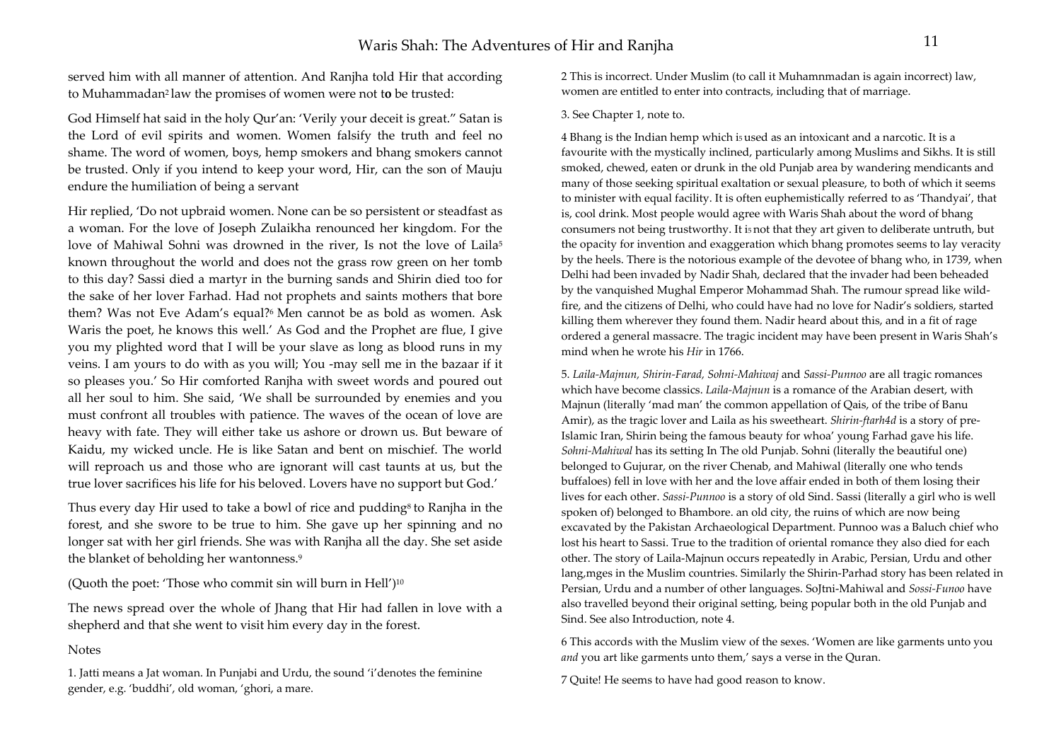served him with all manner of attention. And Ranjha told Hir that according to Muhammadan[2] law the promises of women were not t**o** be trusted:

God Himself hat said in the holy Qur'an: 'Verily your deceit is great." Satan is the Lord of evil spirits and women. Women falsify the truth and feel no shame. The word of women, boys, hemp smokers and bhang smokers cannot be trusted. Only if you intend to keep your word, Hir, can the son of Mauju endure the humiliation of being a servant

Hir replied, 'Do not upbraid women. None can be so persistent or steadfast as a woman. For the love of Joseph Zulaikha renounced her kingdom. For the love of Mahiwal Sohni was drowned in the river, Is not the love of Laila[5] known throughout the world and does not the grass row green on her tomb to this day? Sassi died a martyr in the burning sands and Shirin died too for the sake of her lover Farhad. Had not prophets and saints mothers that bore them? Was not Eve Adam's equal?[6] Men cannot be as bold as women. Ask Waris the poet, he knows this well.' As God and the Prophet are flue, I give you my plighted word that I will be your slave as long as blood runs in my veins. I am yours to do with as you will; You -may sell me in the bazaar if it so pleases you.' So Hir comforted Ranjha with sweet words and poured out all her soul to him. She said, 'We shall be surrounded by enemies and you must confront all troubles with patience. The waves of the ocean of love are heavy with fate. They will either take us ashore or drown us. But beware of Kaidu, my wicked uncle. He is like Satan and bent on mischief. The world will reproach us and those who are ignorant will cast taunts at us, but the true lover sacrifices his life for his beloved. Lovers have no support but God.'

Thus every day Hir used to take a bowl of rice and pudding[8] to Ranjha in the forest, and she swore to be true to him. She gave up her spinning and no longer sat with her girl friends. She was with Ranjha all the day. She set aside the blanket of beholding her wantonness.[9]

(Quoth the poet: 'Those who commit sin will burn in Hell')[10]

The news spread over the whole of Jhang that Hir had fallen in love with a shepherd and that she went to visit him every day in the forest.

Notes

1. Jatti means a Jat woman. In Punjabi and Urdu, the sound 'i'denotes the feminine gender, e.g. 'buddhi', old woman, 'ghori, a mare.

2 This is incorrect. Under Muslim (to call it Muhamnmadan is again incorrect) law, women are entitled to enter into contracts, including that of marriage.

3. See Chapter 1, note to.

4 Bhang is the Indian hemp which is used as an intoxicant and a narcotic. It is a favourite with the mystically inclined, particularly among Muslims and Sikhs. It is still smoked, chewed, eaten or drunk in the old Punjab area by wandering mendicants and many of those seeking spiritual exaltation or sexual pleasure, to both of which it seems to minister with equal facility. It is often euphemistically referred to as 'Thandyai', that is, cool drink. Most people would agree with Waris Shah about the word of bhang consumers not being trustworthy. It is not that they art given to deliberate untruth, but the opacity for invention and exaggeration which bhang promotes seems to lay veracity by the heels. There is the notorious example of the devotee of bhang who, in 1739, when Delhi had been invaded by Nadir Shah, declared that the invader had been beheaded by the vanquished Mughal Emperor Mohammad Shah. The rumour spread like wild-fire, and the citizens of Delhi, who could have had no love for Nadir's soldiers, started killing them wherever they found them. Nadir heard about this, and in a fit of rage ordered a general massacre. The tragic incident may have been present in Waris Shah's mind when he wrote his *Hir* in 1766.

5. *Laila-Majnun, Shirin-Farad, Sohni-Mahiwaj* and *Sassi-Punnoo* are all tragic romances which have become classics. *Laila-Majnun* is a romance of the Arabian desert, with Majnun (literally 'mad man' the common appellation of Qais, of the tribe of Banu Amir), as the tragic lover and Laila as his sweetheart. *Shirin-ftarh4d* is a story of pre-Islamic Iran, Shirin being the famous beauty for whoa' young Farhad gave his life. *Sohni-Mahiwal* has its setting In The old Punjab. Sohni (literally the beautiful one) belonged to Gujurar, on the river Chenab, and Mahiwal (literally one who tends buffaloes) fell in love with her and the love affair ended in both of them losing their lives for each other. *Sassi-Punnoo* is a story of old Sind. Sassi (literally a girl who is well spoken of) belonged to Bhambore. an old city, the ruins of which are now being excavated by the Pakistan Archaeological Department. Punnoo was a Baluch chief who lost his heart to Sassi. True to the tradition of oriental romance they also died for each other. The story of Laila-Majnun occurs repeatedly in Arabic, Persian, Urdu and other lang,mges in the Muslim countries. Similarly the Shirin-Parhad story has been related in Persian, Urdu and a number of other languages. SoJtni-Mahiwal and *Sossi-Funoo* have also travelled beyond their original setting, being popular both in the old Punjab and Sind. See also Introduction, note 4.

6 This accords with the Muslim view of the sexes. 'Women are like garments unto you *and* you art like garments unto them,' says a verse in the Quran.

7 Quite! He seems to have had good reason to know.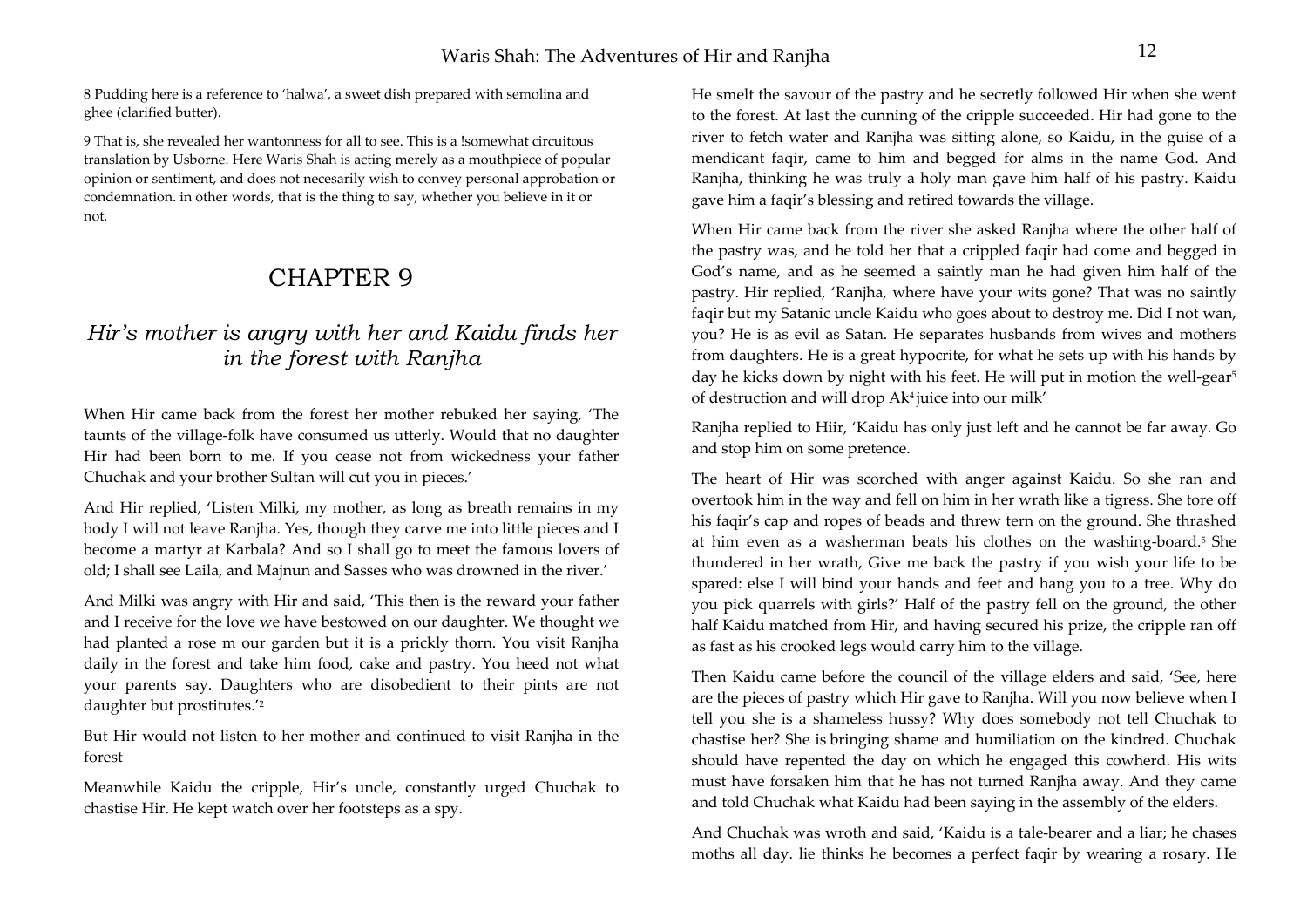8 Pudding here is a reference to 'halwa', a sweet dish prepared with semolina and ghee (clarified butter).

9 That is, she revealed her wantonness for all to see. This is a !somewhat circuitous translation by Usborne. Here Waris Shah is acting merely as a mouthpiece of popular opinion or sentiment, and does not necesarily wish to convey personal approbation or condemnation. in other words, that is the thing to say, whether you believe in it or not.

## CHAPTER 9

### *Hir's mother is angry with her and Kaidu finds her in the forest with Ranjha*

When Hir came back from the forest her mother rebuked her saying, 'The taunts of the village-folk have consumed us utterly. Would that no daughter Hir had been born to me. If you cease not from wickedness your father Chuchak and your brother Sultan will cut you in pieces.'

And Hir replied, 'Listen Milki, my mother, as long as breath remains in my body I will not leave Ranjha. Yes, though they carve me into little pieces and I become a martyr at Karbala? And so I shall go to meet the famous lovers of old; I shall see Laila, and Majnun and Sasses who was drowned in the river.'

And Milki was angry with Hir and said, 'This then is the reward your father and I receive for the love we have bestowed on our daughter. We thought we had planted a rose m our garden but it is a prickly thorn. You visit Ranjha daily in the forest and take him food, cake and pastry. You heed not what your parents say. Daughters who are disobedient to their pints are not daughter but prostitutes.'[2]

But Hir would not listen to her mother and continued to visit Ranjha in the forest

Meanwhile Kaidu the cripple, Hir's uncle, constantly urged Chuchak to chastise Hir. He kept watch over her footsteps as a spy.

He smelt the savour of the pastry and he secretly followed Hir when she went to the forest. At last the cunning of the cripple succeeded. Hir had gone to the river to fetch water and Ranjha was sitting alone, so Kaidu, in the guise of a mendicant faqir, came to him and begged for alms in the name God. And Ranjha, thinking he was truly a holy man gave him half of his pastry. Kaidu gave him a faqir's blessing and retired towards the village.

When Hir came back from the river she asked Ranjha where the other half of the pastry was, and he told her that a crippled faqir had come and begged in God's name, and as he seemed a saintly man he had given him half of the pastry. Hir replied, 'Ranjha, where have your wits gone? That was no saintly faqir but my Satanic uncle Kaidu who goes about to destroy me. Did I not wan, you? He is as evil as Satan. He separates husbands from wives and mothers from daughters. He is a great hypocrite, for what he sets up with his hands by day he kicks down by night with his feet. He will put in motion the well-gear[5] of destruction and will drop Ak[4] juice into our milk'

Ranjha replied to Hiir, 'Kaidu has only just left and he cannot be far away. Go and stop him on some pretence.

The heart of Hir was scorched with anger against Kaidu. So she ran and overtook him in the way and fell on him in her wrath like a tigress. She tore off his faqir's cap and ropes of beads and threw tern on the ground. She thrashed at him even as a washerman beats his clothes on the washing-board.[5] She thundered in her wrath, Give me back the pastry if you wish your life to be spared: else I will bind your hands and feet and hang you to a tree. Why do you pick quarrels with girls?' Half of the pastry fell on the ground, the other half Kaidu matched from Hir, and having secured his prize, the cripple ran off as fast as his crooked legs would carry him to the village.

Then Kaidu came before the council of the village elders and said, 'See, here are the pieces of pastry which Hir gave to Ranjha. Will you now believe when I tell you she is a shameless hussy? Why does somebody not tell Chuchak to chastise her? She is bringing shame and humiliation on the kindred. Chuchak should have repented the day on which he engaged this cowherd. His wits must have forsaken him that he has not turned Ranjha away. And they came and told Chuchak what Kaidu had been saying in the assembly of the elders.

And Chuchak was wroth and said, 'Kaidu is a tale-bearer and a liar; he chases moths all day. lie thinks he becomes a perfect faqir by wearing a rosary. He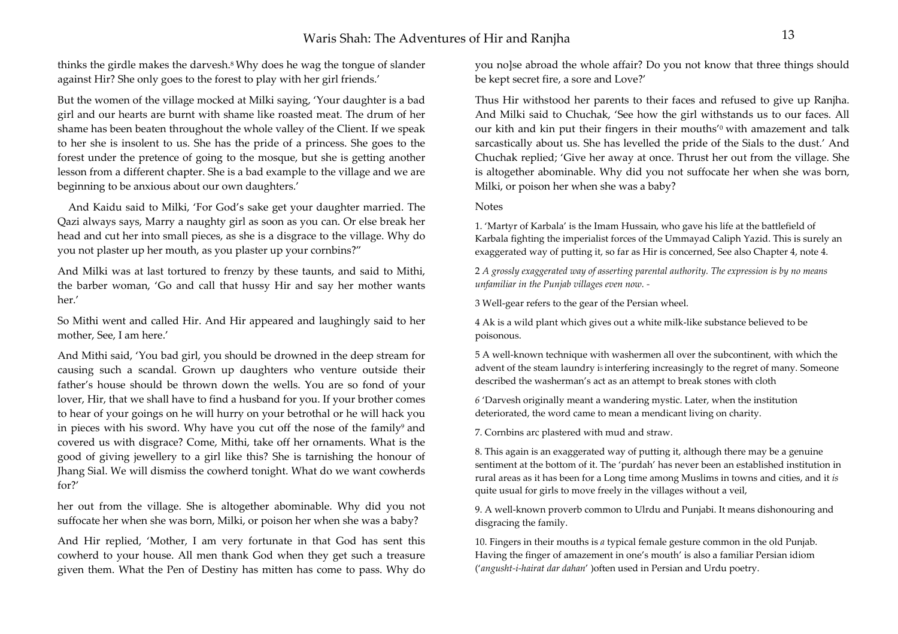thinks the girdle makes the darvesh.[8] Why does he wag the tongue of slander against Hir? She only goes to the forest to play with her girl friends.'

But the women of the village mocked at Milki saying, 'Your daughter is a bad girl and our hearts are burnt with shame like roasted meat. The drum of her shame has been beaten throughout the whole valley of the Client. If we speak to her she is insolent to us. She has the pride of a princess. She goes to the forest under the pretence of going to the mosque, but she is getting another lesson from a different chapter. She is a bad example to the village and we are beginning to be anxious about our own daughters.'

And Kaidu said to Milki, 'For God's sake get your daughter married. The Qazi always says, Marry a naughty girl as soon as you can. Or else break her head and cut her into small pieces, as she is a disgrace to the village. Why do you not plaster up her mouth, as you plaster up your cornbins?"

And Milki was at last tortured to frenzy by these taunts, and said to Mithi, the barber woman, 'Go and call that hussy Hir and say her mother wants her.'

So Mithi went and called Hir. And Hir appeared and laughingly said to her mother, See, I am here.'

And Mithi said, 'You bad girl, you should be drowned in the deep stream for causing such a scandal. Grown up daughters who venture outside their father's house should be thrown down the wells. You are so fond of your lover, Hir, that we shall have to find a husband for you. If your brother comes to hear of your goings on he will hurry on your betrothal or he will hack you in pieces with his sword. Why have you cut off the nose of the family[9] and covered us with disgrace? Come, Mithi, take off her ornaments. What is the good of giving jewellery to a girl like this? She is tarnishing the honour of Jhang Sial. We will dismiss the cowherd tonight. What do we want cowherds for?'

her out from the village. She is altogether abominable. Why did you not suffocate her when she was born, Milki, or poison her when she was a baby?

And Hir replied, 'Mother, I am very fortunate in that God has sent this cowherd to your house. All men thank God when they get such a treasure given them. What the Pen of Destiny has mitten has come to pass. Why do you no]se abroad the whole affair? Do you not know that three things should be kept secret fire, a sore and Love?'

Thus Hir withstood her parents to their faces and refused to give up Ranjha. And Milki said to Chuchak, 'See how the girl withstands us to our faces. All our kith and kin put their fingers in their mouths'[0] with amazement and talk sarcastically about us. She has levelled the pride of the Sials to the dust.' And Chuchak replied; 'Give her away at once. Thrust her out from the village. She is altogether abominable. Why did you not suffocate her when she was born, Milki, or poison her when she was a baby?

Notes

1. 'Martyr of Karbala' is the Imam Hussain, who gave his life at the battlefield of Karbala fighting the imperialist forces of the Ummayad Caliph Yazid. This is surely an exaggerated way of putting it, so far as Hir is concerned, See also Chapter 4, note 4.

2 *A grossly exaggerated way of asserting parental authority. The expression is by no means unfamiliar in the Punjab villages even now.* -

3 Well-gear refers to the gear of the Persian wheel.

4 Ak is a wild plant which gives out a white milk-like substance believed to be poisonous.

5 A well-known technique with washermen all over the subcontinent, with which the advent of the steam laundry is interfering increasingly to the regret of many. Someone described the washerman's act as an attempt to break stones with cloth

*6* 'Darvesh originally meant a wandering mystic. Later, when the institution deteriorated, the word came to mean a mendicant living on charity.

7. Cornbins arc plastered with mud and straw.

8. This again is an exaggerated way of putting it, although there may be a genuine sentiment at the bottom of it. The 'purdah' has never been an established institution in rural areas as it has been for a Long time among Muslims in towns and cities, and it *is* quite usual for girls to move freely in the villages without a veil,

9. A well-known proverb common to Ulrdu and Punjabi. It means dishonouring and disgracing the family.

10. Fingers in their mouths is *a* typical female gesture common in the old Punjab. Having the finger of amazement in one's mouth' is also a familiar Persian idiom ('*angusht-i-hairat dar dahan*' )often used in Persian and Urdu poetry.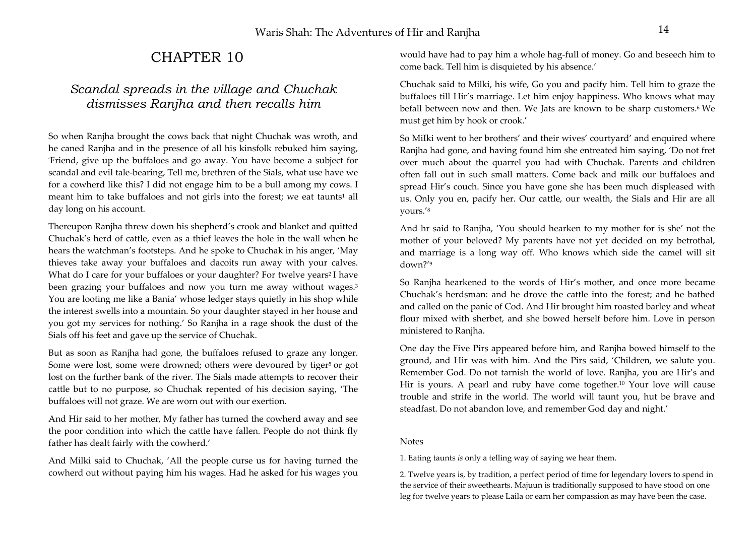# CHAPTER 10

## *Scandal spreads in the village and Chuchak dismisses Ranjha and then recalls him*

So when Ranjha brought the cows back that night Chuchak was wroth, and he caned Ranjha and in the presence of all his kinsfolk rebuked him saying, ˊFriend, give up the buffaloes and go away. You have become a subject for scandal and evil tale-bearing, Tell me, brethren of the Sials, what use have we for a cowherd like this? I did not engage him to be a bull among my cows. I meant him to take buffaloes and not girls into the forest; we eat taunts[1] all day long on his account.

Thereupon Ranjha threw down his shepherd's crook and blanket and quitted Chuchak's herd of cattle, even as a thief leaves the hole in the wall when he hears the watchman's footsteps. And he spoke to Chuchak in his anger, 'May thieves take away your buffaloes and dacoits run away with your calves. What do I care for your buffaloes or your daughter? For twelve years[2] I have been grazing your buffaloes and now you turn me away without wages.[3] You are looting me like a Bania' whose ledger stays quietly in his shop while the interest swells into a mountain. So your daughter stayed in her house and you got my services for nothing.' So Ranjha in a rage shook the dust of the Sials off his feet and gave up the service of Chuchak.

But as soon as Ranjha had gone, the buffaloes refused to graze any longer. Some were lost, some were drowned; others were devoured by tiger[5] or got lost on the further bank of the river. The Sials made attempts to recover their cattle but to no purpose, so Chuchak repented of his decision saying, 'The buffaloes will not graze. We are worn out with our exertion.

And Hir said to her mother, My father has turned the cowherd away and see the poor condition into which the cattle have fallen. People do not think fly father has dealt fairly with the cowherd.'

And Milki said to Chuchak, 'All the people curse us for having turned the cowherd out without paying him his wages. Had he asked for his wages you would have had to pay him a whole hag-full of money. Go and beseech him to come back. Tell him is disquieted by his absence.'

Chuchak said to Milki, his wife, Go you and pacify him. Tell him to graze the buffaloes till Hir's marriage. Let him enjoy happiness. Who knows what may befall between now and then. We Jats are known to be sharp customers.[6] We must get him by hook or crook.'

So MiIki went to her brothers' and their wives' courtyard' and enquired where Ranjha had gone, and having found him she entreated him saying, 'Do not fret over much about the quarrel you had with Chuchak. Parents and children often fall out in such small matters. Come back and milk our buffaloes and spread Hir's couch. Since you have gone she has been much displeased with us. Only you en, pacify her. Our cattle, our wealth, the Sials and Hir are all yours.'[8]

And hr said to Ranjha, 'You should hearken to my mother for is she' not the mother of your beloved? My parents have not yet decided on my betrothal, and marriage is a long way off. Who knows which side the camel will sit down?'[9]

So Ranjha hearkened to the words of Hir's mother, and once more became Chuchak's herdsman: and he drove the cattle into the forest; and he bathed and called on the panic of Cod. And Hir brought him roasted barley and wheat flour mixed with sherbet, and she bowed herself before him. Love in person ministered to Ranjha.

One day the Five Pirs appeared before him, and Ranjha bowed himself to the ground, and Hir was with him. And the Pirs said, 'Children, we salute you. Remember God. Do not tarnish the world of love. Ranjha, you are Hir's and Hir is yours. A pearl and ruby have come together.[10] Your love will cause trouble and strife in the world. The world will taunt you, hut be brave and steadfast. Do not abandon love, and remember God day and night.'

Notes

1. Eating taunts *is* only a telling way of saying we hear them.

2. Twelve years is, by tradition, a perfect period of time for legendary lovers to spend in the service of their sweethearts. Majuun is traditionally supposed to have stood on one leg for twelve years to please Laila or earn her compassion as may have been the case.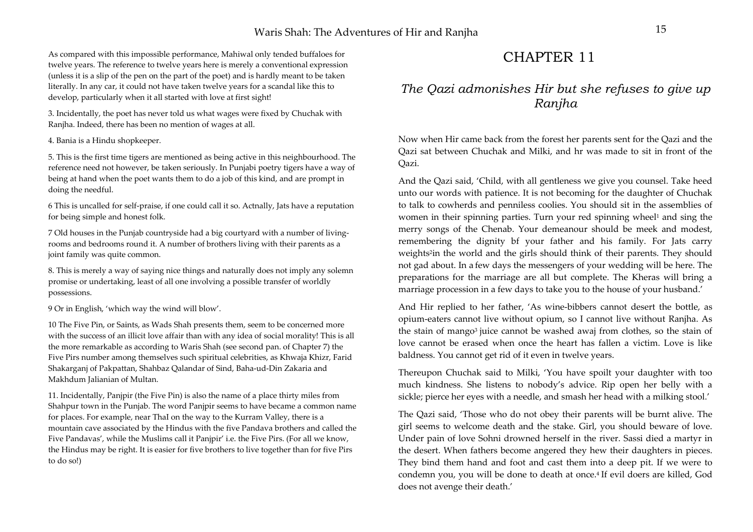As compared with this impossible performance, Mahiwal only tended buffaloes for twelve years. The reference to twelve years here is merely a conventional expression (unless it is a slip of the pen on the part of the poet) and is hardly meant to be taken literally. In any car, it could not have taken twelve years for a scandal like this to develop, particularly when it all started with love at first sight!

3. Incidentally, the poet has never told us what wages were fixed by Chuchak with Ranjha. Indeed, there has been no mention of wages at all.

4. Bania is a Hindu shopkeeper.

5. This is the first time tigers are mentioned as being active in this neighbourhood. The reference need not however, be taken seriously. In Punjabi poetry tigers have a way of being at hand when the poet wants them to do a job of this kind, and are prompt in doing the needful.

6 This is uncalled for self-praise, if one could call it so. Actnally, Jats have a reputation for being simple and honest folk.

7 Old houses in the Punjab countryside had a big courtyard with a number of living-rooms and bedrooms round it. A number of brothers living with their parents as a joint family was quite common.

8. This is merely a way of saying nice things and naturally does not imply any solemn promise or undertaking, least of all one involving a possible transfer of worldly possessions.

9 Or in English, 'which way the wind will blow'.

10 The Five Pin, or Saints, as Wads Shah presents them, seem to be concerned more with the success of an illicit love affair than with any idea of social morality! This is all the more remarkable as according to Waris Shah (see second pan. of Chapter 7) the Five Pirs number among themselves such spiritual celebrities, as Khwaja Khizr, Farid Shakarganj of Pakpattan, Shahbaz Qalandar of Sind, Baha-ud-Din Zakaria and Makhdum Jalianian of Multan.

11. Incidentally, Panjpir (the Five Pin) is also the name of a place thirty miles from Shahpur town in the Punjab. The word Panjpir seems to have became a common name for places. For example, near ThaI on the way to the Kurram Valley, there is a mountain cave associated by the Hindus with the five Pandava brothers and called the Five Pandavas', while the Muslims call it Panjpir' i.e. the Five Pirs. (For all we know, the Hindus may be right. It is easier for five brothers to live together than for five Pirs to do so!)

# CHAPTER 11

## *The Qazi admonishes Hir but she refuses to give up Ranjha*

Now when Hir came back from the forest her parents sent for the Qazi and the Qazi sat between Chuchak and Milki, and hr was made to sit in front of the Qazi.

And the Qazi said, 'Child, with all gentleness we give you counsel. Take heed unto our words with patience. It is not becoming for the daughter of Chuchak to talk to cowherds and penniless coolies. You should sit in the assemblies of women in their spinning parties. Turn your red spinning wheel[1] and sing the merry songs of the Chenab. Your demeanour should be meek and modest, remembering the dignity bf your father and his family. For Jats carry weights[2]in the world and the girls should think of their parents. They should not gad about. In a few days the messengers of your wedding will be here. The preparations for the marriage are all but complete. The Kheras will bring a marriage procession in a few days to take you to the house of your husband.'

And Hir replied to her father, 'As wine-bibbers cannot desert the bottle, as opium-eaters cannot live without opium, so I cannot live without Ranjha. As the stain of mango[3] juice cannot be washed awaj from clothes, so the stain of love cannot be erased when once the heart has fallen a victim. Love is like baldness. You cannot get rid of it even in twelve years.

Thereupon Chuchak said to Milki, 'You have spoilt your daughter with too much kindness. She listens to nobody's advice. Rip open her belly with a sickle; pierce her eyes with a needle, and smash her head with a milking stool.'

The Qazi said, 'Those who do not obey their parents will be burnt alive. The girl seems to welcome death and the stake. Girl, you should beware of love. Under pain of love Sohni drowned herself in the river. Sassi died a martyr in the desert. When fathers become angered they hew their daughters in pieces. They bind them hand and foot and cast them into a deep pit. If we were to condemn you, you will be done to death at once.[4] If evil doers are killed, God does not avenge their death.'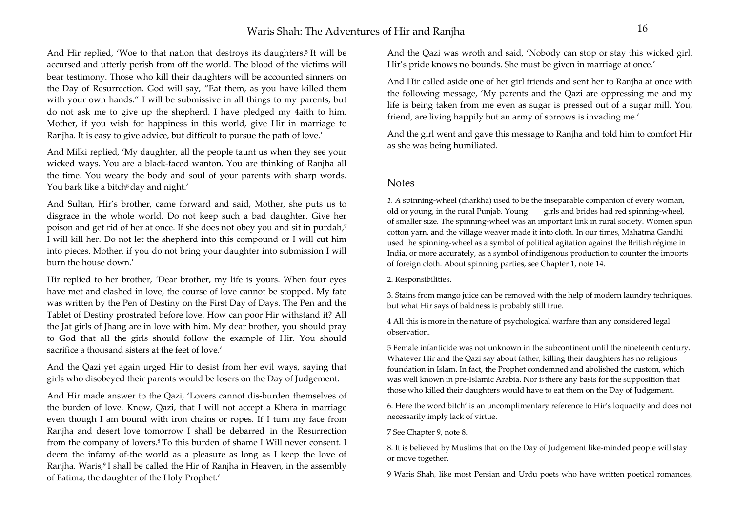And Hir replied, 'Woe to that nation that destroys its daughters.[5] It will be accursed and utterly perish from off the world. The blood of the victims will bear testimony. Those who kill their daughters will be accounted sinners on the Day of Resurrection. God will say, "Eat them, as you have killed them with your own hands." I will be submissive in all things to my parents, but do not ask me to give up the shepherd. I have pledged my 4aith to him. Mother, if you wish for happiness in this world, give Hir in marriage to Ranjha. It is easy to give advice, but difficult to pursue the path of love.'

And Milki replied, 'My daughter, all the people taunt us when they see your wicked ways. You are a black-faced wanton. You are thinking of Ranjha all the time. You weary the body and soul of your parents with sharp words. You bark like a bitch[8] day and night.'

And Sultan, Hir's brother, came forward and said, Mother, she puts us to disgrace in the whole world. Do not keep such a bad daughter. Give her poison and get rid of her at once. If she does not obey you and sit in purdah,[7] I will kill her. Do not let the shepherd into this compound or I will cut him into pieces. Mother, if you do not bring your daughter into submission I will burn the house down.'

Hir replied to her brother, 'Dear brother, my life is yours. When four eyes have met and clashed in love, the course of love cannot be stopped. My fate was written by the Pen of Destiny on the First Day of Days. The Pen and the Tablet of Destiny prostrated before love. How can poor Hir withstand it? All the Jat girls of Jhang are in love with him. My dear brother, you should pray to God that all the girls should follow the example of Hir. You should sacrifice a thousand sisters at the feet of love.'

And the Qazi yet again urged Hir to desist from her evil ways, saying that girls who disobeyed their parents would be losers on the Day of Judgement.

And Hir made answer to the Qazi, 'Lovers cannot dis-burden themselves of the burden of love. Know, Qazi, that I will not accept a Khera in marriage even though I am bound with iron chains or ropes. If I turn my face from Ranjha and desert love tomorrow I shall be debarred in the Resurrection from the company of lovers.[8] To this burden of shame I Will never consent. I deem the infamy of-the world as a pleasure as long as I keep the love of Ranjha. Waris,[9] I shall be called the Hir of Ranjha in Heaven, in the assembly of Fatima, the daughter of the Holy Prophet.'

And the Qazi was wroth and said, 'Nobody can stop or stay this wicked girl. Hir's pride knows no bounds. She must be given in marriage at once.'

And Hir called aside one of her girl friends and sent her to Ranjha at once with the following message, 'My parents and the Qazi are oppressing me and my life is being taken from me even as sugar is pressed out of a sugar mill. You, friend, are living happily but an army of sorrows is invading me.'

And the girl went and gave this message to Ranjha and told him to comfort Hir as she was being humiliated.

## Notes

*1. A* spinning-wheel (charkha) used to be the inseparable companion of every woman, old or young, in the rural Punjab. Young girls and brides had red spinning-wheel, of smaller size. The spinning-wheel was an important link in rural society. Women spun cotton yarn, and the village weaver made it into cloth. In our times, Mahatma Gandhi used the spinning-wheel as a symbol of political agitation against the British régime in India, or more accurately, as a symbol of indigenous production to counter the imports of foreign cloth. About spinning parties, see Chapter 1, note 14.

2. Responsibilities.

3. Stains from mango juice can be removed with the help of modern laundry techniques, but what Hir says of baldness is probably still true.

4 All this is more in the nature of psychological warfare than any considered legal observation.

5 Female infanticide was not unknown in the subcontinent until the nineteenth century. Whatever Hir and the Qazi say about father, killing their daughters has no religious foundation in Islam. In fact, the Prophet condemned and abolished the custom, which was well known in pre-Islamic Arabia. Nor is there any basis for the supposition that those who killed their daughters would have to eat them on the Day of Judgement.

6. Here the word bitch' is an uncomplimentary reference to Hir's loquacity and does not necessarily imply lack of virtue.

7 See Chapter 9, note 8.

8. It is believed by Muslims that on the Day of Judgement like-minded people will stay or move together.

9 Waris Shah, like most Persian and Urdu poets who have written poetical romances,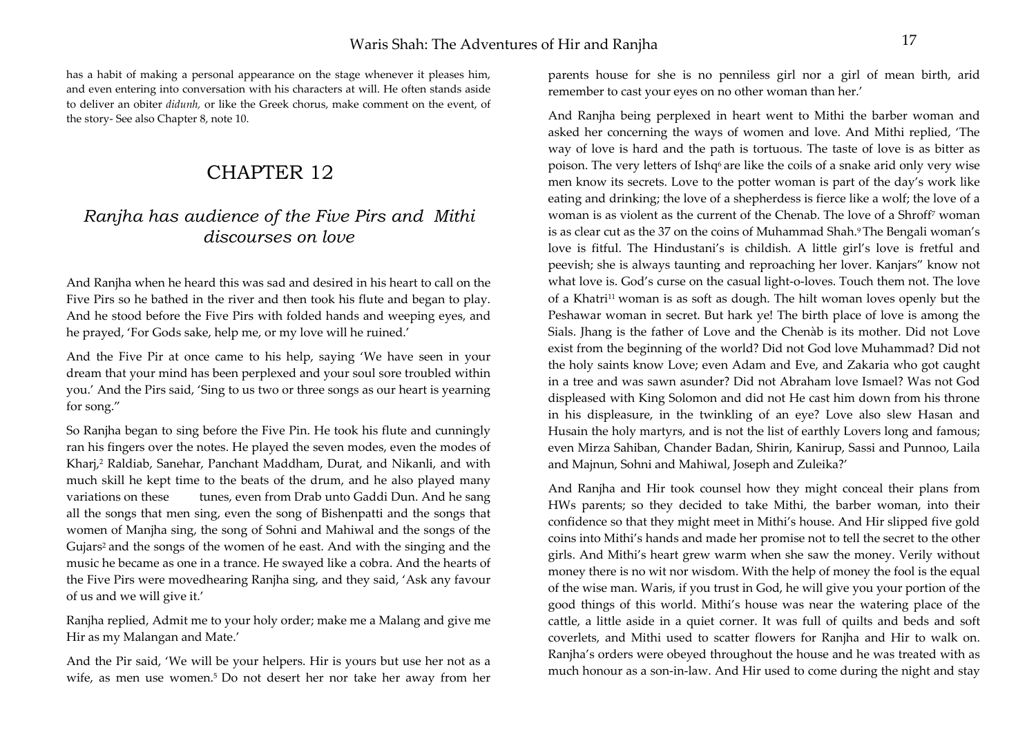has a habit of making a personal appearance on the stage whenever it pleases him, and even entering into conversation with his characters at will. He often stands aside to deliver an obiter *didunh,* or like the Greek chorus, make comment on the event, of the story- See also Chapter 8, note 10.

# CHAPTER 12

## *Ranjha has audience of the Five Pirs and Mithi discourses on love*

And Ranjha when he heard this was sad and desired in his heart to call on the Five Pirs so he bathed in the river and then took his flute and began to play. And he stood before the Five Pirs with folded hands and weeping eyes, and he prayed, 'For Gods sake, help me, or my love will he ruined.'

And the Five Pir at once came to his help, saying 'We have seen in your dream that your mind has been perplexed and your soul sore troubled within you.' And the Pirs said, 'Sing to us two or three songs as our heart is yearning for song."

So Ranjha began to sing before the Five Pin. He took his flute and cunningly ran his fingers over the notes. He played the seven modes, even the modes of Kharj,[2] Raldiab, Sanehar, Panchant Maddham, Durat, and Nikanli, and with much skill he kept time to the beats of the drum, and he also played many variations on these tunes, even from Drab unto Gaddi Dun. And he sang all the songs that men sing, even the song of Bishenpatti and the songs that women of Manjha sing, the song of Sohni and Mahiwal and the songs of the Gujars[2] and the songs of the women of he east. And with the singing and the music he became as one in a trance. He swayed like a cobra. And the hearts of the Five Pirs were movedhearing Ranjha sing, and they said, 'Ask any favour of us and we will give it.'

Ranjha replied, Admit me to your holy order; make me a Malang and give me Hir as my Malangan and Mate.'

And the Pir said, 'We will be your helpers. Hir is yours but use her not as a wife, as men use women.[5] Do not desert her nor take her away from her parents house for she is no penniless girl nor a girl of mean birth, arid remember to cast your eyes on no other woman than her.'

And Ranjha being perplexed in heart went to Mithi the barber woman and asked her concerning the ways of women and love. And Mithi replied, 'The way of love is hard and the path is tortuous. The taste of love is as bitter as poison. The very letters of Ishq[6] are like the coils of a snake arid only very wise men know its secrets. Love to the potter woman is part of the day's work like eating and drinking; the love of a shepherdess is fierce like a wolf; the love of a woman is as violent as the current of the Chenab. The love of a Shroff[7] woman is as clear cut as the 37 on the coins of Muhammad Shah.[9] The Bengali woman's love is fitful. The Hindustani's is childish. A little girl's love is fretful and peevish; she is always taunting and reproaching her lover. Kanjars" know not what love is. God's curse on the casual light-o-loves. Touch them not. The love of a Khatri[11] woman is as soft as dough. The hilt woman loves openly but the Peshawar woman in secret. But hark ye! The birth place of love is among the Sials. Jhang is the father of Love and the Chenàb is its mother. Did not Love exist from the beginning of the world? Did not God love Muhammad? Did not the holy saints know Love; even Adam and Eve, and Zakaria who got caught in a tree and was sawn asunder? Did not Abraham love Ismael? Was not God displeased with King Solomon and did not He cast him down from his throne in his displeasure, in the twinkling of an eye? Love also slew Hasan and Husain the holy martyrs, and is not the list of earthly Lovers long and famous; even Mirza Sahiban, Chander Badan, Shirin, Kanirup, Sassi and Punnoo, Laila and Majnun, Sohni and Mahiwal, Joseph and Zuleika?'

And Ranjha and Hir took counsel how they might conceal their plans from HWs parents; so they decided to take Mithi, the barber woman, into their confidence so that they might meet in Mithi's house. And Hir slipped five gold coins into Mithi's hands and made her promise not to tell the secret to the other girls. And Mithi's heart grew warm when she saw the money. Verily without money there is no wit nor wisdom. With the help of money the fool is the equal of the wise man. Waris, if you trust in God, he will give you your portion of the good things of this world. Mithi's house was near the watering place of the cattle, a little aside in a quiet corner. It was full of quilts and beds and soft coverlets, and Mithi used to scatter flowers for Ranjha and Hir to walk on. Ranjha's orders were obeyed throughout the house and he was treated with as much honour as a son-in-law. And Hir used to come during the night and stay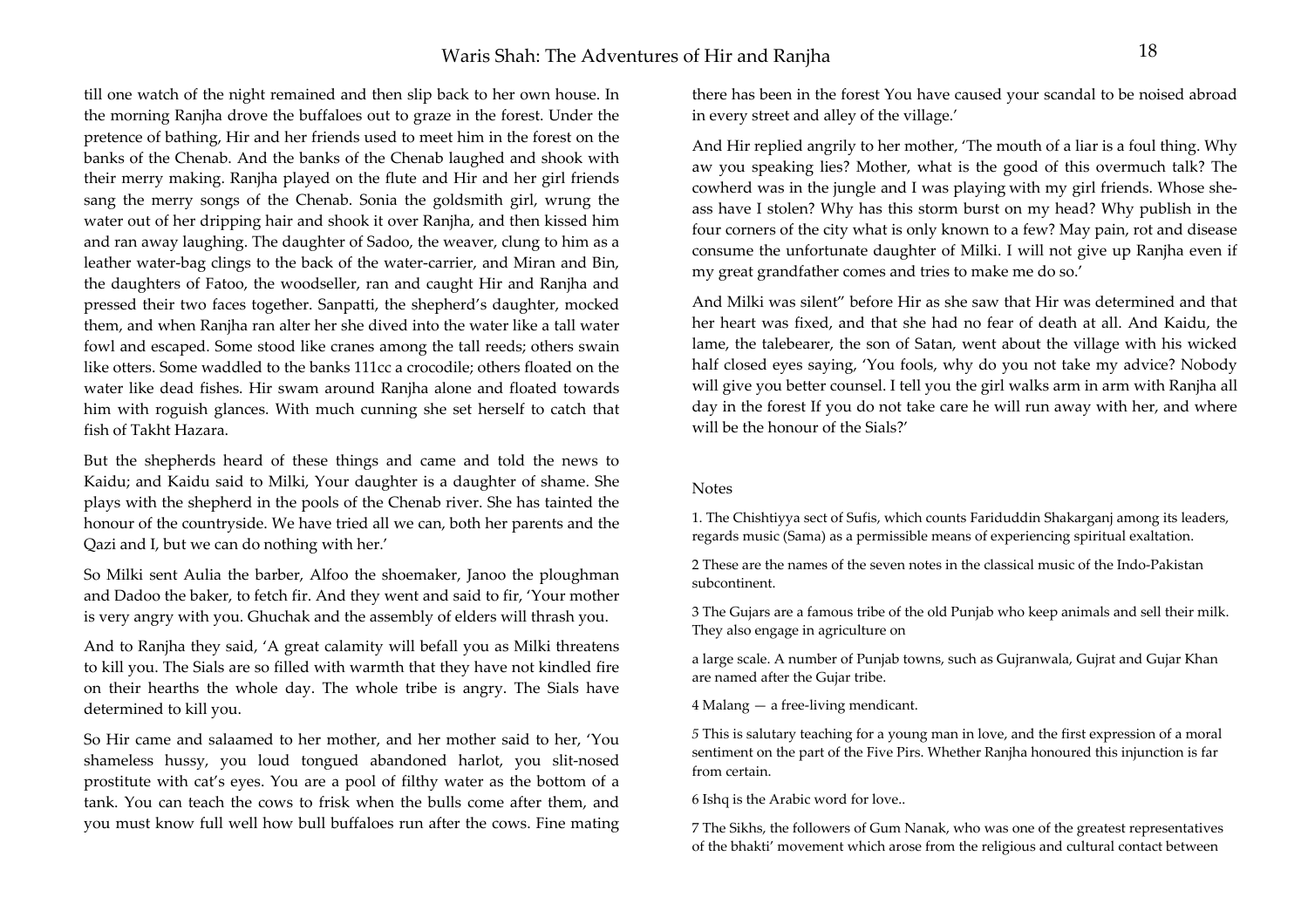till one watch of the night remained and then slip back to her own house. In the morning Ranjha drove the buffaloes out to graze in the forest. Under the pretence of bathing, Hir and her friends used to meet him in the forest on the banks of the Chenab. And the banks of the Chenab laughed and shook with their merry making. Ranjha played on the flute and Hir and her girl friends sang the merry songs of the Chenab. Sonia the goldsmith girl, wrung the water out of her dripping hair and shook it over Ranjha, and then kissed him and ran away laughing. The daughter of Sadoo, the weaver, clung to him as a leather water-bag clings to the back of the water-carrier, and Miran and Bin, the daughters of Fatoo, the woodseller, ran and caught Hir and Ranjha and pressed their two faces together. Sanpatti, the shepherd's daughter, mocked them, and when Ranjha ran alter her she dived into the water like a tall water fowl and escaped. Some stood like cranes among the tall reeds; others swain like otters. Some waddled to the banks 111cc a crocodile; others floated on the water like dead fishes. Hir swam around Ranjha alone and floated towards him with roguish glances. With much cunning she set herself to catch that fish of Takht Hazara.

But the shepherds heard of these things and came and told the news to Kaidu; and Kaidu said to Milki, Your daughter is a daughter of shame. She plays with the shepherd in the pools of the Chenab river. She has tainted the honour of the countryside. We have tried all we can, both her parents and the Qazi and I, but we can do nothing with her.'

So Milki sent Aulia the barber, Alfoo the shoemaker, Janoo the ploughman and Dadoo the baker, to fetch fir. And they went and said to fir, 'Your mother is very angry with you. Ghuchak and the assembly of elders will thrash you.

And to Ranjha they said, 'A great calamity will befall you as Milki threatens to kill you. The Sials are so filled with warmth that they have not kindled fire on their hearths the whole day. The whole tribe is angry. The Sials have determined to kill you.

So Hir came and salaamed to her mother, and her mother said to her, 'You shameless hussy, you loud tongued abandoned harlot, you slit-nosed prostitute with cat's eyes. You are a pool of filthy water as the bottom of a tank. You can teach the cows to frisk when the bulls come after them, and you must know full well how bull buffaloes run after the cows. Fine mating there has been in the forest You have caused your scandal to be noised abroad in every street and alley of the village.'

And Hir replied angrily to her mother, 'The mouth of a liar is a foul thing. Why aw you speaking lies? Mother, what is the good of this overmuch talk? The cowherd was in the jungle and I was playing with my girl friends. Whose she-ass have I stolen? Why has this storm burst on my head? Why publish in the four corners of the city what is only known to a few? May pain, rot and disease consume the unfortunate daughter of Milki. I will not give up Ranjha even if my great grandfather comes and tries to make me do so.'

And Milki was silent" before Hir as she saw that Hir was determined and that her heart was fixed, and that she had no fear of death at all. And Kaidu, the lame, the talebearer, the son of Satan, went about the village with his wicked half closed eyes saying, 'You fools, why do you not take my advice? Nobody will give you better counsel. I tell you the girl walks arm in arm with Ranjha all day in the forest If you do not take care he will run away with her, and where will be the honour of the Sials?'

Notes

1. The Chishtiyya sect of Sufis, which counts Fariduddin Shakarganj among its leaders, regards music (Sama) as a permissible means of experiencing spiritual exaltation.

2 These are the names of the seven notes in the classical music of the Indo-Pakistan subcontinent.

3 The Gujars are a famous tribe of the old Punjab who keep animals and sell their milk. They also engage in agriculture on a large scale. A number of Punjab towns, such as Gujranwala, Gujrat and Gujar Khan are named after the Gujar tribe.

4 Malang — a free-living mendicant.

5 This is salutary teaching for a young man in love, and the first expression of a moral sentiment on the part of the Five Pirs. Whether Ranjha honoured this injunction is far from certain.

6 Ishq is the Arabic word for love..

7 The Sikhs, the followers of Gum Nanak, who was one of the greatest representatives of the bhakti' movement which arose from the religious and cultural contact between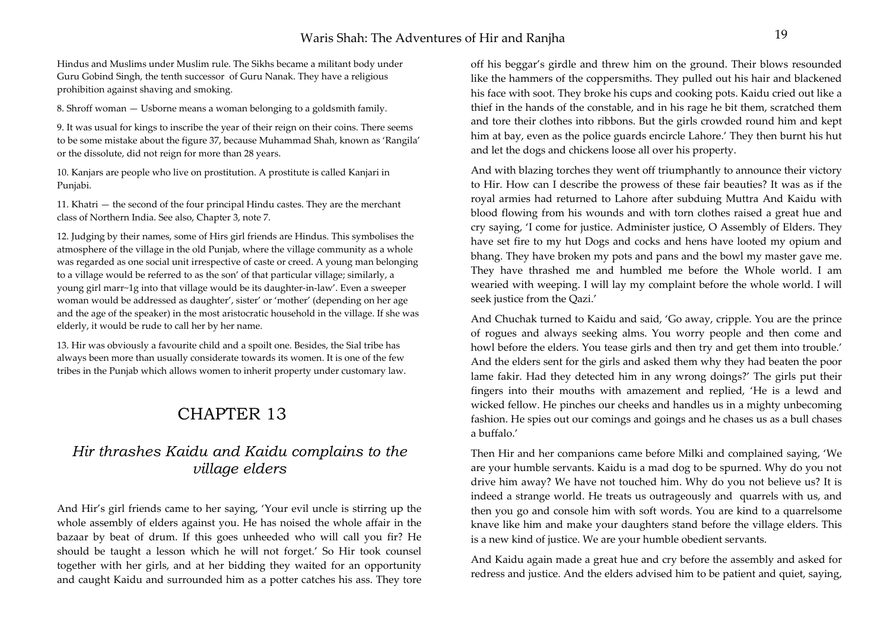Hindus and Muslims under Muslim rule. The Sikhs became a militant body under Guru Gobind Singh, the tenth successor of Guru Nanak. They have a religious prohibition against shaving and smoking.

8. Shroff woman — Usborne means a woman belonging to a goldsmith family.

9. It was usual for kings to inscribe the year of their reign on their coins. There seems to be some mistake about the figure 37, because Muhammad Shah, known as 'Rangila' or the dissolute, did not reign for more than 28 years.

10. Kanjars are people who live on prostitution. A prostitute is called Kanjari in Punjabi.

11. Khatri — the second of the four principal Hindu castes. They are the merchant class of Northern India. See also, Chapter 3, note 7.

12. Judging by their names, some of Hirs girl friends are Hindus. This symbolises the atmosphere of the village in the old Punjab, where the village community as a whole was regarded as one social unit irrespective of caste or creed. A young man belonging to a village would be referred to as the son' of that particular village; similarly, a young girl marr~1g into that village would be its daughter-in-law'. Even a sweeper woman would be addressed as daughter', sister' or 'mother' (depending on her age and the age of the speaker) in the most aristocratic household in the village. If she was elderly, it would be rude to call her by her name.

13. Hir was obviously a favourite child and a spoilt one. Besides, the Sial tribe has always been more than usually considerate towards its women. It is one of the few tribes in the Punjab which allows women to inherit property under customary law.

# CHAPTER 13

## *Hir thrashes Kaidu and Kaidu complains to the village elders*

And Hir's girl friends came to her saying, 'Your evil uncle is stirring up the whole assembly of elders against you. He has noised the whole affair in the bazaar by beat of drum. If this goes unheeded who will call you fir? He should be taught a lesson which he will not forget.' So Hir took counsel together with her girls, and at her bidding they waited for an opportunity and caught Kaidu and surrounded him as a potter catches his ass. They tore off his beggar's girdle and threw him on the ground. Their blows resounded like the hammers of the coppersmiths. They pulled out his hair and blackened his face with soot. They broke his cups and cooking pots. Kaidu cried out like a thief in the hands of the constable, and in his rage he bit them, scratched them and tore their clothes into ribbons. But the girls crowded round him and kept him at bay, even as the police guards encircle Lahore.' They then burnt his hut and let the dogs and chickens loose all over his property.

And with blazing torches they went off triumphantly to announce their victory to Hir. How can I describe the prowess of these fair beauties? It was as if the royal armies had returned to Lahore after subduing Muttra And Kaidu with blood flowing from his wounds and with torn clothes raised a great hue and cry saying, 'I come for justice. Administer justice, O Assembly of Elders. They have set fire to my hut Dogs and cocks and hens have looted my opium and bhang. They have broken my pots and pans and the bowl my master gave me. They have thrashed me and humbled me before the Whole world. I am wearied with weeping. I will lay my complaint before the whole world. I will seek justice from the Qazi.'

And Chuchak turned to Kaidu and said, 'Go away, cripple. You are the prince of rogues and always seeking alms. You worry people and then come and howl before the elders. You tease girls and then try and get them into trouble.' And the elders sent for the girls and asked them why they had beaten the poor lame fakir. Had they detected him in any wrong doings?' The girls put their fingers into their mouths with amazement and replied, 'He is a lewd and wicked fellow. He pinches our cheeks and handles us in a mighty unbecoming fashion. He spies out our comings and goings and he chases us as a bull chases a buffalo.'

Then Hir and her companions came before Milki and complained saying, 'We are your humble servants. Kaidu is a mad dog to be spurned. Why do you not drive him away? We have not touched him. Why do you not believe us? It is indeed a strange world. He treats us outrageously and quarrels with us, and then you go and console him with soft words. You are kind to a quarrelsome knave like him and make your daughters stand before the village elders. This is a new kind of justice. We are your humble obedient servants.

And Kaidu again made a great hue and cry before the assembly and asked for redress and justice. And the elders advised him to be patient and quiet, saying,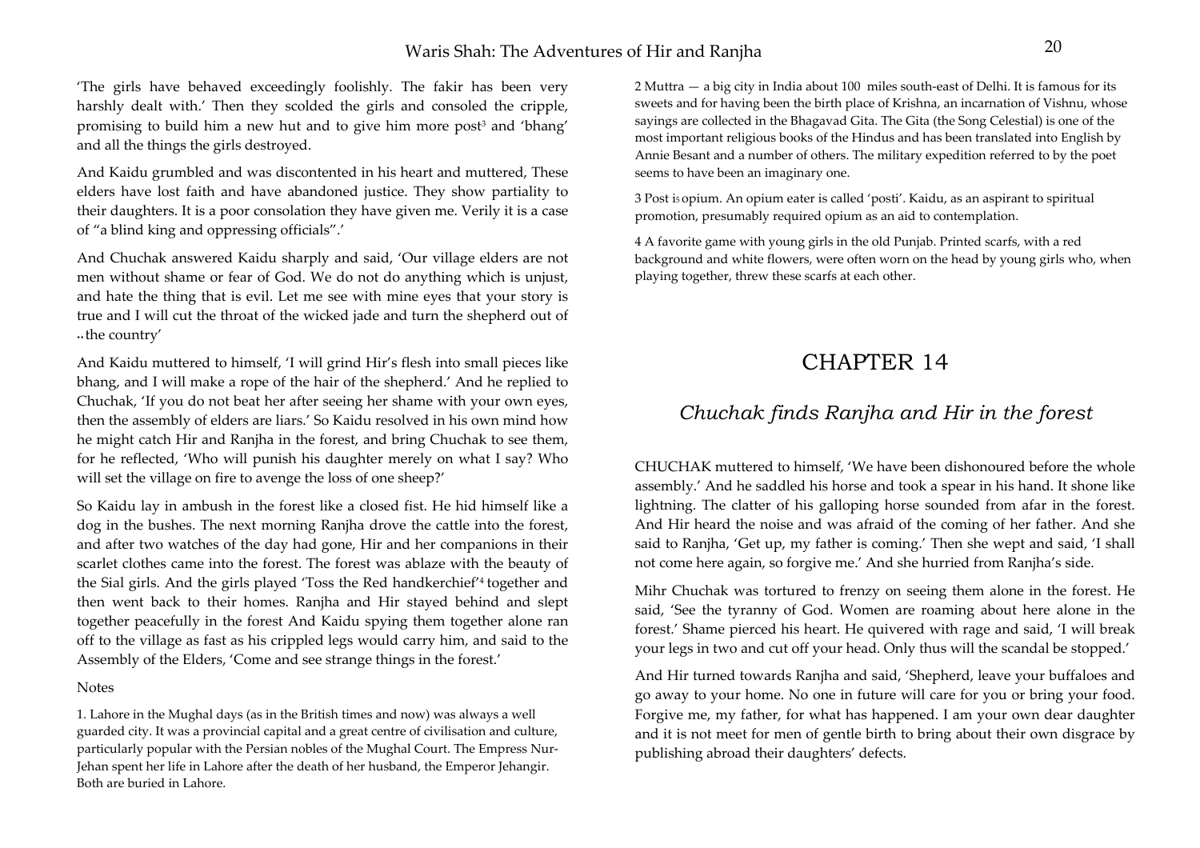'The girls have behaved exceedingly foolishly. The fakir has been very harshly dealt with.' Then they scolded the girls and consoled the cripple, promising to build him a new hut and to give him more post[3] and 'bhang' and all the things the girls destroyed.

And Kaidu grumbled and was discontented in his heart and muttered, These elders have lost faith and have abandoned justice. They show partiality to their daughters. It is a poor consolation they have given me. Verily it is a case of "a blind king and oppressing officials".'

And Chuchak answered Kaidu sharply and said, 'Our village elders are not men without shame or fear of God. We do not do anything which is unjust, and hate the thing that is evil. Let me see with mine eyes that your story is true and I will cut the throat of the wicked jade and turn the shepherd out of the country'

And Kaidu muttered to himself, 'I will grind Hir's flesh into small pieces like bhang, and I will make a rope of the hair of the shepherd.' And he replied to Chuchak, 'If you do not beat her after seeing her shame with your own eyes, then the assembly of elders are liars.' So Kaidu resolved in his own mind how he might catch Hir and Ranjha in the forest, and bring Chuchak to see them, for he reflected, 'Who will punish his daughter merely on what I say? Who will set the village on fire to avenge the loss of one sheep?'

So Kaidu lay in ambush in the forest like a closed fist. He hid himself like a dog in the bushes. The next morning Ranjha drove the cattle into the forest, and after two watches of the day had gone, Hir and her companions in their scarlet clothes came into the forest. The forest was ablaze with the beauty of the Sial girls. And the girls played 'Toss the Red handkerchief'[4] together and then went back to their homes. Ranjha and Hir stayed behind and slept together peacefully in the forest And Kaidu spying them together alone ran off to the village as fast as his crippled legs would carry him, and said to the Assembly of the Elders, 'Come and see strange things in the forest.'

Notes

1. Lahore in the Mughal days (as in the British times and now) was always a well guarded city. It was a provincial capital and a great centre of civilisation and culture, particularly popular with the Persian nobles of the Mughal Court. The Empress Nur-Jehan spent her life in Lahore after the death of her husband, the Emperor Jehangir. Both are buried in Lahore.

2 Muttra — a big city in India about 100 miles south-east of Delhi. It is famous for its sweets and for having been the birth place of Krishna, an incarnation of Vishnu, whose sayings are collected in the Bhagavad Gita. The Gita (the Song Celestial) is one of the most important religious books of the Hindus and has been translated into English by Annie Besant and a number of others. The military expedition referred to by the poet seems to have been an imaginary one.

3 Post is opium. An opium eater is called 'posti'. Kaidu, as an aspirant to spiritual promotion, presumably required opium as an aid to contemplation.

4 A favorite game with young girls in the old Punjab. Printed scarfs, with a red background and white flowers, were often worn on the head by young girls who, when playing together, threw these scarfs at each other.

# CHAPTER 14

## *Chuchak finds Ranjha and Hir in the forest*

CHUCHAK muttered to himself, 'We have been dishonoured before the whole assembly.' And he saddled his horse and took a spear in his hand. It shone like lightning. The clatter of his galloping horse sounded from afar in the forest. And Hir heard the noise and was afraid of the coming of her father. And she said to Ranjha, 'Get up, my father is coming.' Then she wept and said, 'I shall not come here again, so forgive me.' And she hurried from Ranjha's side.

Mihr Chuchak was tortured to frenzy on seeing them alone in the forest. He said, 'See the tyranny of God. Women are roaming about here alone in the forest.' Shame pierced his heart. He quivered with rage and said, 'I will break your legs in two and cut off your head. Only thus will the scandal be stopped.'

And Hir turned towards Ranjha and said, 'Shepherd, leave your buffaloes and go away to your home. No one in future will care for you or bring your food. Forgive me, my father, for what has happened. I am your own dear daughter and it is not meet for men of gentle birth to bring about their own disgrace by publishing abroad their daughters' defects.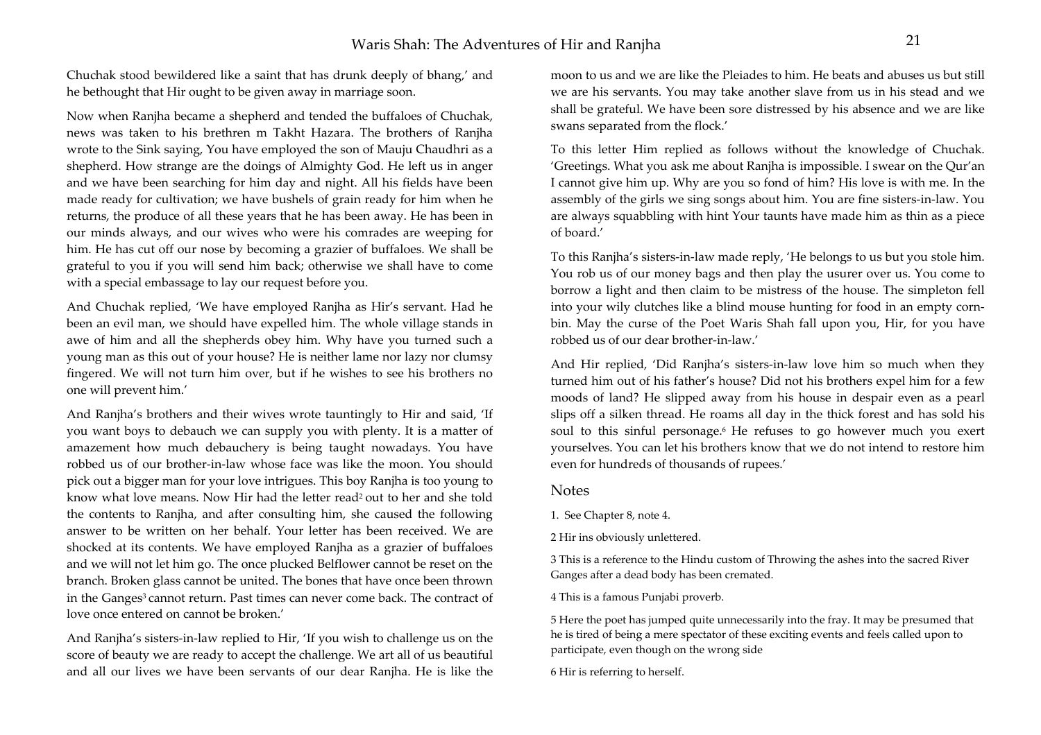Chuchak stood bewildered like a saint that has drunk deeply of bhang,' and he bethought that Hir ought to be given away in marriage soon.

Now when Ranjha became a shepherd and tended the buffaloes of Chuchak, news was taken to his brethren m Takht Hazara. The brothers of Ranjha wrote to the Sink saying, You have employed the son of Mauju Chaudhri as a shepherd. How strange are the doings of Almighty God. He left us in anger and we have been searching for him day and night. All his fields have been made ready for cultivation; we have bushels of grain ready for him when he returns, the produce of all these years that he has been away. He has been in our minds always, and our wives who were his comrades are weeping for him. He has cut off our nose by becoming a grazier of buffaloes. We shall be grateful to you if you will send him back; otherwise we shall have to come with a special embassage to lay our request before you.

And Chuchak replied, 'We have employed Ranjha as Hir's servant. Had he been an evil man, we should have expelled him. The whole village stands in awe of him and all the shepherds obey him. Why have you turned such a young man as this out of your house? He is neither lame nor lazy nor clumsy fingered. We will not turn him over, but if he wishes to see his brothers no one will prevent him.'

And Ranjha's brothers and their wives wrote tauntingly to Hir and said, 'If you want boys to debauch we can supply you with plenty. It is a matter of amazement how much debauchery is being taught nowadays. You have robbed us of our brother-in-law whose face was like the moon. You should pick out a bigger man for your love intrigues. This boy Ranjha is too young to know what love means. Now Hir had the letter read[2] out to her and she told the contents to Ranjha, and after consulting him, she caused the following answer to be written on her behalf. Your letter has been received. We are shocked at its contents. We have employed Ranjha as a grazier of buffaloes and we will not let him go. The once plucked Belflower cannot be reset on the branch. Broken glass cannot be united. The bones that have once been thrown in the Ganges[3] cannot return. Past times can never come back. The contract of love once entered on cannot be broken.'

And Ranjha's sisters-in-law replied to Hir, 'If you wish to challenge us on the score of beauty we are ready to accept the challenge. We art all of us beautiful and all our lives we have been servants of our dear Ranjha. He is like the moon to us and we are like the Pleiades to him. He beats and abuses us but still we are his servants. You may take another slave from us in his stead and we shall be grateful. We have been sore distressed by his absence and we are like swans separated from the flock.'

To this letter Him replied as follows without the knowledge of Chuchak. 'Greetings. What you ask me about Ranjha is impossible. I swear on the Qur'an I cannot give him up. Why are you so fond of him? His love is with me. In the assembly of the girls we sing songs about him. You are fine sisters-in-law. You are always squabbling with hint Your taunts have made him as thin as a piece of board.'

To this Ranjha's sisters-in-law made reply, 'He belongs to us but you stole him. You rob us of our money bags and then play the usurer over us. You come to borrow a light and then claim to be mistress of the house. The simpleton fell into your wily clutches like a blind mouse hunting for food in an empty corn-bin. May the curse of the Poet Waris Shah fall upon you, Hir, for you have robbed us of our dear brother-in-law.'

And Hir replied, 'Did Ranjha's sisters-in-law love him so much when they turned him out of his father's house? Did not his brothers expel him for a few moods of land? He slipped away from his house in despair even as a pearl slips off a silken thread. He roams all day in the thick forest and has sold his soul to this sinful personage.[6] He refuses to go however much you exert yourselves. You can let his brothers know that we do not intend to restore him even for hundreds of thousands of rupees.'

## Notes

1. See Chapter 8, note 4.

2 Hir ins obviously unlettered.

3 This is a reference to the Hindu custom of Throwing the ashes into the sacred River Ganges after a dead body has been cremated.

4 This is a famous Punjabi proverb.

5 Here the poet has jumped quite unnecessarily into the fray. It may be presumed that he is tired of being a mere spectator of these exciting events and feels called upon to participate, even though on the wrong side

6 Hir is referring to herself.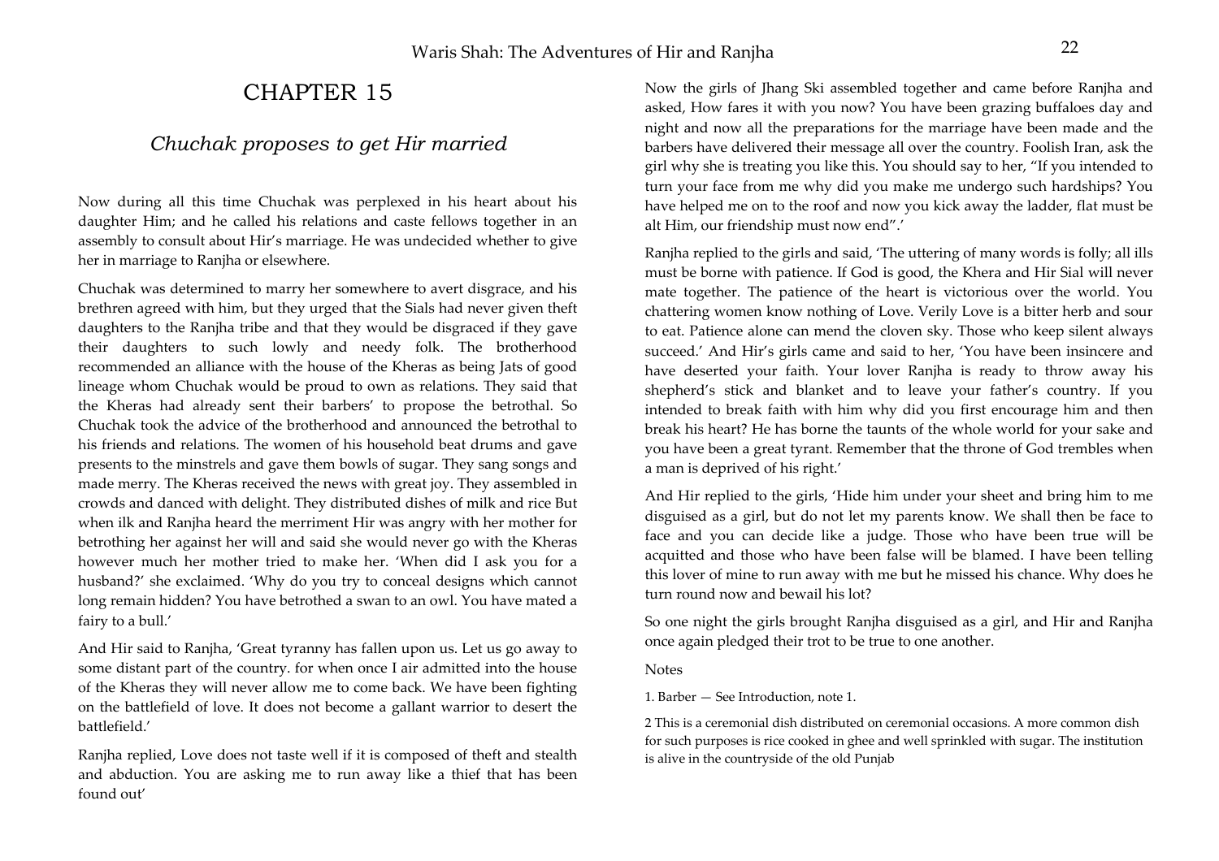# CHAPTER 15

## *Chuchak proposes to get Hir married*

Now during all this time Chuchak was perplexed in his heart about his daughter Him; and he called his relations and caste fellows together in an assembly to consult about Hir's marriage. He was undecided whether to give her in marriage to Ranjha or elsewhere.

Chuchak was determined to marry her somewhere to avert disgrace, and his brethren agreed with him, but they urged that the Sials had never given theft daughters to the Ranjha tribe and that they would be disgraced if they gave their daughters to such lowly and needy folk. The brotherhood recommended an alliance with the house of the Kheras as being Jats of good lineage whom Chuchak would be proud to own as relations. They said that the Kheras had already sent their barbers' to propose the betrothal. So Chuchak took the advice of the brotherhood and announced the betrothal to his friends and relations. The women of his household beat drums and gave presents to the minstrels and gave them bowls of sugar. They sang songs and made merry. The Kheras received the news with great joy. They assembled in crowds and danced with delight. They distributed dishes of milk and rice But when ilk and Ranjha heard the merriment Hir was angry with her mother for betrothing her against her will and said she would never go with the Kheras however much her mother tried to make her. 'When did I ask you for a husband?' she exclaimed. 'Why do you try to conceal designs which cannot long remain hidden? You have betrothed a swan to an owl. You have mated a fairy to a bull.'

And Hir said to Ranjha, 'Great tyranny has fallen upon us. Let us go away to some distant part of the country. for when once I air admitted into the house of the Kheras they will never allow me to come back. We have been fighting on the battlefield of love. It does not become a gallant warrior to desert the battlefield.'

Ranjha replied, Love does not taste well if it is composed of theft and stealth and abduction. You are asking me to run away like a thief that has been found out'

Now the girls of Jhang Ski assembled together and came before Ranjha and asked, How fares it with you now? You have been grazing buffaloes day and night and now all the preparations for the marriage have been made and the barbers have delivered their message all over the country. Foolish Iran, ask the girl why she is treating you like this. You should say to her, "If you intended to turn your face from me why did you make me undergo such hardships? You have helped me on to the roof and now you kick away the ladder, flat must be alt Him, our friendship must now end".'

Ranjha replied to the girls and said, 'The uttering of many words is folly; all ills must be borne with patience. If God is good, the Khera and Hir Sial will never mate together. The patience of the heart is victorious over the world. You chattering women know nothing of Love. Verily Love is a bitter herb and sour to eat. Patience alone can mend the cloven sky. Those who keep silent always succeed.' And Hir's girls came and said to her, 'You have been insincere and have deserted your faith. Your lover Ranjha is ready to throw away his shepherd's stick and blanket and to leave your father's country. If you intended to break faith with him why did you first encourage him and then break his heart? He has borne the taunts of the whole world for your sake and you have been a great tyrant. Remember that the throne of God trembles when a man is deprived of his right.'

And Hir replied to the girls, 'Hide him under your sheet and bring him to me disguised as a girl, but do not let my parents know. We shall then be face to face and you can decide like a judge. Those who have been true will be acquitted and those who have been false will be blamed. I have been telling this lover of mine to run away with me but he missed his chance. Why does he turn round now and bewail his lot?

So one night the girls brought Ranjha disguised as a girl, and Hir and Ranjha once again pledged their trot to be true to one another.

Notes

1. Barber — See Introduction, note 1.

2 This is a ceremonial dish distributed on ceremonial occasions. A more common dish for such purposes is rice cooked in ghee and well sprinkled with sugar. The institution is alive in the countryside of the old Punjab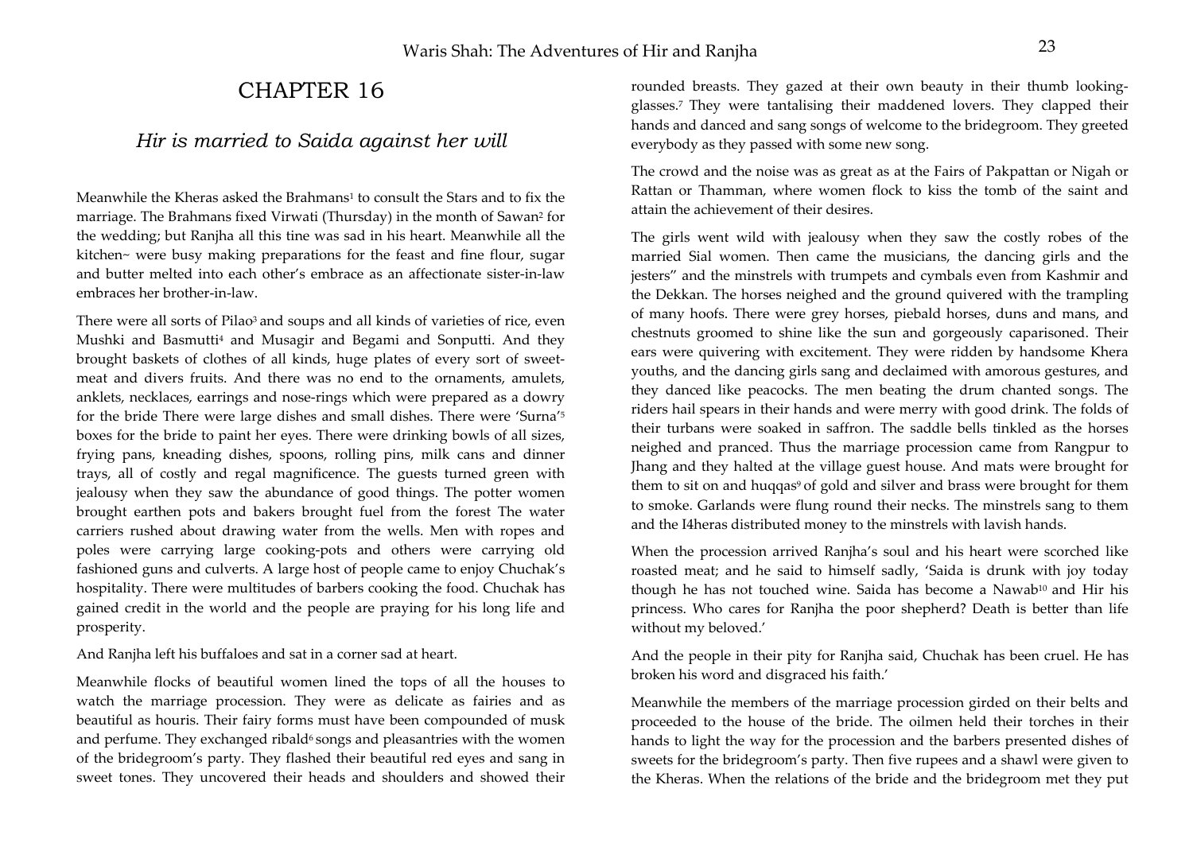# CHAPTER 16

## *Hir is married to Saida against her will*

Meanwhile the Kheras asked the Brahmans[1] to consult the Stars and to fix the marriage. The Brahmans fixed Virwati (Thursday) in the month of Sawan[2] for the wedding; but Ranjha all this tine was sad in his heart. Meanwhile all the kitchen~ were busy making preparations for the feast and fine flour, sugar and butter melted into each other's embrace as an affectionate sister-in-law embraces her brother-in-law.

There were all sorts of Pilao[3] and soups and all kinds of varieties of rice, even Mushki and Basmutti[4] and Musagir and Begami and Sonputti. And they brought baskets of clothes of all kinds, huge plates of every sort of sweet-meat and divers fruits. And there was no end to the ornaments, amulets, anklets, necklaces, earrings and nose-rings which were prepared as a dowry for the bride There were large dishes and small dishes. There were 'Surna'[5] boxes for the bride to paint her eyes. There were drinking bowls of all sizes, frying pans, kneading dishes, spoons, rolling pins, milk cans and dinner trays, all of costly and regal magnificence. The guests turned green with jealousy when they saw the abundance of good things. The potter women brought earthen pots and bakers brought fuel from the forest The water carriers rushed about drawing water from the wells. Men with ropes and poles were carrying large cooking-pots and others were carrying old fashioned guns and culverts. A large host of people came to enjoy Chuchak's hospitality. There were multitudes of barbers cooking the food. Chuchak has gained credit in the world and the people are praying for his long life and prosperity.

And Ranjha left his buffaloes and sat in a corner sad at heart.

Meanwhile flocks of beautiful women lined the tops of all the houses to watch the marriage procession. They were as delicate as fairies and as beautiful as houris. Their fairy forms must have been compounded of musk and perfume. They exchanged ribald[6] songs and pleasantries with the women of the bridegroom's party. They flashed their beautiful red eyes and sang in sweet tones. They uncovered their heads and shoulders and showed their rounded breasts. They gazed at their own beauty in their thumb looking-glasses.[7] They were tantalising their maddened lovers. They clapped their hands and danced and sang songs of welcome to the bridegroom. They greeted everybody as they passed with some new song.

The crowd and the noise was as great as at the Fairs of Pakpattan or Nigah or Rattan or Thamman, where women flock to kiss the tomb of the saint and attain the achievement of their desires.

The girls went wild with jealousy when they saw the costly robes of the married Sial women. Then came the musicians, the dancing girls and the jesters" and the minstrels with trumpets and cymbals even from Kashmir and the Dekkan. The horses neighed and the ground quivered with the trampling of many hoofs. There were grey horses, piebald horses, duns and mans, and chestnuts groomed to shine like the sun and gorgeously caparisoned. Their ears were quivering with excitement. They were ridden by handsome Khera youths, and the dancing girls sang and declaimed with amorous gestures, and they danced like peacocks. The men beating the drum chanted songs. The riders hail spears in their hands and were merry with good drink. The folds of their turbans were soaked in saffron. The saddle bells tinkled as the horses neighed and pranced. Thus the marriage procession came from Rangpur to Jhang and they halted at the village guest house. And mats were brought for them to sit on and huqqas[9] of gold and silver and brass were brought for them to smoke. Garlands were flung round their necks. The minstrels sang to them and the I4heras distributed money to the minstrels with lavish hands.

When the procession arrived Ranjha's soul and his heart were scorched like roasted meat; and he said to himself sadly, 'Saida is drunk with joy today though he has not touched wine. Saida has become a Nawab[10] and Hir his princess. Who cares for Ranjha the poor shepherd? Death is better than life without my beloved.'

And the people in their pity for Ranjha said, Chuchak has been cruel. He has broken his word and disgraced his faith.'

Meanwhile the members of the marriage procession girded on their belts and proceeded to the house of the bride. The oilmen held their torches in their hands to light the way for the procession and the barbers presented dishes of sweets for the bridegroom's party. Then five rupees and a shawl were given to the Kheras. When the relations of the bride and the bridegroom met they put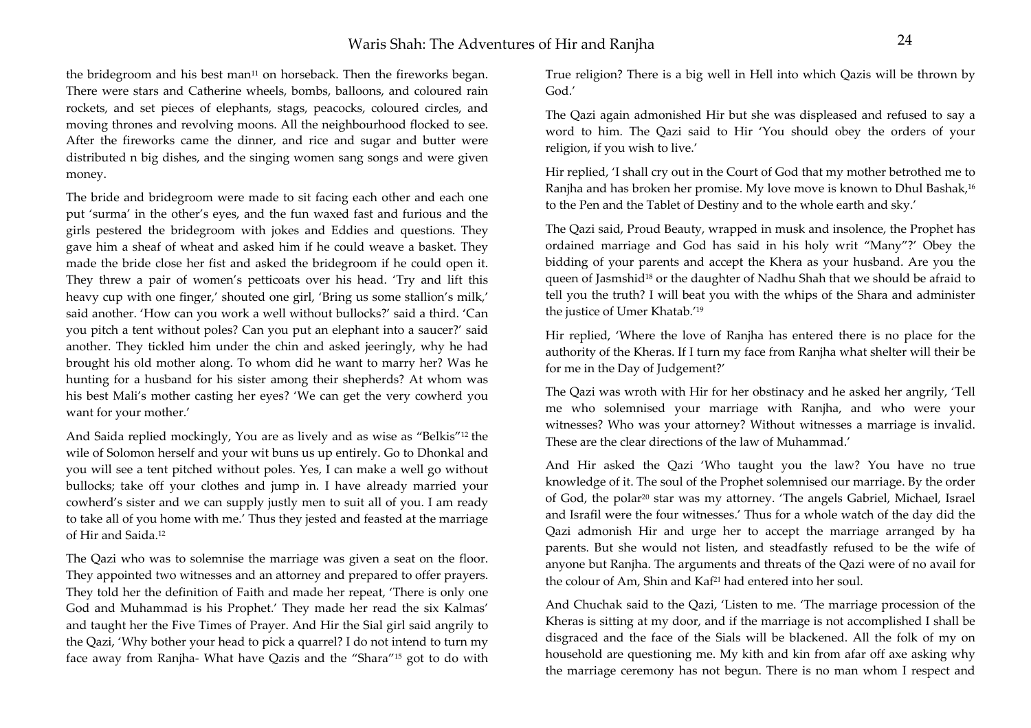the bridegroom and his best man[11] on horseback. Then the fireworks began. There were stars and Catherine wheels, bombs, balloons, and coloured rain rockets, and set pieces of elephants, stags, peacocks, coloured circles, and moving thrones and revolving moons. All the neighbourhood flocked to see. After the fireworks came the dinner, and rice and sugar and butter were distributed n big dishes, and the singing women sang songs and were given money.

The bride and bridegroom were made to sit facing each other and each one put 'surma' in the other's eyes, and the fun waxed fast and furious and the girls pestered the bridegroom with jokes and Eddies and questions. They gave him a sheaf of wheat and asked him if he could weave a basket. They made the bride close her fist and asked the bridegroom if he could open it. They threw a pair of women's petticoats over his head. 'Try and lift this heavy cup with one finger,' shouted one girl, 'Bring us some stallion's milk,' said another. 'How can you work a well without bullocks?' said a third. 'Can you pitch a tent without poles? Can you put an elephant into a saucer?' said another. They tickled him under the chin and asked jeeringly, why he had brought his old mother along. To whom did he want to marry her? Was he hunting for a husband for his sister among their shepherds? At whom was his best Mali's mother casting her eyes? 'We can get the very cowherd you want for your mother.'

And Saida replied mockingly, You are as lively and as wise as "Belkis"[12] the wile of Solomon herself and your wit buns us up entirely. Go to Dhonkal and you will see a tent pitched without poles. Yes, I can make a well go without bullocks; take off your clothes and jump in. I have already married your cowherd's sister and we can supply justly men to suit all of you. I am ready to take all of you home with me.' Thus they jested and feasted at the marriage of Hir and Saida.[12]

The Qazi who was to solemnise the marriage was given a seat on the floor. They appointed two witnesses and an attorney and prepared to offer prayers. They told her the definition of Faith and made her repeat, 'There is only one God and Muhammad is his Prophet.' They made her read the six Kalmas' and taught her the Five Times of Prayer. And Hir the Sial girl said angrily to the Qazi, 'Why bother your head to pick a quarrel? I do not intend to turn my face away from Ranjha- What have Qazis and the "Shara"[15] got to do with True religion? There is a big well in Hell into which Qazis will be thrown by God.'

The Qazi again admonished Hir but she was displeased and refused to say a word to him. The Qazi said to Hir 'You should obey the orders of your religion, if you wish to live.'

Hir replied, 'I shall cry out in the Court of God that my mother betrothed me to Ranjha and has broken her promise. My love move is known to Dhul Bashak,[16] to the Pen and the Tablet of Destiny and to the whole earth and sky.'

The Qazi said, Proud Beauty, wrapped in musk and insolence, the Prophet has ordained marriage and God has said in his holy writ "Many"?' Obey the bidding of your parents and accept the Khera as your husband. Are you the queen of Jasmshid[18] or the daughter of Nadhu Shah that we should be afraid to tell you the truth? I will beat you with the whips of the Shara and administer the justice of Umer Khatab.'[19]

Hir replied, 'Where the love of Ranjha has entered there is no place for the authority of the Kheras. If I turn my face from Ranjha what shelter will their be for me in the Day of Judgement?'

The Qazi was wroth with Hir for her obstinacy and he asked her angrily, 'Tell me who solemnised your marriage with Ranjha, and who were your witnesses? Who was your attorney? Without witnesses a marriage is invalid. These are the clear directions of the law of Muhammad.'

And Hir asked the Qazi 'Who taught you the law? You have no true knowledge of it. The soul of the Prophet solemnised our marriage. By the order of God, the polar[20] star was my attorney. 'The angels Gabriel, Michael, Israel and Israfil were the four witnesses.' Thus for a whole watch of the day did the Qazi admonish Hir and urge her to accept the marriage arranged by ha parents. But she would not listen, and steadfastly refused to be the wife of anyone but Ranjha. The arguments and threats of the Qazi were of no avail for the colour of Am, Shin and Kaf[21] had entered into her soul.

And Chuchak said to the Qazi, 'Listen to me. 'The marriage procession of the Kheras is sitting at my door, and if the marriage is not accomplished I shall be disgraced and the face of the Sials will be blackened. All the folk of my on household are questioning me. My kith and kin from afar off axe asking why the marriage ceremony has not begun. There is no man whom I respect and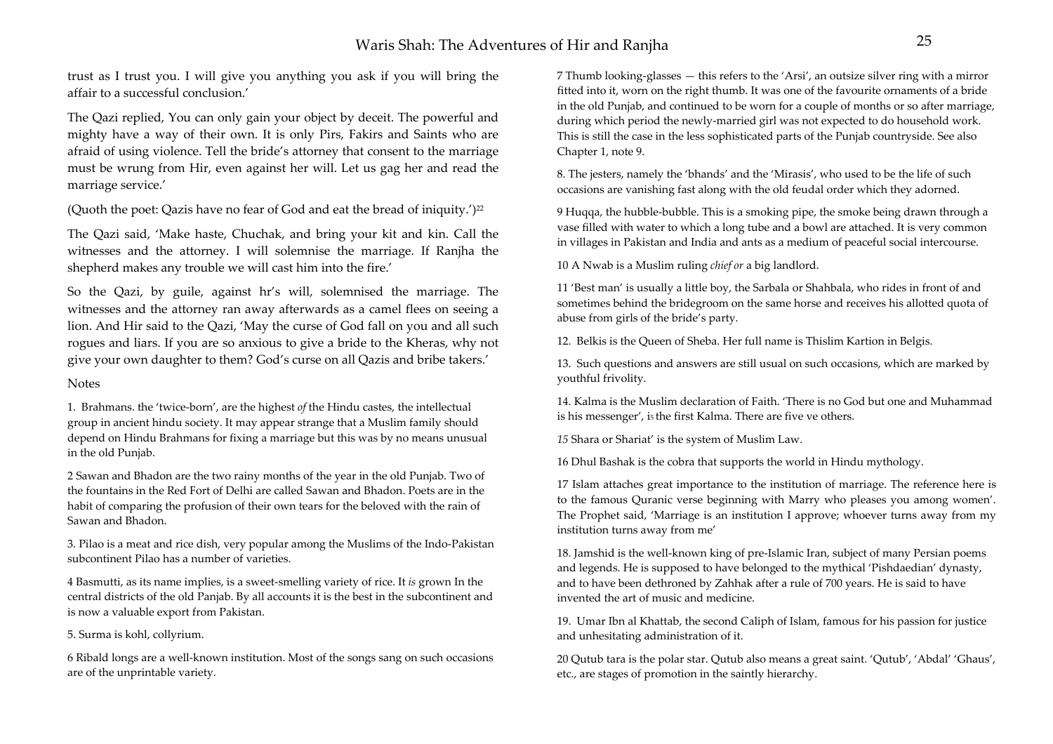trust as I trust you. I will give you anything you ask if you will bring the affair to a successful conclusion.'

The Qazi replied, You can only gain your object by deceit. The powerful and mighty have a way of their own. It is only Pirs, Fakirs and Saints who are afraid of using violence. Tell the bride's attorney that consent to the marriage must be wrung from Hir, even against her will. Let us gag her and read the marriage service.'

(Quoth the poet: Qazis have no fear of God and eat the bread of iniquity.')[22]

The Qazi said, 'Make haste, Chuchak, and bring your kit and kin. Call the witnesses and the attorney. I will solemnise the marriage. If Ranjha the shepherd makes any trouble we will cast him into the fire.'

So the Qazi, by guile, against hr's will, solemnised the marriage. The witnesses and the attorney ran away afterwards as a camel flees on seeing a lion. And Hir said to the Qazi, 'May the curse of God fall on you and all such rogues and liars. If you are so anxious to give a bride to the Kheras, why not give your own daughter to them? God's curse on all Qazis and bribe takers.'

Notes

1. Brahmans. the 'twice-born', are the highest *of* the Hindu castes, the intellectual group in ancient hindu society. It may appear strange that a Muslim family should depend on Hindu Brahmans for fixing a marriage but this was by no means unusual in the old Punjab.

2 Sawan and Bhadon are the two rainy months of the year in the old Punjab. Two of the fountains in the Red Fort of Delhi are called Sawan and Bhadon. Poets are in the habit of comparing the profusion of their own tears for the beloved with the rain of Sawan and Bhadon.

3. Pilao is a meat and rice dish, very popular among the Muslims of the Indo-Pakistan subcontinent Pilao has a number of varieties.

4 Basmutti, as its name implies, is a sweet-smelling variety of rice. It *is* grown In the central districts of the old Panjab. By all accounts it is the best in the subcontinent and is now a valuable export from Pakistan.

5. Surma is kohl, collyrium.

6 Ribald longs are a well-known institution. Most of the songs sang on such occasions are of the unprintable variety.

7 Thumb looking-glasses — this refers to the 'Arsi', an outsize silver ring with a mirror fitted into it, worn on the right thumb. It was one of the favourite ornaments of a bride in the old Punjab, and continued to be worn for a couple of months or so after marriage, during which period the newly-married girl was not expected to do household work. This is still the case in the less sophisticated parts of the Punjab countryside. See also Chapter 1, note 9.

8. The jesters, namely the 'bhands' and the 'Mirasis', who used to be the life of such occasions are vanishing fast along with the old feudal order which they adorned.

9 Huqqa, the hubble-bubble. This is a smoking pipe, the smoke being drawn through a vase filled with water to which a long tube and a bowl are attached. It is very common in villages in Pakistan and India and ants as a medium of peaceful social intercourse.

10 A Nwab is a Muslim ruling *chief or* a big landlord.

11 'Best man' is usually a little boy, the Sarbala or Shahbala, who rides in front of and sometimes behind the bridegroom on the same horse and receives his allotted quota of abuse from girls of the bride's party.

12. Belkis is the Queen of Sheba. Her full name is Thislim Kartion in Belgis.

13. Such questions and answers are still usual on such occasions, which are marked by youthful frivolity.

14. Kalma is the Muslim declaration of Faith. 'There is no God but one and Muhammad is his messenger', is the first Kalma. There are five ve others.

*15* Shara or Shariat' is the system of Muslim Law.

16 Dhul Bashak is the cobra that supports the world in Hindu mythology.

17 Islam attaches great importance to the institution of marriage. The reference here is to the famous Quranic verse beginning with Marry who pleases you among women'. The Prophet said, 'Marriage is an institution I approve; whoever turns away from my institution turns away from me'

18. Jamshid is the well-known king of pre-Islamic Iran, subject of many Persian poems and legends. He is supposed to have belonged to the mythical 'Pishdaedian' dynasty, and to have been dethroned by Zahhak after a rule of 700 years. He is said to have invented the art of music and medicine.

19. Umar Ibn al Khattab, the second Caliph of Islam, famous for his passion for justice and unhesitating administration of it.

20 Qutub tara is the polar star. Qutub also means a great saint. 'Qutub', 'Abdal' 'Ghaus', etc., are stages of promotion in the saintly hierarchy.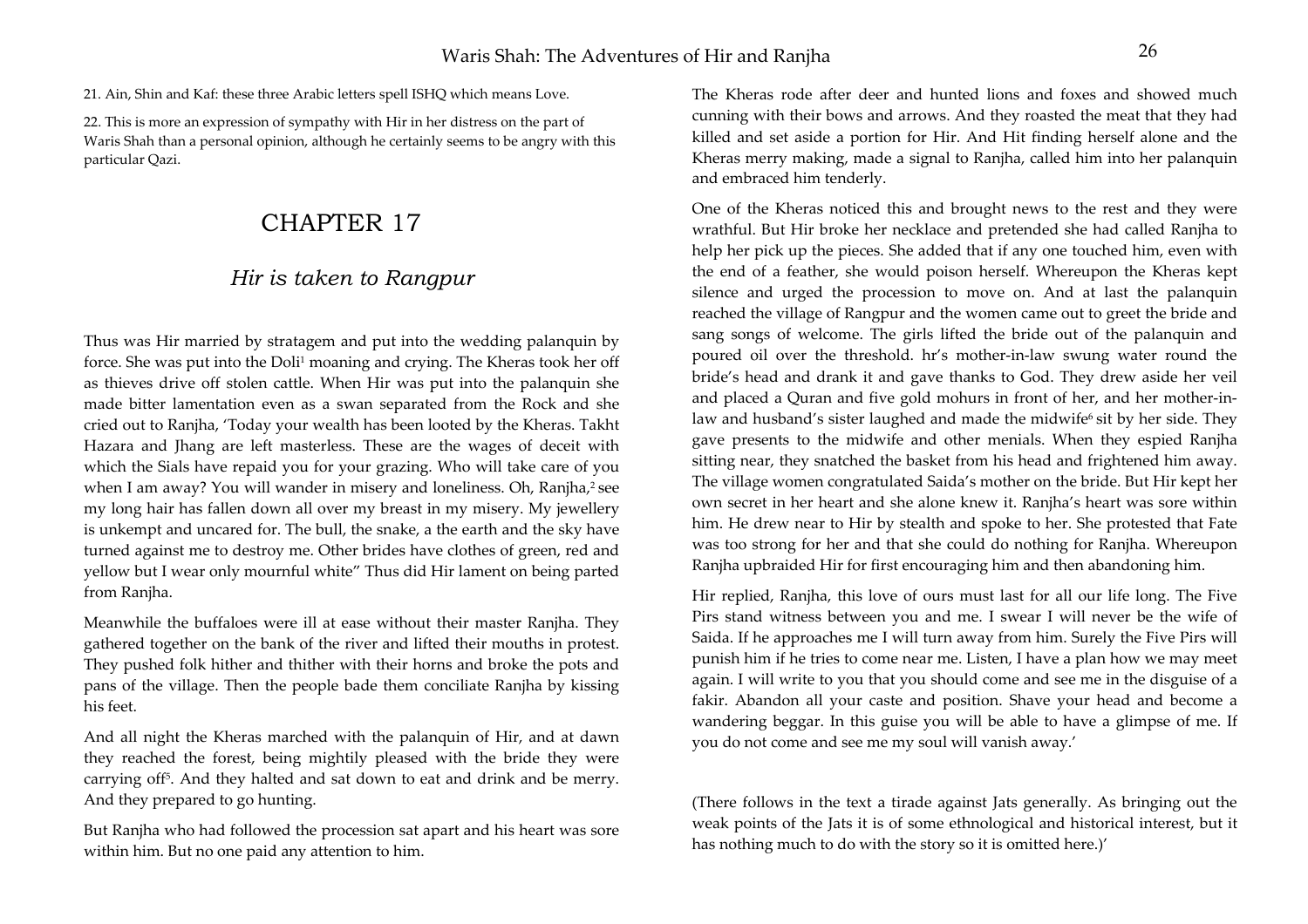21. Ain, Shin and Kaf: these three Arabic letters spell ISHQ which means Love.

22. This is more an expression of sympathy with Hir in her distress on the part of Waris Shah than a personal opinion, although he certainly seems to be angry with this particular Qazi.

# CHAPTER 17

## *Hir is taken to Rangpur*

Thus was Hir married by stratagem and put into the wedding palanquin by force. She was put into the Doli[1] moaning and crying. The Kheras took her off as thieves drive off stolen cattle. When Hir was put into the palanquin she made bitter lamentation even as a swan separated from the Rock and she cried out to Ranjha, 'Today your wealth has been looted by the Kheras. Takht Hazara and Jhang are left masterless. These are the wages of deceit with which the Sials have repaid you for your grazing. Who will take care of you when I am away? You will wander in misery and loneliness. Oh, Ranjha,[2] see my long hair has fallen down all over my breast in my misery. My jewellery is unkempt and uncared for. The bull, the snake, a the earth and the sky have turned against me to destroy me. Other brides have clothes of green, red and yellow but I wear only mournful white" Thus did Hir lament on being parted from Ranjha.

Meanwhile the buffaloes were ill at ease without their master Ranjha. They gathered together on the bank of the river and lifted their mouths in protest. They pushed folk hither and thither with their horns and broke the pots and pans of the village. Then the people bade them conciliate Ranjha by kissing his feet.

And all night the Kheras marched with the palanquin of Hir, and at dawn they reached the forest, being mightily pleased with the bride they were carrying off[5]. And they halted and sat down to eat and drink and be merry. And they prepared to go hunting.

But Ranjha who had followed the procession sat apart and his heart was sore within him. But no one paid any attention to him.

The Kheras rode after deer and hunted lions and foxes and showed much cunning with their bows and arrows. And they roasted the meat that they had killed and set aside a portion for Hir. And Hit finding herself alone and the Kheras merry making, made a signal to Ranjha, called him into her palanquin and embraced him tenderly.

One of the Kheras noticed this and brought news to the rest and they were wrathful. But Hir broke her necklace and pretended she had called Ranjha to help her pick up the pieces. She added that if any one touched him, even with the end of a feather, she would poison herself. Whereupon the Kheras kept silence and urged the procession to move on. And at last the palanquin reached the village of Rangpur and the women came out to greet the bride and sang songs of welcome. The girls lifted the bride out of the palanquin and poured oil over the threshold. hr's mother-in-law swung water round the bride's head and drank it and gave thanks to God. They drew aside her veil and placed a Quran and five gold mohurs in front of her, and her mother-in-law and husband's sister laughed and made the midwife[6] sit by her side. They gave presents to the midwife and other menials. When they espied Ranjha sitting near, they snatched the basket from his head and frightened him away. The village women congratulated Saida's mother on the bride. But Hir kept her own secret in her heart and she alone knew it. Ranjha's heart was sore within him. He drew near to Hir by stealth and spoke to her. She protested that Fate was too strong for her and that she could do nothing for Ranjha. Whereupon Ranjha upbraided Hir for first encouraging him and then abandoning him.

Hir replied, Ranjha, this love of ours must last for all our life long. The Five Pirs stand witness between you and me. I swear I will never be the wife of Saida. If he approaches me I will turn away from him. Surely the Five Pirs will punish him if he tries to come near me. Listen, I have a plan how we may meet again. I will write to you that you should come and see me in the disguise of a fakir. Abandon all your caste and position. Shave your head and become a wandering beggar. In this guise you will be able to have a glimpse of me. If you do not come and see me my soul will vanish away.'

(There follows in the text a tirade against Jats generally. As bringing out the weak points of the Jats it is of some ethnological and historical interest, but it has nothing much to do with the story so it is omitted here.)'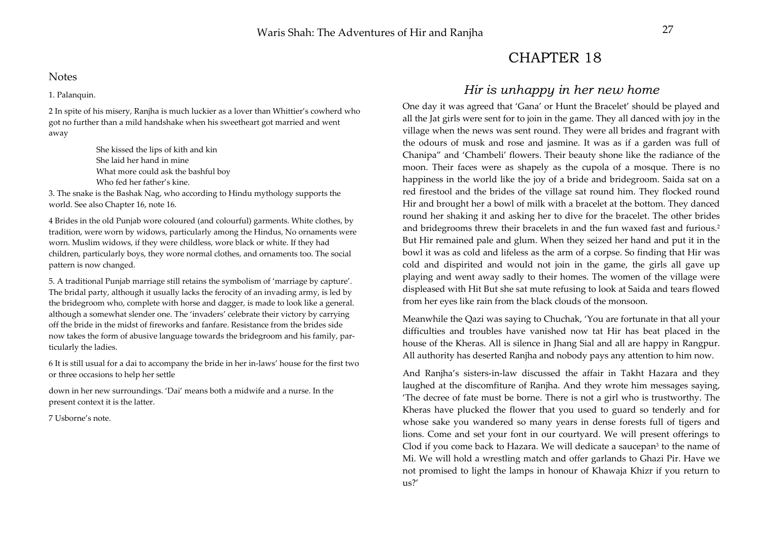## Notes

1. Palanquin.

2 In spite of his misery, Ranjha is much luckier as a lover than Whittier's cowherd who got no further than a mild handshake when his sweetheart got married and went away

> She kissed the lips of kith and kin
> She laid her hand in mine
> What more could ask the bashful boy
> Who fed her father's kine.

3. The snake is the Bashak Nag, who according to Hindu mythology supports the world. See also Chapter 16, note 16.

4 Brides in the old Punjab wore coloured (and colourful) garments. White clothes, by tradition, were worn by widows, particularly among the Hindus, No ornaments were worn. Muslim widows, if they were childless, wore black or white. If they had children, particularly boys, they wore normal clothes, and ornaments too. The social pattern is now changed.

5. A traditional Punjab marriage still retains the symbolism of 'marriage by capture'. The bridal party, although it usually lacks the ferocity of an invading army, is led by the bridegroom who, complete with horse and dagger, is made to look like a general. although a somewhat slender one. The 'invaders' celebrate their victory by carrying off the bride in the midst of fireworks and fanfare. Resistance from the brides side now takes the form of abusive language towards the bridegroom and his family, particularly the ladies.

6 It is still usual for a dai to accompany the bride in her in-laws' house for the first two or three occasions to help her settle

down in her new surroundings. 'Dai' means both a midwife and a nurse. In the present context it is the latter.

7 Usborne's note.

# CHAPTER 18

## *Hir is unhappy in her new home*

One day it was agreed that 'Gana' or Hunt the Bracelet' should be played and all the Jat girls were sent for to join in the game. They all danced with joy in the village when the news was sent round. They were all brides and fragrant with the odours of musk and rose and jasmine. It was as if a garden was full of Chanipa" and 'Chambeli' flowers. Their beauty shone like the radiance of the moon. Their faces were as shapely as the cupola of a mosque. There is no happiness in the world like the joy of a bride and bridegroom. Saida sat on a red firestool and the brides of the village sat round him. They flocked round Hir and brought her a bowl of milk with a bracelet at the bottom. They danced round her shaking it and asking her to dive for the bracelet. The other brides and bridegrooms threw their bracelets in and the fun waxed fast and furious.[2] But Hir remained pale and glum. When they seized her hand and put it in the bowl it was as cold and lifeless as the arm of a corpse. So finding that Hir was cold and dispirited and would not join in the game, the girls all gave up playing and went away sadly to their homes. The women of the village were displeased with Hit But she sat mute refusing to look at Saida and tears flowed from her eyes like rain from the black clouds of the monsoon.

Meanwhile the Qazi was saying to Chuchak, 'You are fortunate in that all your difficulties and troubles have vanished now tat Hir has beat placed in the house of the Kheras. All is silence in Jhang Sial and all are happy in Rangpur. All authority has deserted Ranjha and nobody pays any attention to him now.

And Ranjha's sisters-in-law discussed the affair in Takht Hazara and they laughed at the discomfiture of Ranjha. And they wrote him messages saying, 'The decree of fate must be borne. There is not a girl who is trustworthy. The Kheras have plucked the flower that you used to guard so tenderly and for whose sake you wandered so many years in dense forests full of tigers and lions. Come and set your font in our courtyard. We will present offerings to Clod if you come back to Hazara. We will dedicate a saucepan[3] to the name of Mi. We will hold a wrestling match and offer garlands to Ghazi Pir. Have we not promised to light the lamps in honour of Khawaja Khizr if you return to us?'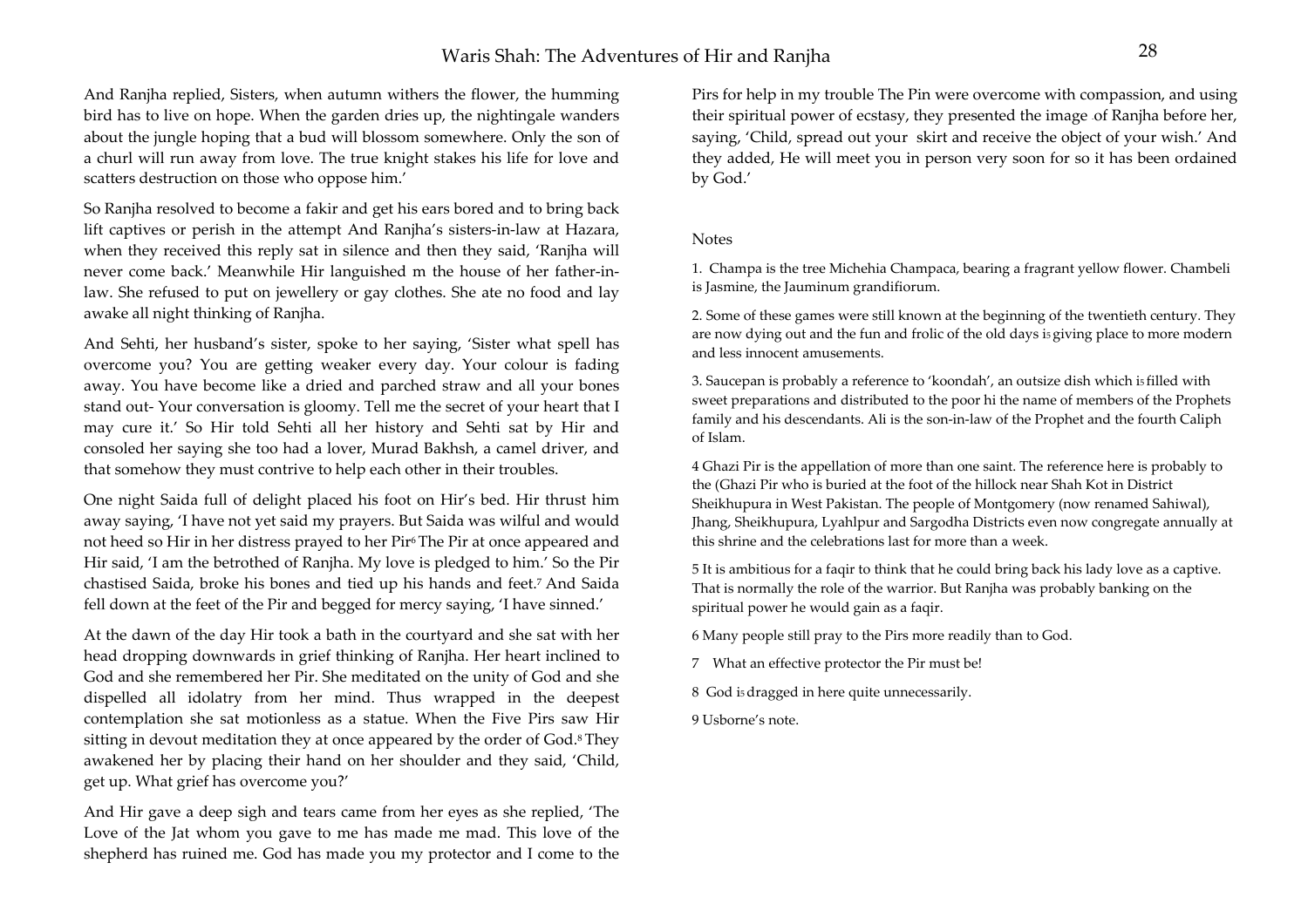And Ranjha replied, Sisters, when autumn withers the flower, the humming bird has to live on hope. When the garden dries up, the nightingale wanders about the jungle hoping that a bud will blossom somewhere. Only the son of a churl will run away from love. The true knight stakes his life for love and scatters destruction on those who oppose him.'

So Ranjha resolved to become a fakir and get his ears bored and to bring back lift captives or perish in the attempt And Ranjha's sisters-in-law at Hazara, when they received this reply sat in silence and then they said, 'Ranjha will never come back.' Meanwhile Hir languished m the house of her father-in-law. She refused to put on jewellery or gay clothes. She ate no food and lay awake all night thinking of Ranjha.

And Sehti, her husband's sister, spoke to her saying, 'Sister what spell has overcome you? You are getting weaker every day. Your colour is fading away. You have become like a dried and parched straw and all your bones stand out- Your conversation is gloomy. Tell me the secret of your heart that I may cure it.' So Hir told Sehti all her history and Sehti sat by Hir and consoled her saying she too had a lover, Murad Bakhsh, a camel driver, and that somehow they must contrive to help each other in their troubles.

One night Saida full of delight placed his foot on Hir's bed. Hir thrust him away saying, 'I have not yet said my prayers. But Saida was wilful and would not heed so Hir in her distress prayed to her Pir[6] The Pir at once appeared and Hir said, 'I am the betrothed of Ranjha. My love is pledged to him.' So the Pir chastised Saida, broke his bones and tied up his hands and feet.[7] And Saida fell down at the feet of the Pir and begged for mercy saying, 'I have sinned.'

At the dawn of the day Hir took a bath in the courtyard and she sat with her head dropping downwards in grief thinking of Ranjha. Her heart inclined to God and she remembered her Pir. She meditated on the unity of God and she dispelled all idolatry from her mind. Thus wrapped in the deepest contemplation she sat motionless as a statue. When the Five Pirs saw Hir sitting in devout meditation they at once appeared by the order of God.[8] They awakened her by placing their hand on her shoulder and they said, 'Child, get up. What grief has overcome you?'

And Hir gave a deep sigh and tears came from her eyes as she replied, 'The Love of the Jat whom you gave to me has made me mad. This love of the shepherd has ruined me. God has made you my protector and I come to the Pirs for help in my trouble The Pin were overcome with compassion, and using their spiritual power of ecstasy, they presented the image of Ranjha before her, saying, 'Child, spread out your skirt and receive the object of your wish.' And they added, He will meet you in person very soon for so it has been ordained by God.'

Notes

1. Champa is the tree Michehia Champaca, bearing a fragrant yellow flower. Chambeli is Jasmine, the Jauminum grandifiorum.

2. Some of these games were still known at the beginning of the twentieth century. They are now dying out and the fun and frolic of the old days is giving place to more modern and less innocent amusements.

3. Saucepan is probably a reference to 'koondah', an outsize dish which is filled with sweet preparations and distributed to the poor hi the name of members of the Prophets family and his descendants. Ali is the son-in-law of the Prophet and the fourth Caliph of Islam.

4 Ghazi Pir is the appellation of more than one saint. The reference here is probably to the (Ghazi Pir who is buried at the foot of the hillock near Shah Kot in District Sheikhupura in West Pakistan. The people of Montgomery (now renamed Sahiwal), Jhang, Sheikhupura, Lyahlpur and Sargodha Districts even now congregate annually at this shrine and the celebrations last for more than a week.

5 It is ambitious for a faqir to think that he could bring back his lady love as a captive. That is normally the role of the warrior. But Ranjha was probably banking on the spiritual power he would gain as a faqir.

6 Many people still pray to the Pirs more readily than to God.

7 What an effective protector the Pir must be!

8 God is dragged in here quite unnecessarily.

9 Usborne's note.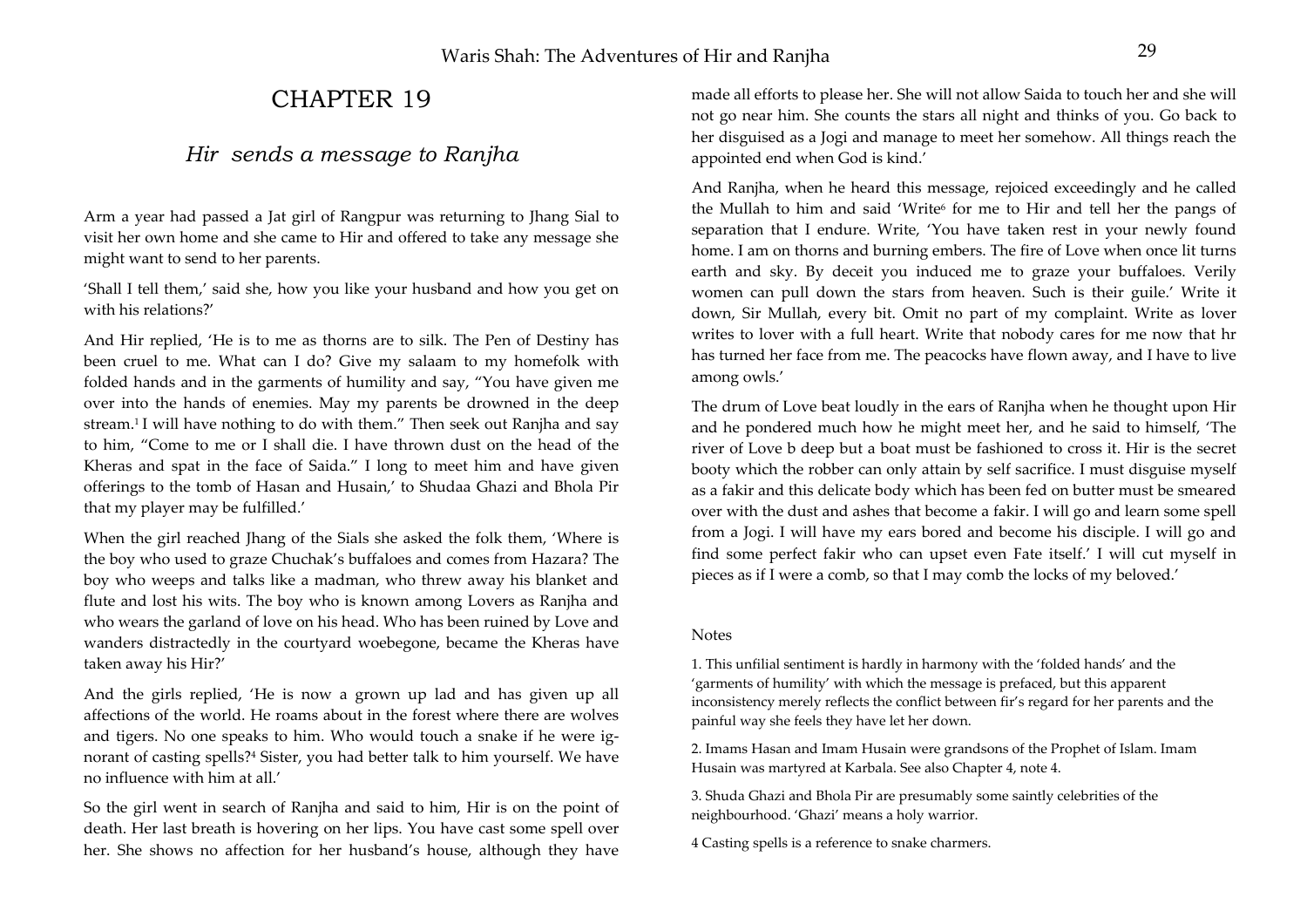# CHAPTER 19

## *Hir sends a message to Ranjha*

Arm a year had passed a Jat girl of Rangpur was returning to Jhang Sial to visit her own home and she came to Hir and offered to take any message she might want to send to her parents.

'Shall I tell them,' said she, how you like your husband and how you get on with his relations?'

And Hir replied, 'He is to me as thorns are to silk. The Pen of Destiny has been cruel to me. What can I do? Give my salaam to my homefolk with folded hands and in the garments of humility and say, "You have given me over into the hands of enemies. May my parents be drowned in the deep stream.[1] I will have nothing to do with them." Then seek out Ranjha and say to him, "Come to me or I shall die. I have thrown dust on the head of the Kheras and spat in the face of Saida." I long to meet him and have given offerings to the tomb of Hasan and Husain,' to Shudaa Ghazi and Bhola Pir that my player may be fulfilled.'

When the girl reached Jhang of the Sials she asked the folk them, 'Where is the boy who used to graze Chuchak's buffaloes and comes from Hazara? The boy who weeps and talks like a madman, who threw away his blanket and flute and lost his wits. The boy who is known among Lovers as Ranjha and who wears the garland of love on his head. Who has been ruined by Love and wanders distractedly in the courtyard woebegone, became the Kheras have taken away his Hir?'

And the girls replied, 'He is now a grown up lad and has given up all affections of the world. He roams about in the forest where there are wolves and tigers. No one speaks to him. Who would touch a snake if he were ignorant of casting spells?[4] Sister, you had better talk to him yourself. We have no influence with him at all.'

So the girl went in search of Ranjha and said to him, Hir is on the point of death. Her last breath is hovering on her lips. You have cast some spell over her. She shows no affection for her husband's house, although they have made all efforts to please her. She will not allow Saida to touch her and she will not go near him. She counts the stars all night and thinks of you. Go back to her disguised as a Jogi and manage to meet her somehow. All things reach the appointed end when God is kind.'

And Ranjha, when he heard this message, rejoiced exceedingly and he called the Mullah to him and said 'Write[6] for me to Hir and tell her the pangs of separation that I endure. Write, 'You have taken rest in your newly found home. I am on thorns and burning embers. The fire of Love when once lit turns earth and sky. By deceit you induced me to graze your buffaloes. Verily women can pull down the stars from heaven. Such is their guile.' Write it down, Sir Mullah, every bit. Omit no part of my complaint. Write as lover writes to lover with a full heart. Write that nobody cares for me now that hr has turned her face from me. The peacocks have flown away, and I have to live among owls.'

The drum of Love beat loudly in the ears of Ranjha when he thought upon Hir and he pondered much how he might meet her, and he said to himself, 'The river of Love b deep but a boat must be fashioned to cross it. Hir is the secret booty which the robber can only attain by self sacrifice. I must disguise myself as a fakir and this delicate body which has been fed on butter must be smeared over with the dust and ashes that become a fakir. I will go and learn some spell from a Jogi. I will have my ears bored and become his disciple. I will go and find some perfect fakir who can upset even Fate itself.' I will cut myself in pieces as if I were a comb, so that I may comb the locks of my beloved.'

Notes

1. This unfilial sentiment is hardly in harmony with the 'folded hands' and the 'garments of humility' with which the message is prefaced, but this apparent inconsistency merely reflects the conflict between fir's regard for her parents and the painful way she feels they have let her down.

2. Imams Hasan and Imam Husain were grandsons of the Prophet of Islam. Imam Husain was martyred at Karbala. See also Chapter 4, note 4.

3. Shuda Ghazi and Bhola Pir are presumably some saintly celebrities of the neighbourhood. 'Ghazi' means a holy warrior.

4 Casting spells is a reference to snake charmers.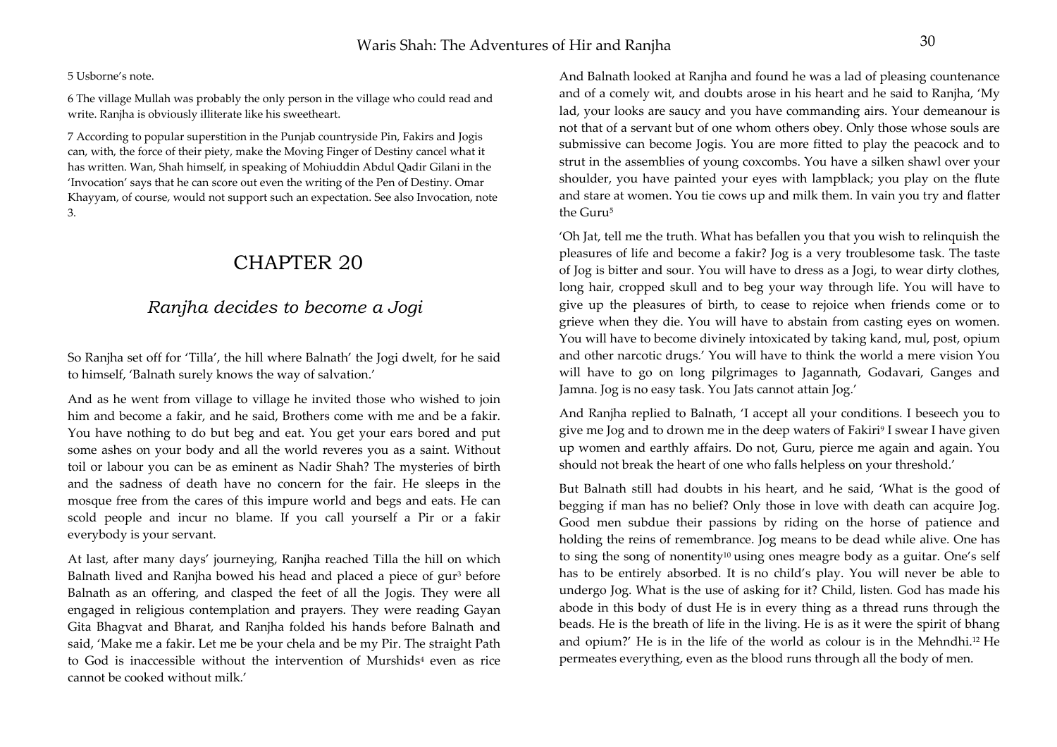5 Usborne's note.

6 The village Mullah was probably the only person in the village who could read and write. Ranjha is obviously illiterate like his sweetheart.

7 According to popular superstition in the Punjab countryside Pin, Fakirs and Jogis can, with the force of their piety, make the Moving Finger of Destiny cancel what it has written. Wan, Shah himself, in speaking of Mohiuddin Abdul Qadir Gilani in the 'Invocation' says that he can score out even the writing of the Pen of Destiny. Omar Khayyam, of course, would not support such an expectation. See also Invocation, note 3.

# CHAPTER 20

## *Ranjha decides to become a Jogi*

So Ranjha set off for 'Tilla', the hill where Balnath' the Jogi dwelt, for he said to himself, 'Balnath surely knows the way of salvation.'

And as he went from village to village he invited those who wished to join him and become a fakir, and he said, Brothers come with me and be a fakir. You have nothing to do but beg and eat. You get your ears bored and put some ashes on your body and all the world reveres you as a saint. Without toil or labour you can be as eminent as Nadir Shah? The mysteries of birth and the sadness of death have no concern for the fair. He sleeps in the mosque free from the cares of this impure world and begs and eats. He can scold people and incur no blame. If you call yourself a Pir or a fakir everybody is your servant.

At last, after many days' journeying, Ranjha reached Tilla the hill on which Balnath lived and Ranjha bowed his head and placed a piece of gur[3] before Balnath as an offering, and clasped the feet of all the Jogis. They were all engaged in religious contemplation and prayers. They were reading Gayan Gita Bhagvat and Bharat, and Ranjha folded his hands before Balnath and said, 'Make me a fakir. Let me be your chela and be my Pir. The straight Path to God is inaccessible without the intervention of Murshids[4] even as rice cannot be cooked without milk.'

And Balnath looked at Ranjha and found he was a lad of pleasing countenance and of a comely wit, and doubts arose in his heart and he said to Ranjha, 'My lad, your looks are saucy and you have commanding airs. Your demeanour is not that of a servant but of one whom others obey. Only those whose souls are submissive can become Jogis. You are more fitted to play the peacock and to strut in the assemblies of young coxcombs. You have a silken shawl over your shoulder, you have painted your eyes with lampblack; you play on the flute and stare at women. You tie cows up and milk them. In vain you try and flatter the Guru[5]

'Oh Jat, tell me the truth. What has befallen you that you wish to relinquish the pleasures of life and become a fakir? Jog is a very troublesome task. The taste of Jog is bitter and sour. You will have to dress as a Jogi, to wear dirty clothes, long hair, cropped skull and to beg your way through life. You will have to give up the pleasures of birth, to cease to rejoice when friends come or to grieve when they die. You will have to abstain from casting eyes on women. You will have to become divinely intoxicated by taking kand, mul, post, opium and other narcotic drugs.' You will have to think the world a mere vision You will have to go on long pilgrimages to Jagannath, Godavari, Ganges and Jamna. Jog is no easy task. You Jats cannot attain Jog.'

And Ranjha replied to Balnath, 'I accept all your conditions. I beseech you to give me Jog and to drown me in the deep waters of Fakiri[9] I swear I have given up women and earthly affairs. Do not, Guru, pierce me again and again. You should not break the heart of one who falls helpless on your threshold.'

But Balnath still had doubts in his heart, and he said, 'What is the good of begging if man has no belief? Only those in love with death can acquire Jog. Good men subdue their passions by riding on the horse of patience and holding the reins of remembrance. Jog means to be dead while alive. One has to sing the song of nonentity[10] using ones meagre body as a guitar. One's self has to be entirely absorbed. It is no child's play. You will never be able to undergo Jog. What is the use of asking for it? Child, listen. God has made his abode in this body of dust He is in every thing as a thread runs through the beads. He is the breath of life in the living. He is as it were the spirit of bhang and opium?' He is in the life of the world as colour is in the Mehndhi.[12] He permeates everything, even as the blood runs through all the body of men.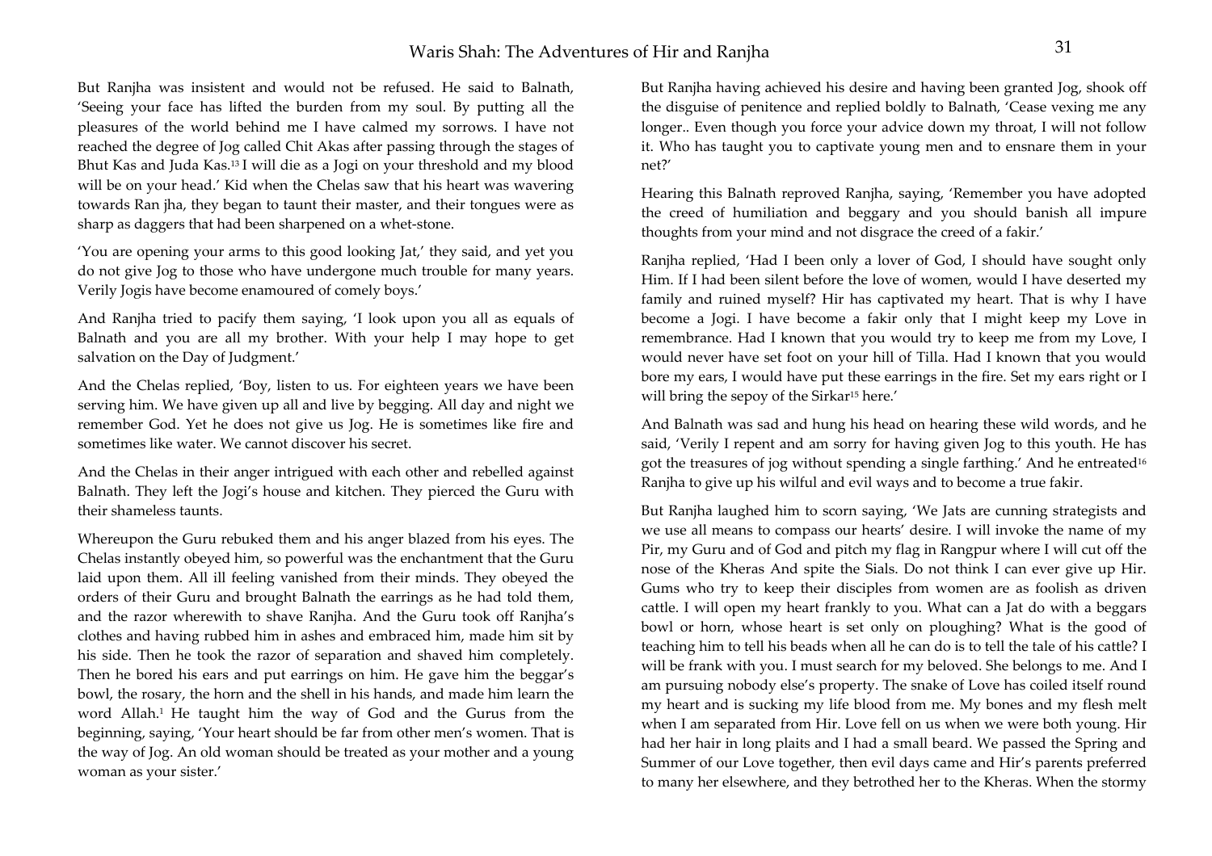But Ranjha was insistent and would not be refused. He said to Balnath, 'Seeing your face has lifted the burden from my soul. By putting all the pleasures of the world behind me I have calmed my sorrows. I have not reached the degree of Jog called Chit Akas after passing through the stages of Bhut Kas and Juda Kas.[13] I will die as a Jogi on your threshold and my blood will be on your head.' Kid when the Chelas saw that his heart was wavering towards Ran jha, they began to taunt their master, and their tongues were as sharp as daggers that had been sharpened on a whet-stone.

'You are opening your arms to this good looking Jat,' they said, and yet you do not give Jog to those who have undergone much trouble for many years. Verily Jogis have become enamoured of comely boys.'

And Ranjha tried to pacify them saying, 'I look upon you all as equals of Balnath and you are all my brother. With your help I may hope to get salvation on the Day of Judgment.'

And the Chelas replied, 'Boy, listen to us. For eighteen years we have been serving him. We have given up all and live by begging. All day and night we remember God. Yet he does not give us Jog. He is sometimes like fire and sometimes like water. We cannot discover his secret.

And the Chelas in their anger intrigued with each other and rebelled against Balnath. They left the Jogi's house and kitchen. They pierced the Guru with their shameless taunts.

Whereupon the Guru rebuked them and his anger blazed from his eyes. The Chelas instantly obeyed him, so powerful was the enchantment that the Guru laid upon them. All ill feeling vanished from their minds. They obeyed the orders of their Guru and brought Balnath the earrings as he had told them, and the razor wherewith to shave Ranjha. And the Guru took off Ranjha's clothes and having rubbed him in ashes and embraced him, made him sit by his side. Then he took the razor of separation and shaved him completely. Then he bored his ears and put earrings on him. He gave him the beggar's bowl, the rosary, the horn and the shell in his hands, and made him learn the word Allah.[1] He taught him the way of God and the Gurus from the beginning, saying, 'Your heart should be far from other men's women. That is the way of Jog. An old woman should be treated as your mother and a young woman as your sister.'

But Ranjha having achieved his desire and having been granted Jog, shook off the disguise of penitence and replied boldly to Balnath, 'Cease vexing me any longer.. Even though you force your advice down my throat, I will not follow it. Who has taught you to captivate young men and to ensnare them in your net?'

Hearing this Balnath reproved Ranjha, saying, 'Remember you have adopted the creed of humiliation and beggary and you should banish all impure thoughts from your mind and not disgrace the creed of a fakir.'

Ranjha replied, 'Had I been only a lover of God, I should have sought only Him. If I had been silent before the love of women, would I have deserted my family and ruined myself? Hir has captivated my heart. That is why I have become a Jogi. I have become a fakir only that I might keep my Love in remembrance. Had I known that you would try to keep me from my Love, I would never have set foot on your hill of Tilla. Had I known that you would bore my ears, I would have put these earrings in the fire. Set my ears right or I will bring the sepoy of the Sirkar[15] here.'

And Balnath was sad and hung his head on hearing these wild words, and he said, 'Verily I repent and am sorry for having given Jog to this youth. He has got the treasures of jog without spending a single farthing.' And he entreated[16] Ranjha to give up his wilful and evil ways and to become a true fakir.

But Ranjha laughed him to scorn saying, 'We Jats are cunning strategists and we use all means to compass our hearts' desire. I will invoke the name of my Pir, my Guru and of God and pitch my flag in Rangpur where I will cut off the nose of the Kheras And spite the Sials. Do not think I can ever give up Hir. Gums who try to keep their disciples from women are as foolish as driven cattle. I will open my heart frankly to you. What can a Jat do with a beggars bowl or horn, whose heart is set only on ploughing? What is the good of teaching him to tell his beads when all he can do is to tell the tale of his cattle? I will be frank with you. I must search for my beloved. She belongs to me. And I am pursuing nobody else's property. The snake of Love has coiled itself round my heart and is sucking my life blood from me. My bones and my flesh melt when I am separated from Hir. Love fell on us when we were both young. Hir had her hair in long plaits and I had a small beard. We passed the Spring and Summer of our Love together, then evil days came and Hir's parents preferred to many her elsewhere, and they betrothed her to the Kheras. When the stormy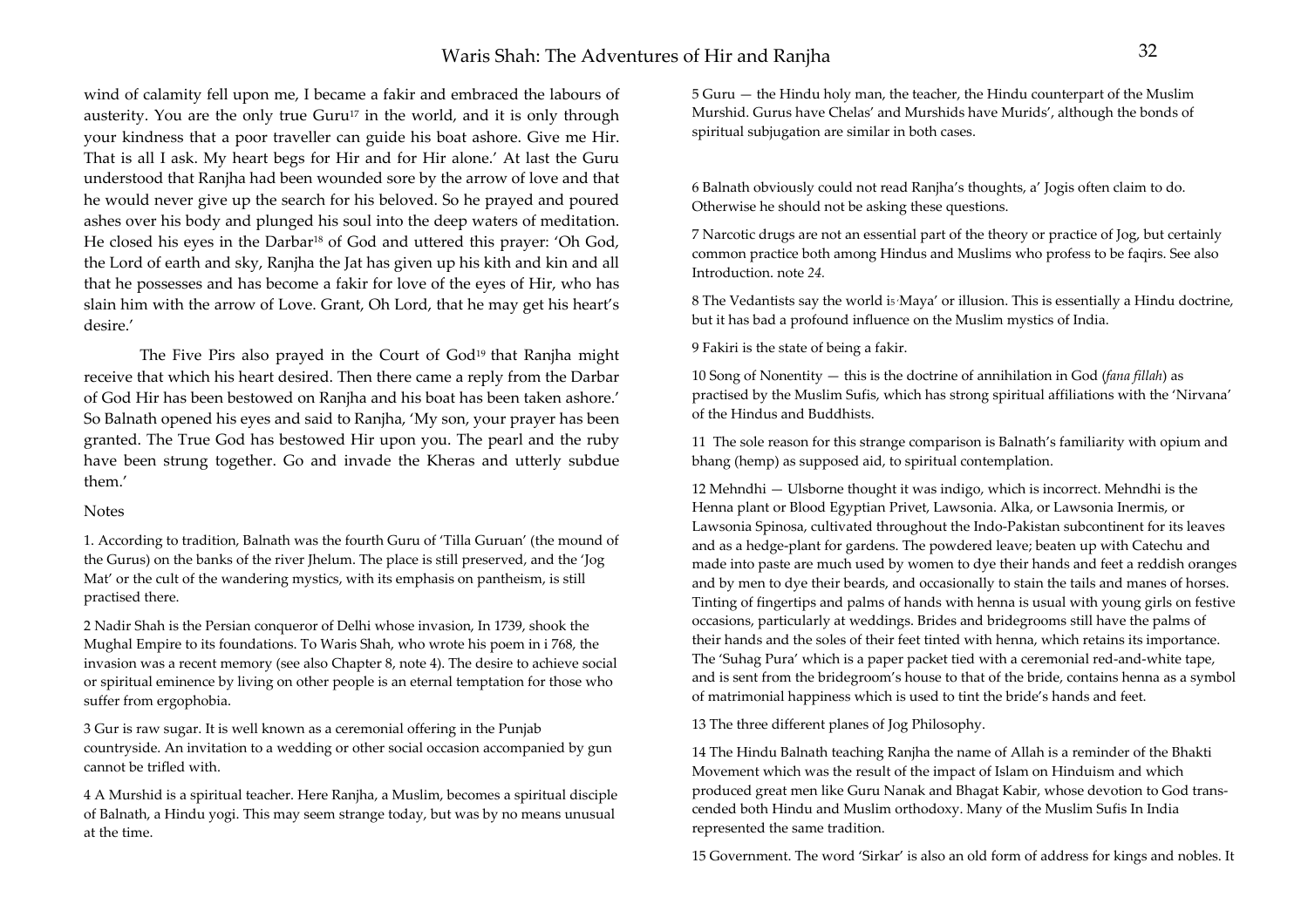wind of calamity fell upon me, I became a fakir and embraced the labours of austerity. You are the only true Guru[17] in the world, and it is only through your kindness that a poor traveller can guide his boat ashore. Give me Hir. That is all I ask. My heart begs for Hir and for Hir alone.' At last the Guru understood that Ranjha had been wounded sore by the arrow of love and that he would never give up the search for his beloved. So he prayed and poured ashes over his body and plunged his soul into the deep waters of meditation. He closed his eyes in the Darbar[18] of God and uttered this prayer: 'Oh God, the Lord of earth and sky, Ranjha the Jat has given up his kith and kin and all that he possesses and has become a fakir for love of the eyes of Hir, who has slain him with the arrow of Love. Grant, Oh Lord, that he may get his heart's desire.'

The Five Pirs also prayed in the Court of God[19] that Ranjha might receive that which his heart desired. Then there came a reply from the Darbar of God Hir has been bestowed on Ranjha and his boat has been taken ashore.' So Balnath opened his eyes and said to Ranjha, 'My son, your prayer has been granted. The True God has bestowed Hir upon you. The pearl and the ruby have been strung together. Go and invade the Kheras and utterly subdue them.'

Notes

1. According to tradition, Balnath was the fourth Guru of 'Tilla Guruan' (the mound of the Gurus) on the banks of the river Jhelum. The place is still preserved, and the 'Jog Mat' or the cult of the wandering mystics, with its emphasis on pantheism, is still practised there.

2 Nadir Shah is the Persian conqueror of Delhi whose invasion, In 1739, shook the Mughal Empire to its foundations. To Waris Shah, who wrote his poem in i 768, the invasion was a recent memory (see also Chapter 8, note 4). The desire to achieve social or spiritual eminence by living on other people is an eternal temptation for those who suffer from ergophobia.

3 Gur is raw sugar. It is well known as a ceremonial offering in the Punjab countryside. An invitation to a wedding or other social occasion accompanied by gun cannot be trifled with.

4 A Murshid is a spiritual teacher. Here Ranjha, a Muslim, becomes a spiritual disciple of Balnath, a Hindu yogi. This may seem strange today, but was by no means unusual at the time.

5 Guru — the Hindu holy man, the teacher, the Hindu counterpart of the Muslim Murshid. Gurus have Chelas' and Murshids have Murids', although the bonds of spiritual subjugation are similar in both cases.

6 Balnath obviously could not read Ranjha's thoughts, a' Jogis often claim to do. Otherwise he should not be asking these questions.

7 Narcotic drugs are not an essential part of the theory or practice of Jog, but certainly common practice both among Hindus and Muslims who profess to be faqirs. See also Introduction. note *24*.

8 The Vedantists say the world is 'Maya' or illusion. This is essentially a Hindu doctrine, but it has bad a profound influence on the Muslim mystics of India.

9 Fakiri is the state of being a fakir.

10 Song of Nonentity — this is the doctrine of annihilation in God (*fana fillah*) as practised by the Muslim Sufis, which has strong spiritual affiliations with the 'Nirvana' of the Hindus and Buddhists.

11 The sole reason for this strange comparison is Balnath's familiarity with opium and bhang (hemp) as supposed aid, to spiritual contemplation.

12 Mehndhi — Ulsborne thought it was indigo, which is incorrect. Mehndhi is the Henna plant or Blood Egyptian Privet, Lawsonia. Alka, or Lawsonia Inermis, or Lawsonia Spinosa, cultivated throughout the Indo-Pakistan subcontinent for its leaves and as a hedge-plant for gardens. The powdered leave; beaten up with Catechu and made into paste are much used by women to dye their hands and feet a reddish oranges and by men to dye their beards, and occasionally to stain the tails and manes of horses. Tinting of fingertips and palms of hands with henna is usual with young girls on festive occasions, particularly at weddings. Brides and bridegrooms still have the palms of their hands and the soles of their feet tinted with henna, which retains its importance. The 'Suhag Pura' which is a paper packet tied with a ceremonial red-and-white tape, and is sent from the bridegroom's house to that of the bride, contains henna as a symbol of matrimonial happiness which is used to tint the bride's hands and feet.

13 The three different planes of Jog Philosophy.

14 The Hindu Balnath teaching Ranjha the name of Allah is a reminder of the Bhakti Movement which was the result of the impact of Islam on Hinduism and which produced great men like Guru Nanak and Bhagat Kabir, whose devotion to God transcended both Hindu and Muslim orthodoxy. Many of the Muslim Sufis In India represented the same tradition.

15 Government. The word 'Sirkar' is also an old form of address for kings and nobles. It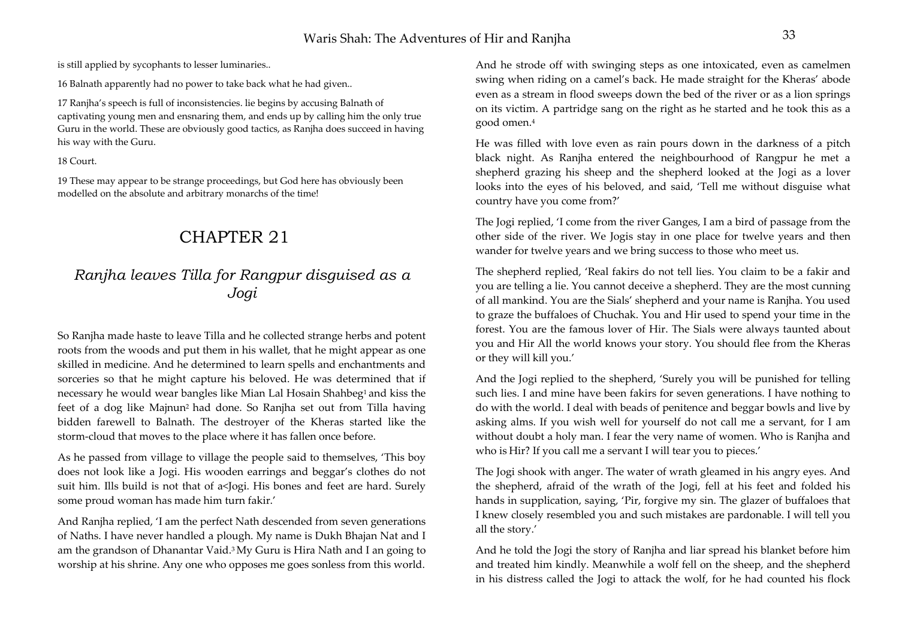is still applied by sycophants to lesser luminaries..

16 Balnath apparently had no power to take back what he had given..

17 Ranjha's speech is full of inconsistencies. lie begins by accusing Balnath of captivating young men and ensnaring them, and ends up by calling him the only true Guru in the world. These are obviously good tactics, as Ranjha does succeed in having his way with the Guru.

18 Court.

19 These may appear to be strange proceedings, but God here has obviously been modelled on the absolute and arbitrary monarchs of the time!

# CHAPTER 21

## *Ranjha leaves Tilla for Rangpur disguised as a Jogi*

So Ranjha made haste to leave Tilla and he collected strange herbs and potent roots from the woods and put them in his wallet, that he might appear as one skilled in medicine. And he determined to learn spells and enchantments and sorceries so that he might capture his beloved. He was determined that if necessary he would wear bangles like Mian Lal Hosain Shahbeg[1] and kiss the feet of a dog like Majnun[2] had done. So Ranjha set out from Tilla having bidden farewell to Balnath. The destroyer of the Kheras started like the storm-cloud that moves to the place where it has fallen once before.

As he passed from village to village the people said to themselves, 'This boy does not look like a Jogi. His wooden earrings and beggar's clothes do not suit him. Ills build is not that of a<Jogi. His bones and feet are hard. Surely some proud woman has made him turn fakir.'

And Ranjha replied, 'I am the perfect Nath descended from seven generations of Naths. I have never handled a plough. My name is Dukh Bhajan Nat and I am the grandson of Dhanantar Vaid.[3] My Guru is Hira Nath and I an going to worship at his shrine. Any one who opposes me goes sonless from this world.

And he strode off with swinging steps as one intoxicated, even as camelmen swing when riding on a camel's back. He made straight for the Kheras' abode even as a stream in flood sweeps down the bed of the river or as a lion springs on its victim. A partridge sang on the right as he started and he took this as a good omen.[4]

He was filled with love even as rain pours down in the darkness of a pitch black night. As Ranjha entered the neighbourhood of Rangpur he met a shepherd grazing his sheep and the shepherd looked at the Jogi as a lover looks into the eyes of his beloved, and said, 'Tell me without disguise what country have you come from?'

The Jogi replied, 'I come from the river Ganges, I am a bird of passage from the other side of the river. We Jogis stay in one place for twelve years and then wander for twelve years and we bring success to those who meet us.

The shepherd replied, 'Real fakirs do not tell lies. You claim to be a fakir and you are telling a lie. You cannot deceive a shepherd. They are the most cunning of all mankind. You are the Sials' shepherd and your name is Ranjha. You used to graze the buffaloes of Chuchak. You and Hir used to spend your time in the forest. You are the famous lover of Hir. The Sials were always taunted about you and Hir All the world knows your story. You should flee from the Kheras or they will kill you.'

And the Jogi replied to the shepherd, 'Surely you will be punished for telling such lies. I and mine have been fakirs for seven generations. I have nothing to do with the world. I deal with beads of penitence and beggar bowls and live by asking alms. If you wish well for yourself do not call me a servant, for I am without doubt a holy man. I fear the very name of women. Who is Ranjha and who is Hir? If you call me a servant I will tear you to pieces.'

The Jogi shook with anger. The water of wrath gleamed in his angry eyes. And the shepherd, afraid of the wrath of the Jogi, fell at his feet and folded his hands in supplication, saying, 'Pir, forgive my sin. The glazer of buffaloes that I knew closely resembled you and such mistakes are pardonable. I will tell you all the story.'

And he told the Jogi the story of Ranjha and liar spread his blanket before him and treated him kindly. Meanwhile a wolf fell on the sheep, and the shepherd in his distress called the Jogi to attack the wolf, for he had counted his flock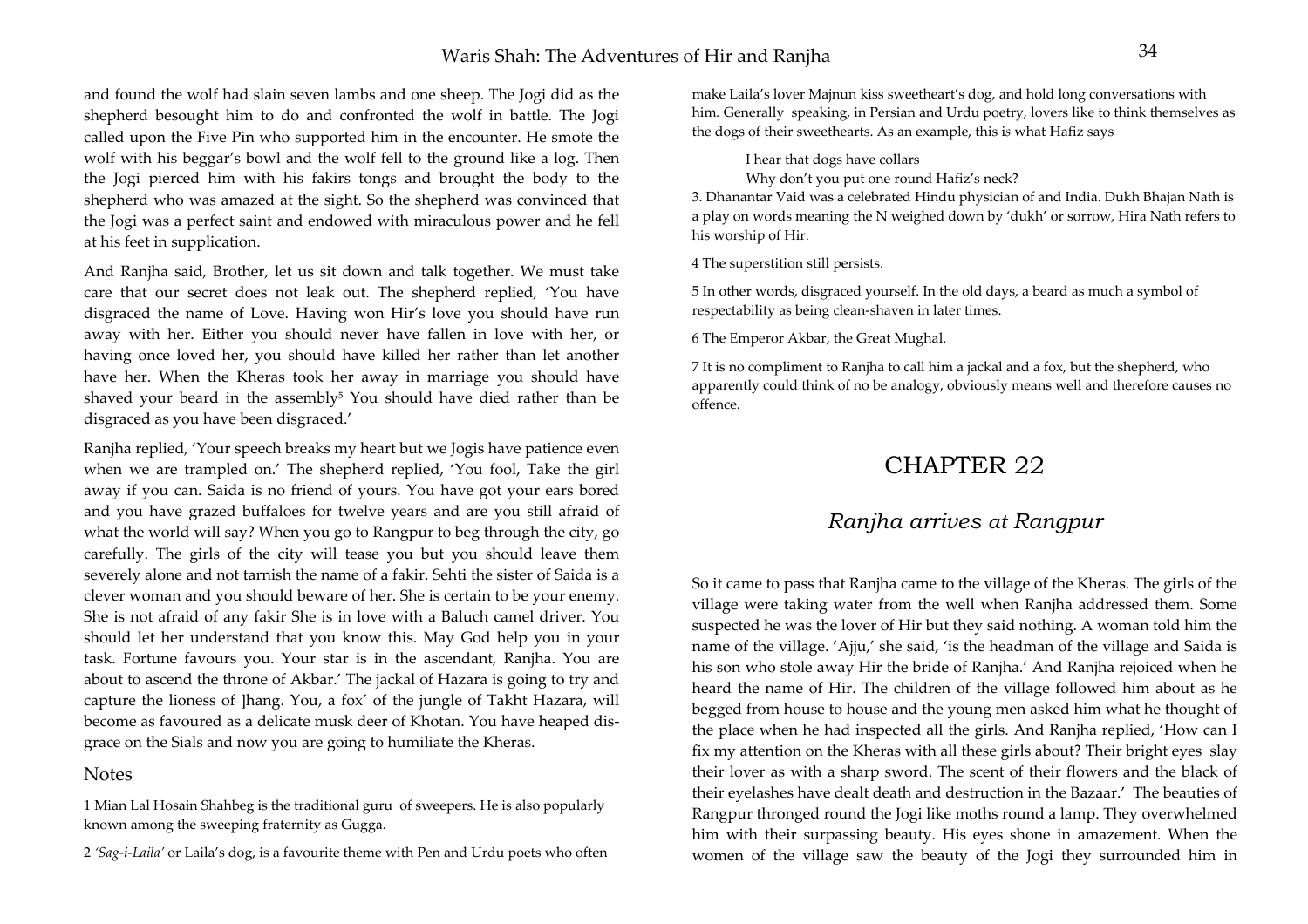and found the wolf had slain seven lambs and one sheep. The Jogi did as the shepherd besought him to do and confronted the wolf in battle. The Jogi called upon the Five Pin who supported him in the encounter. He smote the wolf with his beggar's bowl and the wolf fell to the ground like a log. Then the Jogi pierced him with his fakirs tongs and brought the body to the shepherd who was amazed at the sight. So the shepherd was convinced that the Jogi was a perfect saint and endowed with miraculous power and he fell at his feet in supplication.

And Ranjha said, Brother, let us sit down and talk together. We must take care that our secret does not leak out. The shepherd replied, 'You have disgraced the name of Love. Having won Hir's love you should have run away with her. Either you should never have fallen in love with her, or having once loved her, you should have killed her rather than let another have her. When the Kheras took her away in marriage you should have shaved your beard in the assembly[5] You should have died rather than be disgraced as you have been disgraced.'

Ranjha replied, 'Your speech breaks my heart but we Jogis have patience even when we are trampled on.' The shepherd replied, 'You fool, Take the girl away if you can. Saida is no friend of yours. You have got your ears bored and you have grazed buffaloes for twelve years and are you still afraid of what the world will say? When you go to Rangpur to beg through the city, go carefully. The girls of the city will tease you but you should leave them severely alone and not tarnish the name of a fakir. Sehti the sister of Saida is a clever woman and you should beware of her. She is certain to be your enemy. She is not afraid of any fakir She is in love with a Baluch camel driver. You should let her understand that you know this. May God help you in your task. Fortune favours you. Your star is in the ascendant, Ranjha. You are about to ascend the throne of Akbar.' The jackal of Hazara is going to try and capture the lioness of Jhang. You, a fox' of the jungle of Takht Hazara, will become as favoured as a delicate musk deer of Khotan. You have heaped disgrace on the Sials and now you are going to humiliate the Kheras.

## Notes

1 Mian Lal Hosain Shahbeg is the traditional guru of sweepers. He is also popularly known among the sweeping fraternity as Gugga.

2 *'Sag-i-Laila'* or Laila's dog, is a favourite theme with Pen and Urdu poets who often make Laila's lover Majnun kiss sweetheart's dog, and hold long conversations with him. Generally speaking, in Persian and Urdu poetry, lovers like to think themselves as the dogs of their sweethearts. As an example, this is what Hafiz says

> I hear that dogs have collars
> Why don't you put one round Hafiz's neck?

3. Dhanantar Vaid was a celebrated Hindu physician of and India. Dukh Bhajan Nath is a play on words meaning the N weighed down by 'dukh' or sorrow, Hira Nath refers to his worship of Hir.

4 The superstition still persists.

5 In other words, disgraced yourself. In the old days, a beard as much a symbol of respectability as being clean-shaven in later times.

6 The Emperor Akbar, the Great Mughal.

7 It is no compliment to Ranjha to call him a jackal and a fox, but the shepherd, who apparently could think of no be analogy, obviously means well and therefore causes no offence.

# CHAPTER 22

## *Ranjha arrives at Rangpur*

So it came to pass that Ranjha came to the village of the Kheras. The girls of the village were taking water from the well when Ranjha addressed them. Some suspected he was the lover of Hir but they said nothing. A woman told him the name of the village. 'Ajju,' she said, 'is the headman of the village and Saida is his son who stole away Hir the bride of Ranjha.' And Ranjha rejoiced when he heard the name of Hir. The children of the village followed him about as he begged from house to house and the young men asked him what he thought of the place when he had inspected all the girls. And Ranjha replied, 'How can I fix my attention on the Kheras with all these girls about? Their bright eyes slay their lover as with a sharp sword. The scent of their flowers and the black of their eyelashes have dealt death and destruction in the Bazaar.' The beauties of Rangpur thronged round the Jogi like moths round a lamp. They overwhelmed him with their surpassing beauty. His eyes shone in amazement. When the women of the village saw the beauty of the Jogi they surrounded him in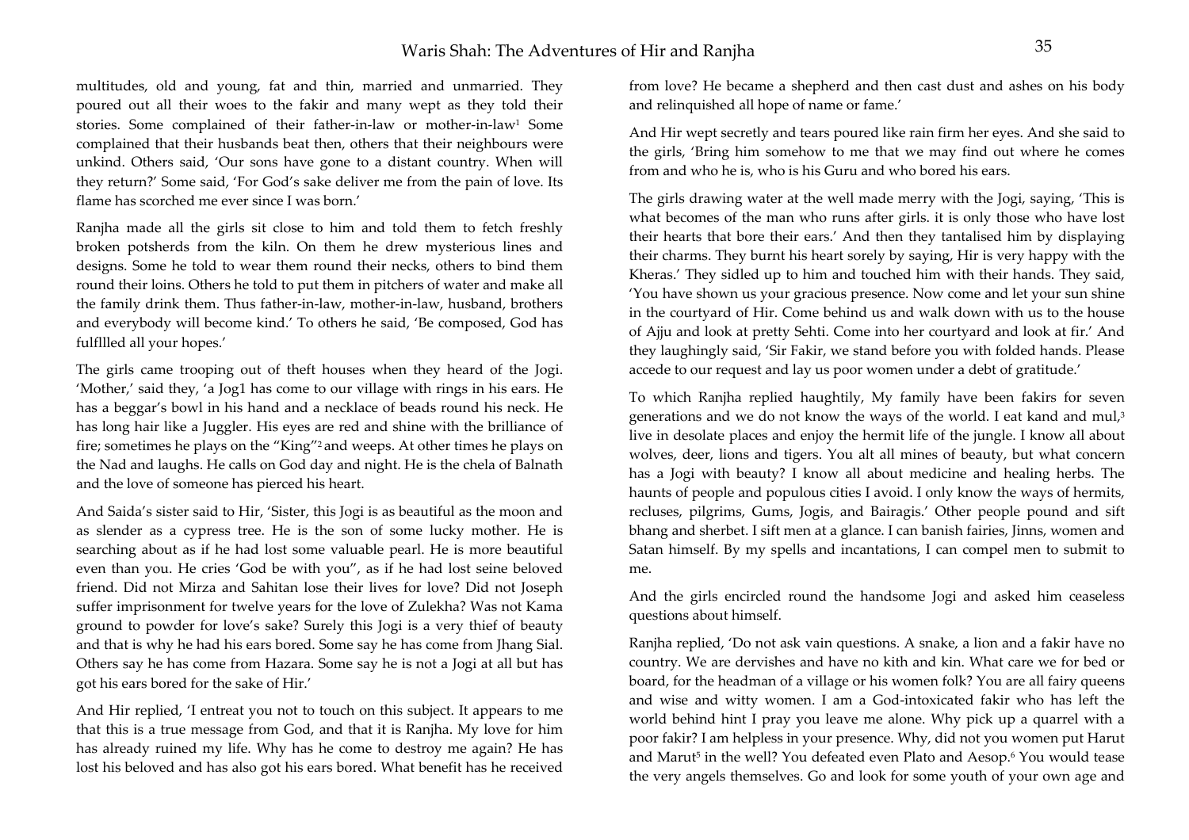multitudes, old and young, fat and thin, married and unmarried. They poured out all their woes to the fakir and many wept as they told their stories. Some complained of their father-in-law or mother-in-law[1] Some complained that their husbands beat then, others that their neighbours were unkind. Others said, 'Our sons have gone to a distant country. When will they return?' Some said, 'For God's sake deliver me from the pain of love. Its flame has scorched me ever since I was born.'

Ranjha made all the girls sit close to him and told them to fetch freshly broken potsherds from the kiln. On them he drew mysterious lines and designs. Some he told to wear them round their necks, others to bind them round their loins. Others he told to put them in pitchers of water and make all the family drink them. Thus father-in-law, mother-in-law, husband, brothers and everybody will become kind.' To others he said, 'Be composed, God has fulfllled all your hopes.'

The girls came trooping out of theft houses when they heard of the Jogi. 'Mother,' said they, 'a Jog1 has come to our village with rings in his ears. He has a beggar's bowl in his hand and a necklace of beads round his neck. He has long hair like a Juggler. His eyes are red and shine with the brilliance of fire; sometimes he plays on the "King"[2] and weeps. At other times he plays on the Nad and laughs. He calls on God day and night. He is the chela of Balnath and the love of someone has pierced his heart.

And Saida's sister said to Hir, 'Sister, this Jogi is as beautiful as the moon and as slender as a cypress tree. He is the son of some lucky mother. He is searching about as if he had lost some valuable pearl. He is more beautiful even than you. He cries 'God be with you", as if he had lost seine beloved friend. Did not Mirza and Sahitan lose their lives for love? Did not Joseph suffer imprisonment for twelve years for the love of Zulekha? Was not Kama ground to powder for love's sake? Surely this Jogi is a very thief of beauty and that is why he had his ears bored. Some say he has come from Jhang Sial. Others say he has come from Hazara. Some say he is not a Jogi at all but has got his ears bored for the sake of Hir.'

And Hir replied, 'I entreat you not to touch on this subject. It appears to me that this is a true message from God, and that it is Ranjha. My love for him has already ruined my life. Why has he come to destroy me again? He has lost his beloved and has also got his ears bored. What benefit has he received from love? He became a shepherd and then cast dust and ashes on his body and relinquished all hope of name or fame.'

And Hir wept secretly and tears poured like rain firm her eyes. And she said to the girls, 'Bring him somehow to me that we may find out where he comes from and who he is, who is his Guru and who bored his ears.

The girls drawing water at the well made merry with the Jogi, saying, 'This is what becomes of the man who runs after girls. it is only those who have lost their hearts that bore their ears.' And then they tantalised him by displaying their charms. They burnt his heart sorely by saying, Hir is very happy with the Kheras.' They sidled up to him and touched him with their hands. They said, 'You have shown us your gracious presence. Now come and let your sun shine in the courtyard of Hir. Come behind us and walk down with us to the house of Ajju and look at pretty Sehti. Come into her courtyard and look at fir.' And they laughingly said, 'Sir Fakir, we stand before you with folded hands. Please accede to our request and lay us poor women under a debt of gratitude.'

To which Ranjha replied haughtily, My family have been fakirs for seven generations and we do not know the ways of the world. I eat kand and mul,[3] live in desolate places and enjoy the hermit life of the jungle. I know all about wolves, deer, lions and tigers. You alt all mines of beauty, but what concern has a Jogi with beauty? I know all about medicine and healing herbs. The haunts of people and populous cities I avoid. I only know the ways of hermits, recluses, pilgrims, Gums, Jogis, and Bairagis.' Other people pound and sift bhang and sherbet. I sift men at a glance. I can banish fairies, Jinns, women and Satan himself. By my spells and incantations, I can compel men to submit to me.

And the girls encircled round the handsome Jogi and asked him ceaseless questions about himself.

Ranjha replied, 'Do not ask vain questions. A snake, a lion and a fakir have no country. We are dervishes and have no kith and kin. What care we for bed or board, for the headman of a village or his women folk? You are all fairy queens and wise and witty women. I am a God-intoxicated fakir who has left the world behind hint I pray you leave me alone. Why pick up a quarrel with a poor fakir? I am helpless in your presence. Why, did not you women put Harut and Marut[5] in the well? You defeated even Plato and Aesop.[6] You would tease the very angels themselves. Go and look for some youth of your own age and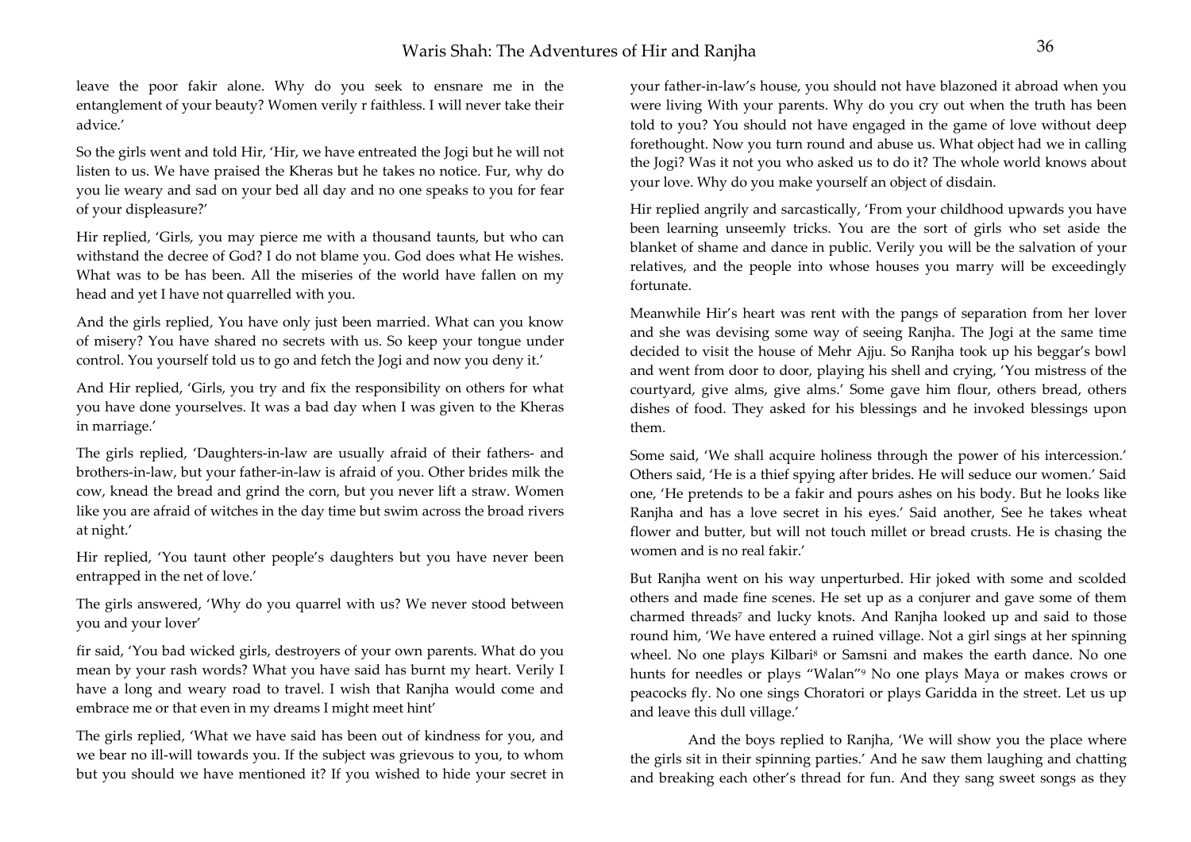leave the poor fakir alone. Why do you seek to ensnare me in the entanglement of your beauty? Women verily r faithless. I will never take their advice.'

So the girls went and told Hir, 'Hir, we have entreated the Jogi but he will not listen to us. We have praised the Kheras but he takes no notice. Fur, why do you lie weary and sad on your bed all day and no one speaks to you for fear of your displeasure?'

Hir replied, 'Girls, you may pierce me with a thousand taunts, but who can withstand the decree of God? I do not blame you. God does what He wishes. What was to be has been. All the miseries of the world have fallen on my head and yet I have not quarrelled with you.

And the girls replied, You have only just been married. What can you know of misery? You have shared no secrets with us. So keep your tongue under control. You yourself told us to go and fetch the Jogi and now you deny it.'

And Hir replied, 'Girls, you try and fix the responsibility on others for what you have done yourselves. It was a bad day when I was given to the Kheras in marriage.'

The girls replied, 'Daughters-in-law are usually afraid of their fathers- and brothers-in-law, but your father-in-law is afraid of you. Other brides milk the cow, knead the bread and grind the corn, but you never lift a straw. Women like you are afraid of witches in the day time but swim across the broad rivers at night.'

Hir replied, 'You taunt other people's daughters but you have never been entrapped in the net of love.'

The girls answered, 'Why do you quarrel with us? We never stood between you and your lover'

fir said, 'You bad wicked girls, destroyers of your own parents. What do you mean by your rash words? What you have said has burnt my heart. Verily I have a long and weary road to travel. I wish that Ranjha would come and embrace me or that even in my dreams I might meet hint'

The girls replied, 'What we have said has been out of kindness for you, and we bear no ill-will towards you. If the subject was grievous to you, to whom but you should we have mentioned it? If you wished to hide your secret in your father-in-law's house, you should not have blazoned it abroad when you were living With your parents. Why do you cry out when the truth has been told to you? You should not have engaged in the game of love without deep forethought. Now you turn round and abuse us. What object had we in calling the Jogi? Was it not you who asked us to do it? The whole world knows about your love. Why do you make yourself an object of disdain.

Hir replied angrily and sarcastically, 'From your childhood upwards you have been learning unseemly tricks. You are the sort of girls who set aside the blanket of shame and dance in public. Verily you will be the salvation of your relatives, and the people into whose houses you marry will be exceedingly fortunate.

Meanwhile Hir's heart was rent with the pangs of separation from her lover and she was devising some way of seeing Ranjha. The Jogi at the same time decided to visit the house of Mehr Ajju. So Ranjha took up his beggar's bowl and went from door to door, playing his shell and crying, 'You mistress of the courtyard, give alms, give alms.' Some gave him flour, others bread, others dishes of food. They asked for his blessings and he invoked blessings upon them.

Some said, 'We shall acquire holiness through the power of his intercession.' Others said, 'He is a thief spying after brides. He will seduce our women.' Said one, 'He pretends to be a fakir and pours ashes on his body. But he looks like Ranjha and has a love secret in his eyes.' Said another, See he takes wheat flower and butter, but will not touch millet or bread crusts. He is chasing the women and is no real fakir.'

But Ranjha went on his way unperturbed. Hir joked with some and scolded others and made fine scenes. He set up as a conjurer and gave some of them charmed threads[7] and lucky knots. And Ranjha looked up and said to those round him, 'We have entered a ruined village. Not a girl sings at her spinning wheel. No one plays Kilbari[8] or Samsni and makes the earth dance. No one hunts for needles or plays "Walan"[9] No one plays Maya or makes crows or peacocks fly. No one sings Choratori or plays Garidda in the street. Let us up and leave this dull village.'

And the boys replied to Ranjha, 'We will show you the place where the girls sit in their spinning parties.' And he saw them laughing and chatting and breaking each other's thread for fun. And they sang sweet songs as they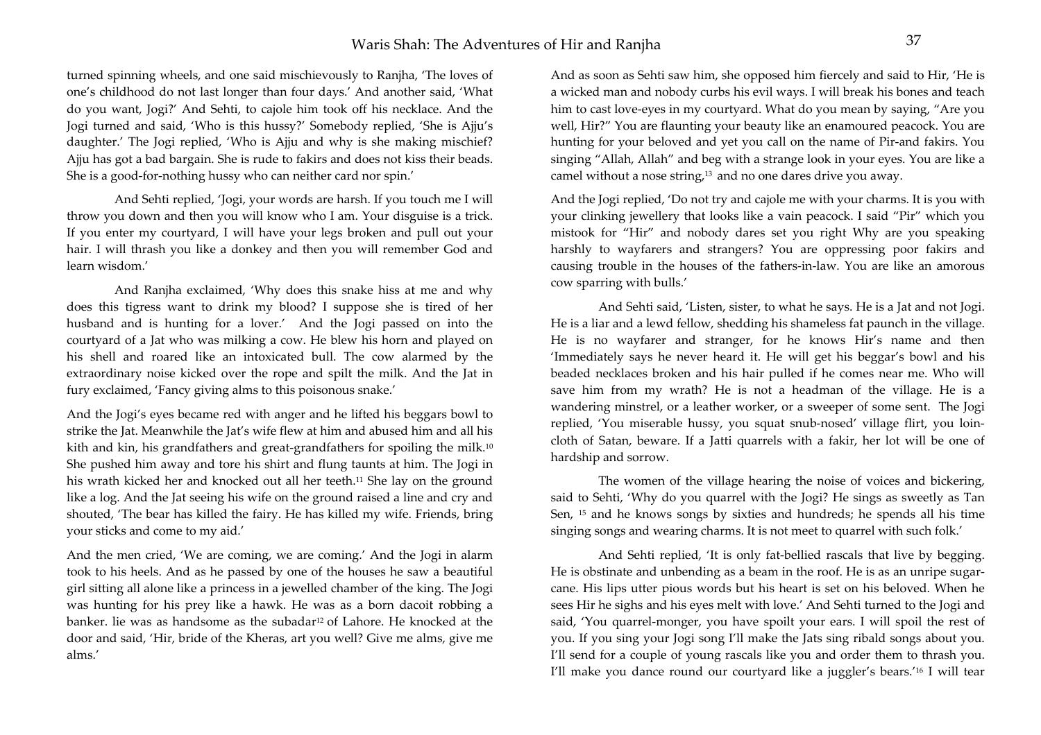turned spinning wheels, and one said mischievously to Ranjha, 'The loves of one's childhood do not last longer than four days.' And another said, 'What do you want, Jogi?' And Sehti, to cajole him took off his necklace. And the Jogi turned and said, 'Who is this hussy?' Somebody replied, 'She is Ajju's daughter.' The Jogi replied, 'Who is Ajju and why is she making mischief? Ajju has got a bad bargain. She is rude to fakirs and does not kiss their beads. She is a good-for-nothing hussy who can neither card nor spin.'

And Sehti replied, 'Jogi, your words are harsh. If you touch me I will throw you down and then you will know who I am. Your disguise is a trick. If you enter my courtyard, I will have your legs broken and pull out your hair. I will thrash you like a donkey and then you will remember God and learn wisdom.'

And Ranjha exclaimed, 'Why does this snake hiss at me and why does this tigress want to drink my blood? I suppose she is tired of her husband and is hunting for a lover.' And the Jogi passed on into the courtyard of a Jat who was milking a cow. He blew his horn and played on his shell and roared like an intoxicated bull. The cow alarmed by the extraordinary noise kicked over the rope and spilt the milk. And the Jat in fury exclaimed, 'Fancy giving alms to this poisonous snake.'

And the Jogi's eyes became red with anger and he lifted his beggars bowl to strike the Jat. Meanwhile the Jat's wife flew at him and abused him and all his kith and kin, his grandfathers and great-grandfathers for spoiling the milk.[10] She pushed him away and tore his shirt and flung taunts at him. The Jogi in his wrath kicked her and knocked out all her teeth.[11] She lay on the ground like a log. And the Jat seeing his wife on the ground raised a line and cry and shouted, 'The bear has killed the fairy. He has killed my wife. Friends, bring your sticks and come to my aid.'

And the men cried, 'We are coming, we are coming.' And the Jogi in alarm took to his heels. And as he passed by one of the houses he saw a beautiful girl sitting all alone like a princess in a jewelled chamber of the king. The Jogi was hunting for his prey like a hawk. He was as a born dacoit robbing a banker. lie was as handsome as the subadar[12] of Lahore. He knocked at the door and said, 'Hir, bride of the Kheras, art you well? Give me alms, give me alms.'

And as soon as Sehti saw him, she opposed him fiercely and said to Hir, 'He is a wicked man and nobody curbs his evil ways. I will break his bones and teach him to cast love-eyes in my courtyard. What do you mean by saying, "Are you well, Hir?" You are flaunting your beauty like an enamoured peacock. You are hunting for your beloved and yet you call on the name of Pir-and fakirs. You singing "Allah, Allah" and beg with a strange look in your eyes. You are like a camel without a nose string,[13] and no one dares drive you away.

And the Jogi replied, 'Do not try and cajole me with your charms. It is you with your clinking jewellery that looks like a vain peacock. I said "Pir" which you mistook for "Hir" and nobody dares set you right Why are you speaking harshly to wayfarers and strangers? You are oppressing poor fakirs and causing trouble in the houses of the fathers-in-law. You are like an amorous cow sparring with bulls.'

And Sehti said, 'Listen, sister, to what he says. He is a Jat and not Jogi. He is a liar and a lewd fellow, shedding his shameless fat paunch in the village. He is no wayfarer and stranger, for he knows Hir's name and then 'Immediately says he never heard it. He will get his beggar's bowl and his beaded necklaces broken and his hair pulled if he comes near me. Who will save him from my wrath? He is not a headman of the village. He is a wandering minstrel, or a leather worker, or a sweeper of some sent. The Jogi replied, 'You miserable hussy, you squat snub-nosed' village flirt, you loin-cloth of Satan, beware. If a Jatti quarrels with a fakir, her lot will be one of hardship and sorrow.

The women of the village hearing the noise of voices and bickering, said to Sehti, 'Why do you quarrel with the Jogi? He sings as sweetly as Tan Sen, [15] and he knows songs by sixties and hundreds; he spends all his time singing songs and wearing charms. It is not meet to quarrel with such folk.'

And Sehti replied, 'It is only fat-bellied rascals that live by begging. He is obstinate and unbending as a beam in the roof. He is as an unripe sugar-cane. His lips utter pious words but his heart is set on his beloved. When he sees Hir he sighs and his eyes melt with love.' And Sehti turned to the Jogi and said, 'You quarrel-monger, you have spoilt your ears. I will spoil the rest of you. If you sing your Jogi song I'll make the Jats sing ribald songs about you. I'll send for a couple of young rascals like you and order them to thrash you. I'll make you dance round our courtyard like a juggler's bears.'[16] I will tear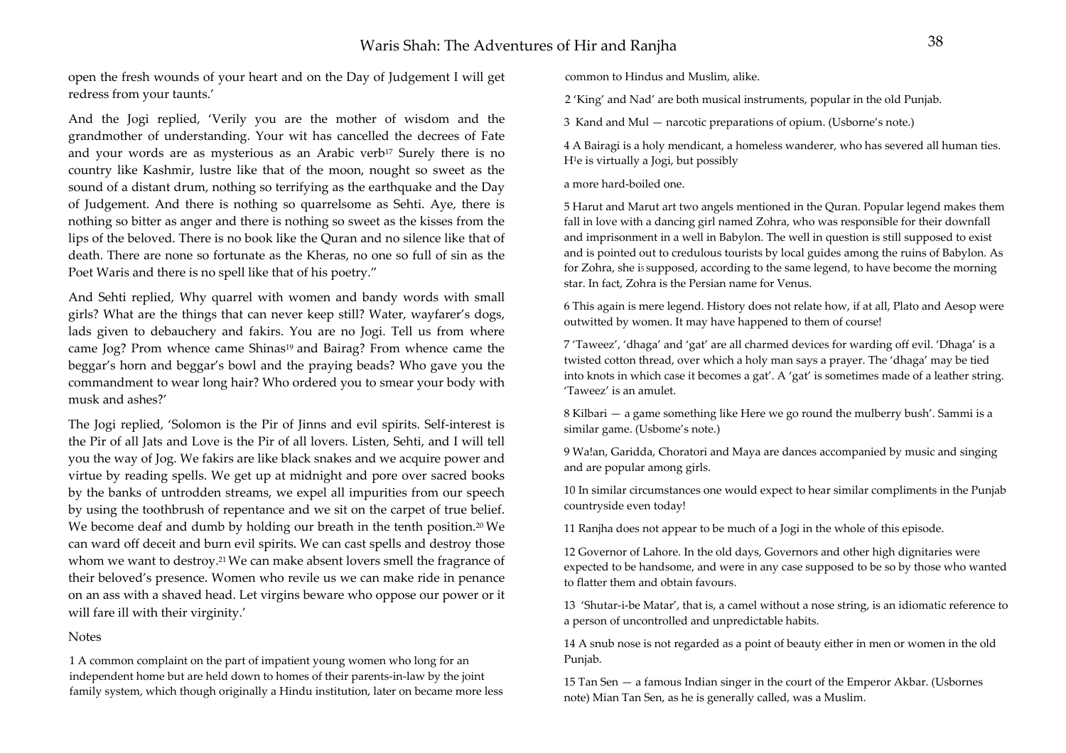open the fresh wounds of your heart and on the Day of Judgement I will get redress from your taunts.'

And the Jogi replied, 'Verily you are the mother of wisdom and the grandmother of understanding. Your wit has cancelled the decrees of Fate and your words are as mysterious as an Arabic verb[17] Surely there is no country like Kashmir, lustre like that of the moon, nought so sweet as the sound of a distant drum, nothing so terrifying as the earthquake and the Day of Judgement. And there is nothing so quarrelsome as Sehti. Aye, there is nothing so bitter as anger and there is nothing so sweet as the kisses from the lips of the beloved. There is no book like the Quran and no silence like that of death. There are none so fortunate as the Kheras, no one so full of sin as the Poet Waris and there is no spell like that of his poetry."

And Sehti replied, Why quarrel with women and bandy words with small girls? What are the things that can never keep still? Water, wayfarer's dogs, lads given to debauchery and fakirs. You are no Jogi. Tell us from where came Jog? Prom whence came Shinas[19] and Bairag? From whence came the beggar's horn and beggar's bowl and the praying beads? Who gave you the commandment to wear long hair? Who ordered you to smear your body with musk and ashes?'

The Jogi replied, 'Solomon is the Pir of Jinns and evil spirits. Self-interest is the Pir of all Jats and Love is the Pir of all lovers. Listen, Sehti, and I will tell you the way of Jog. We fakirs are like black snakes and we acquire power and virtue by reading spells. We get up at midnight and pore over sacred books by the banks of untrodden streams, we expel all impurities from our speech by using the toothbrush of repentance and we sit on the carpet of true belief. We become deaf and dumb by holding our breath in the tenth position.[20] We can ward off deceit and burn evil spirits. We can cast spells and destroy those whom we want to destroy.[21] We can make absent lovers smell the fragrance of their beloved's presence. Women who revile us we can make ride in penance on an ass with a shaved head. Let virgins beware who oppose our power or it will fare ill with their virginity.'

Notes

1 A common complaint on the part of impatient young women who long for an independent home but are held down to homes of their parents-in-law by the joint family system, which though originally a Hindu institution, later on became more less common to Hindus and Muslim, alike.

2 'King' and Nad' are both musical instruments, popular in the old Punjab.

3 Kand and Mul — narcotic preparations of opium. (Usborne's note.)

4 A Bairagi is a holy mendicant, a homeless wanderer, who has severed all human ties. He is virtually a Jogi, but possibly

a more hard-boiled one.

5 Harut and Marut art two angels mentioned in the Quran. Popular legend makes them fall in love with a dancing girl named Zohra, who was responsible for their downfall and imprisonment in a well in Babylon. The well in question is still supposed to exist and is pointed out to credulous tourists by local guides among the ruins of Babylon. As for Zohra, she is supposed, according to the same legend, to have become the morning star. In fact, Zohra is the Persian name for Venus.

6 This again is mere legend. History does not relate how, if at all, Plato and Aesop were outwitted by women. It may have happened to them of course!

7 'Taweez', 'dhaga' and 'gat' are all charmed devices for warding off evil. 'Dhaga' is a twisted cotton thread, over which a holy man says a prayer. The 'dhaga' may be tied into knots in which case it becomes a gat'. A 'gat' is sometimes made of a leather string. 'Taweez' is an amulet.

8 Kilbari — a game something like Here we go round the mulberry bush'. Sammi is a similar game. (Usbome's note.)

9 Wa!an, Garidda, Choratori and Maya are dances accompanied by music and singing and are popular among girls.

10 In similar circumstances one would expect to hear similar compliments in the Punjab countryside even today!

11 Ranjha does not appear to be much of a Jogi in the whole of this episode.

12 Governor of Lahore. In the old days, Governors and other high dignitaries were expected to be handsome, and were in any case supposed to be so by those who wanted to flatter them and obtain favours.

13 'Shutar-i-be Matar', that is, a camel without a nose string, is an idiomatic reference to a person of uncontrolled and unpredictable habits.

14 A snub nose is not regarded as a point of beauty either in men or women in the old Punjab.

15 Tan Sen — a famous Indian singer in the court of the Emperor Akbar. (Usbornes note) Mian Tan Sen, as he is generally called, was a Muslim.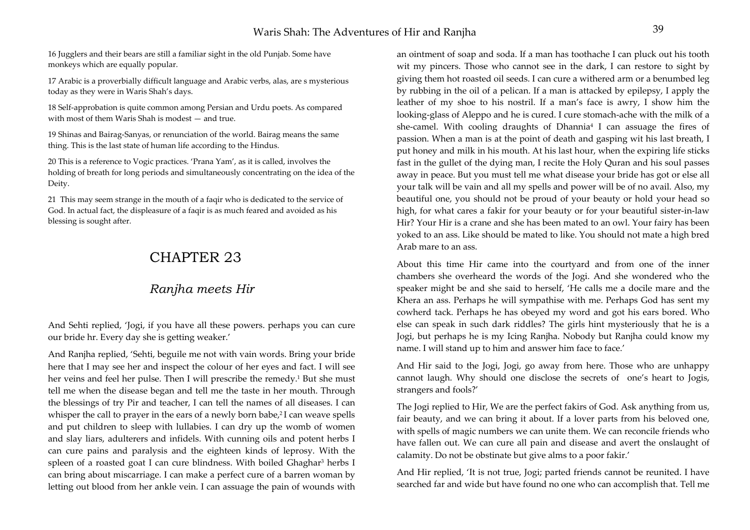16 Jugglers and their bears are still a familiar sight in the old Punjab. Some have monkeys which are equally popular.

17 Arabic is a proverbially difficult language and Arabic verbs, alas, are s mysterious today as they were in Waris Shah's days.

18 Self-approbation is quite common among Persian and Urdu poets. As compared with most of them Waris Shah is modest — and true.

19 Shinas and Bairag-Sanyas, or renunciation of the world. Bairag means the same thing. This is the last state of human life according to the Hindus.

20 This is a reference to Yogic practices. 'Prana Yam', as it is called, involves the holding of breath for long periods and simultaneously concentrating on the idea of the Deity.

21 This may seem strange in the mouth of a faqir who is dedicated to the service of God. In actual fact, the displeasure of a faqir is as much feared and avoided as his blessing is sought after.

# CHAPTER 23

## *Ranjha meets Hir*

And Sehti replied, 'Jogi, if you have all these powers. perhaps you can cure our bride hr. Every day she is getting weaker.'

And Ranjha replied, 'Sehti, beguile me not with vain words. Bring your bride here that I may see her and inspect the colour of her eyes and fact. I will see her veins and feel her pulse. Then I will prescribe the remedy.[1] But she must tell me when the disease began and tell me the taste in her mouth. Through the blessings of try Pir and teacher, I can tell the names of all diseases. I can whisper the call to prayer in the ears of a newly born babe,[2] I can weave spells and put children to sleep with lullabies. I can dry up the womb of women and slay liars, adulterers and infidels. With cunning oils and potent herbs I can cure pains and paralysis and the eighteen kinds of leprosy. With the spleen of a roasted goat I can cure blindness. With boiled Ghaghar[3] herbs I can bring about miscarriage. I can make a perfect cure of a barren woman by letting out blood from her ankle vein. I can assuage the pain of wounds with an ointment of soap and soda. If a man has toothache I can pluck out his tooth wit my pincers. Those who cannot see in the dark, I can restore to sight by giving them hot roasted oil seeds. I can cure a withered arm or a benumbed leg by rubbing in the oil of a pelican. If a man is attacked by epilepsy, I apply the leather of my shoe to his nostril. If a man's face is awry, I show him the looking-glass of Aleppo and he is cured. I cure stomach-ache with the milk of a she-camel. With cooling draughts of Dhannia[4] I can assuage the fires of passion. When a man is at the point of death and gasping wit his last breath, I put honey and milk in his mouth. At his last hour, when the expiring life sticks fast in the gullet of the dying man, I recite the Holy Quran and his soul passes away in peace. But you must tell me what disease your bride has got or else all your talk will be vain and all my spells and power will be of no avail. Also, my beautiful one, you should not be proud of your beauty or hold your head so high, for what cares a fakir for your beauty or for your beautiful sister-in-law Hir? Your Hir is a crane and she has been mated to an owl. Your fairy has been yoked to an ass. Like should be mated to like. You should not mate a high bred Arab mare to an ass.

About this time Hir came into the courtyard and from one of the inner chambers she overheard the words of the Jogi. And she wondered who the speaker might be and she said to herself, 'He calls me a docile mare and the Khera an ass. Perhaps he will sympathise with me. Perhaps God has sent my cowherd tack. Perhaps he has obeyed my word and got his ears bored. Who else can speak in such dark riddles? The girls hint mysteriously that he is a Jogi, but perhaps he is my Icing Ranjha. Nobody but Ranjha could know my name. I will stand up to him and answer him face to face.'

And Hir said to the Jogi, Jogi, go away from here. Those who are unhappy cannot laugh. Why should one disclose the secrets of one's heart to Jogis, strangers and fools?'

The Jogi replied to Hir, We are the perfect fakirs of God. Ask anything from us, fair beauty, and we can bring it about. If a lover parts from his beloved one, with spells of magic numbers we can unite them. We can reconcile friends who have fallen out. We can cure all pain and disease and avert the onslaught of calamity. Do not be obstinate but give alms to a poor fakir.'

And Hir replied, 'It is not true, Jogi; parted friends cannot be reunited. I have searched far and wide but have found no one who can accomplish that. Tell me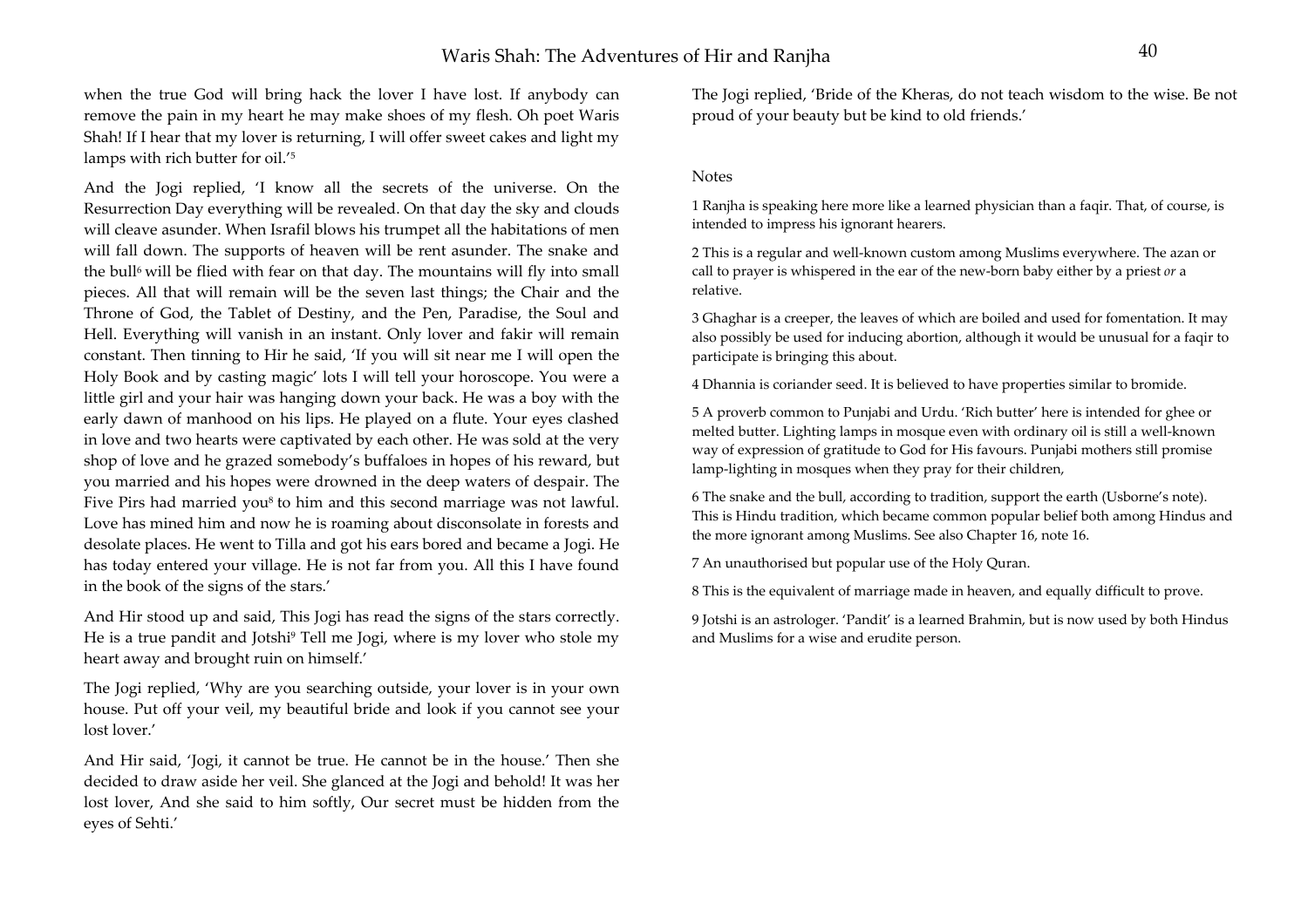when the true God will bring hack the lover I have lost. If anybody can remove the pain in my heart he may make shoes of my flesh. Oh poet Waris Shah! If I hear that my lover is returning, I will offer sweet cakes and light my lamps with rich butter for oil.'[5]

And the Jogi replied, 'I know all the secrets of the universe. On the Resurrection Day everything will be revealed. On that day the sky and clouds will cleave asunder. When Israfil blows his trumpet all the habitations of men will fall down. The supports of heaven will be rent asunder. The snake and the bull[6] will be flied with fear on that day. The mountains will fly into small pieces. All that will remain will be the seven last things; the Chair and the Throne of God, the Tablet of Destiny, and the Pen, Paradise, the Soul and Hell. Everything will vanish in an instant. Only lover and fakir will remain constant. Then tinning to Hir he said, 'If you will sit near me I will open the Holy Book and by casting magic' lots I will tell your horoscope. You were a little girl and your hair was hanging down your back. He was a boy with the early dawn of manhood on his lips. He played on a flute. Your eyes clashed in love and two hearts were captivated by each other. He was sold at the very shop of love and he grazed somebody's buffaloes in hopes of his reward, but you married and his hopes were drowned in the deep waters of despair. The Five Pirs had married you[8] to him and this second marriage was not lawful. Love has mined him and now he is roaming about disconsolate in forests and desolate places. He went to Tilla and got his ears bored and became a Jogi. He has today entered your village. He is not far from you. All this I have found in the book of the signs of the stars.'

And Hir stood up and said, This Jogi has read the signs of the stars correctly. He is a true pandit and Jotshi[9] Tell me Jogi, where is my lover who stole my heart away and brought ruin on himself.'

The Jogi replied, 'Why are you searching outside, your lover is in your own house. Put off your veil, my beautiful bride and look if you cannot see your lost lover.'

And Hir said, 'Jogi, it cannot be true. He cannot be in the house.' Then she decided to draw aside her veil. She glanced at the Jogi and behold! It was her lost lover, And she said to him softly, Our secret must be hidden from the eyes of Sehti.'

The Jogi replied, 'Bride of the Kheras, do not teach wisdom to the wise. Be not proud of your beauty but be kind to old friends.'

Notes

1 Ranjha is speaking here more like a learned physician than a faqir. That, of course, is intended to impress his ignorant hearers.

2 This is a regular and well-known custom among Muslims everywhere. The azan or call to prayer is whispered in the ear of the new-born baby either by a priest *or* a relative.

3 Ghaghar is a creeper, the leaves of which are boiled and used for fomentation. It may also possibly be used for inducing abortion, although it would be unusual for a faqir to participate is bringing this about.

4 Dhannia is coriander seed. It is believed to have properties similar to bromide.

5 A proverb common to Punjabi and Urdu. 'Rich butter' here is intended for ghee or melted butter. Lighting lamps in mosque even with ordinary oil is still a well-known way of expression of gratitude to God for His favours. Punjabi mothers still promise lamp-lighting in mosques when they pray for their children,

6 The snake and the bull, according to tradition, support the earth (Usborne's note). This is Hindu tradition, which became common popular belief both among Hindus and the more ignorant among Muslims. See also Chapter 16, note 16.

7 An unauthorised but popular use of the Holy Quran.

8 This is the equivalent of marriage made in heaven, and equally difficult to prove.

9 Jotshi is an astrologer. 'Pandit' is a learned Brahmin, but is now used by both Hindus and Muslims for a wise and erudite person.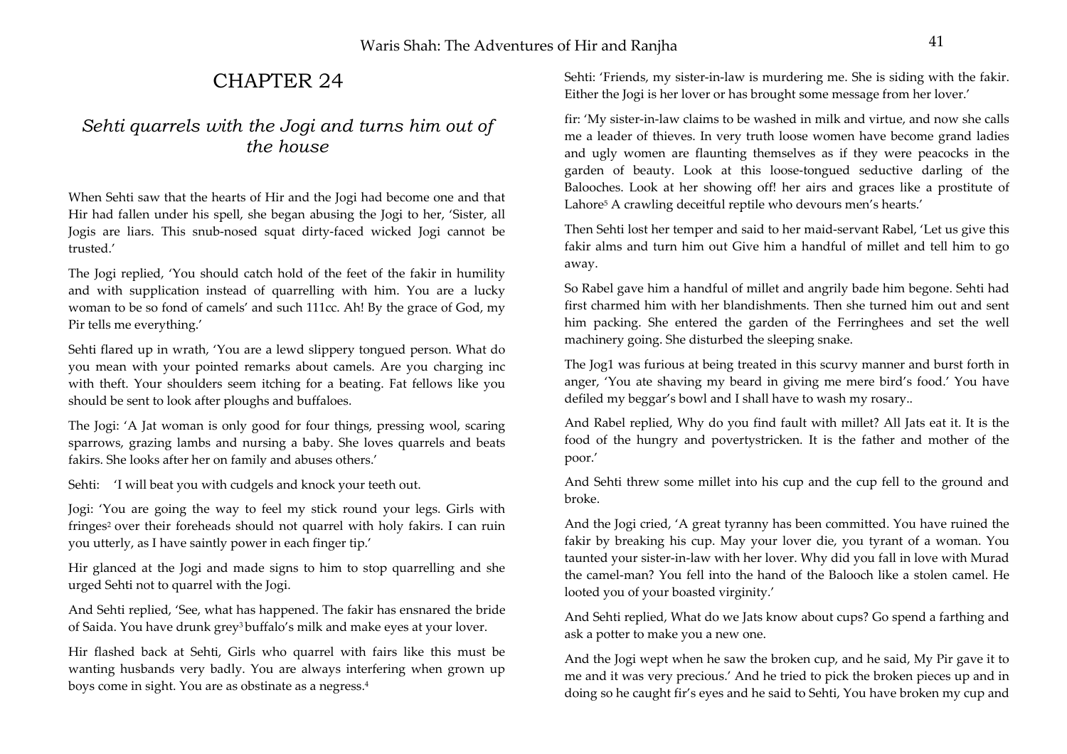# CHAPTER 24

## *Sehti quarrels with the Jogi and turns him out of the house*

When Sehti saw that the hearts of Hir and the Jogi had become one and that Hir had fallen under his spell, she began abusing the Jogi to her, 'Sister, all Jogis are liars. This snub-nosed squat dirty-faced wicked Jogi cannot be trusted.'

The Jogi replied, 'You should catch hold of the feet of the fakir in humility and with supplication instead of quarrelling with him. You are a lucky woman to be so fond of camels' and such 111cc. Ah! By the grace of God, my Pir tells me everything.'

Sehti flared up in wrath, 'You are a lewd slippery tongued person. What do you mean with your pointed remarks about camels. Are you charging inc with theft. Your shoulders seem itching for a beating. Fat fellows like you should be sent to look after ploughs and buffaloes.

The Jogi: 'A Jat woman is only good for four things, pressing wool, scaring sparrows, grazing lambs and nursing a baby. She loves quarrels and beats fakirs. She looks after her on family and abuses others.'

Sehti: 'I will beat you with cudgels and knock your teeth out.

Jogi: 'You are going the way to feel my stick round your legs. Girls with fringes[2] over their foreheads should not quarrel with holy fakirs. I can ruin you utterly, as I have saintly power in each finger tip.'

Hir glanced at the Jogi and made signs to him to stop quarrelling and she urged Sehti not to quarrel with the Jogi.

And Sehti replied, 'See, what has happened. The fakir has ensnared the bride of Saida. You have drunk grey[3] buffalo's milk and make eyes at your lover.

Hir flashed back at Sehti, Girls who quarrel with fairs like this must be wanting husbands very badly. You are always interfering when grown up boys come in sight. You are as obstinate as a negress.[4]

Sehti: 'Friends, my sister-in-law is murdering me. She is siding with the fakir. Either the Jogi is her lover or has brought some message from her lover.'

fir: 'My sister-in-law claims to be washed in milk and virtue, and now she calls me a leader of thieves. In very truth loose women have become grand ladies and ugly women are flaunting themselves as if they were peacocks in the garden of beauty. Look at this loose-tongued seductive darling of the Balooches. Look at her showing off! her airs and graces like a prostitute of Lahore[5] A crawling deceitful reptile who devours men's hearts.'

Then Sehti lost her temper and said to her maid-servant Rabel, 'Let us give this fakir alms and turn him out Give him a handful of millet and tell him to go away.

So Rabel gave him a handful of millet and angrily bade him begone. Sehti had first charmed him with her blandishments. Then she turned him out and sent him packing. She entered the garden of the Ferringhees and set the well machinery going. She disturbed the sleeping snake.

The Jog1 was furious at being treated in this scurvy manner and burst forth in anger, 'You ate shaving my beard in giving me mere bird's food.' You have defiled my beggar's bowl and I shall have to wash my rosary..

And Rabel replied, Why do you find fault with millet? All Jats eat it. It is the food of the hungry and povertystricken. It is the father and mother of the poor.'

And Sehti threw some millet into his cup and the cup fell to the ground and broke.

And the Jogi cried, 'A great tyranny has been committed. You have ruined the fakir by breaking his cup. May your lover die, you tyrant of a woman. You taunted your sister-in-law with her lover. Why did you fall in love with Murad the camel-man? You fell into the hand of the Balooch like a stolen camel. He looted you of your boasted virginity.'

And Sehti replied, What do we Jats know about cups? Go spend a farthing and ask a potter to make you a new one.

And the Jogi wept when he saw the broken cup, and he said, My Pir gave it to me and it was very precious.' And he tried to pick the broken pieces up and in doing so he caught fir's eyes and he said to Sehti, You have broken my cup and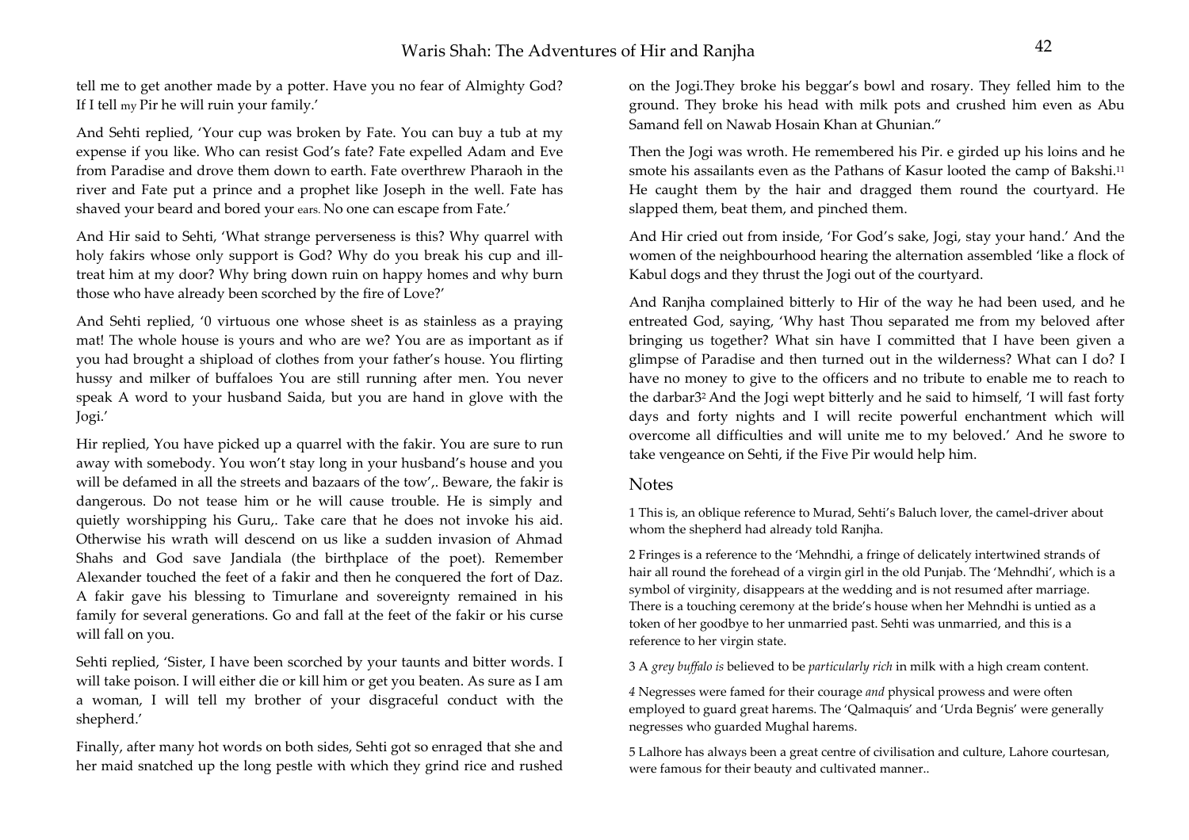tell me to get another made by a potter. Have you no fear of Almighty God? If I tell my Pir he will ruin your family.'

And Sehti replied, 'Your cup was broken by Fate. You can buy a tub at my expense if you like. Who can resist God's fate? Fate expelled Adam and Eve from Paradise and drove them down to earth. Fate overthrew Pharaoh in the river and Fate put a prince and a prophet like Joseph in the well. Fate has shaved your beard and bored your ears. No one can escape from Fate.'

And Hir said to Sehti, 'What strange perverseness is this? Why quarrel with holy fakirs whose only support is God? Why do you break his cup and ill-treat him at my door? Why bring down ruin on happy homes and why burn those who have already been scorched by the fire of Love?'

And Sehti replied, '0 virtuous one whose sheet is as stainless as a praying mat! The whole house is yours and who are we? You are as important as if you had brought a shipload of clothes from your father's house. You flirting hussy and milker of buffaloes You are still running after men. You never speak A word to your husband Saida, but you are hand in glove with the Jogi.'

Hir replied, You have picked up a quarrel with the fakir. You are sure to run away with somebody. You won't stay long in your husband's house and you will be defamed in all the streets and bazaars of the tow',. Beware, the fakir is dangerous. Do not tease him or he will cause trouble. He is simply and quietly worshipping his Guru,. Take care that he does not invoke his aid. Otherwise his wrath will descend on us like a sudden invasion of Ahmad Shahs and God save Jandiala (the birthplace of the poet). Remember Alexander touched the feet of a fakir and then he conquered the fort of Daz. A fakir gave his blessing to Timurlane and sovereignty remained in his family for several generations. Go and fall at the feet of the fakir or his curse will fall on you.

Sehti replied, 'Sister, I have been scorched by your taunts and bitter words. I will take poison. I will either die or kill him or get you beaten. As sure as I am a woman, I will tell my brother of your disgraceful conduct with the shepherd.'

Finally, after many hot words on both sides, Sehti got so enraged that she and her maid snatched up the long pestle with which they grind rice and rushed on the Jogi.They broke his beggar's bowl and rosary. They felled him to the ground. They broke his head with milk pots and crushed him even as Abu Samand fell on Nawab Hosain Khan at Ghunian."

Then the Jogi was wroth. He remembered his Pir. e girded up his loins and he smote his assailants even as the Pathans of Kasur looted the camp of Bakshi.[11] He caught them by the hair and dragged them round the courtyard. He slapped them, beat them, and pinched them.

And Hir cried out from inside, 'For God's sake, Jogi, stay your hand.' And the women of the neighbourhood hearing the alternation assembled 'like a flock of Kabul dogs and they thrust the Jogi out of the courtyard.

And Ranjha complained bitterly to Hir of the way he had been used, and he entreated God, saying, 'Why hast Thou separated me from my beloved after bringing us together? What sin have I committed that I have been given a glimpse of Paradise and then turned out in the wilderness? What can I do? I have no money to give to the officers and no tribute to enable me to reach to the darbar3[2] And the Jogi wept bitterly and he said to himself, 'I will fast forty days and forty nights and I will recite powerful enchantment which will overcome all difficulties and will unite me to my beloved.' And he swore to take vengeance on Sehti, if the Five Pir would help him.

## Notes

1 This is, an oblique reference to Murad, Sehti's Baluch lover, the camel-driver about whom the shepherd had already told Ranjha.

2 Fringes is a reference to the 'Mehndhi, a fringe of delicately intertwined strands of hair all round the forehead of a virgin girl in the old Punjab. The 'Mehndhi', which is a symbol of virginity, disappears at the wedding and is not resumed after marriage. There is a touching ceremony at the bride's house when her Mehndhi is untied as a token of her goodbye to her unmarried past. Sehti was unmarried, and this is a reference to her virgin state.

3 A *grey buffalo is* believed to be *particularly rich* in milk with a high cream content.

*4* Negresses were famed for their courage *and* physical prowess and were often employed to guard great harems. The 'Qalmaquis' and 'Urda Begnis' were generally negresses who guarded Mughal harems.

5 Lalhore has always been a great centre of civilisation and culture, Lahore courtesan, were famous for their beauty and cultivated manner..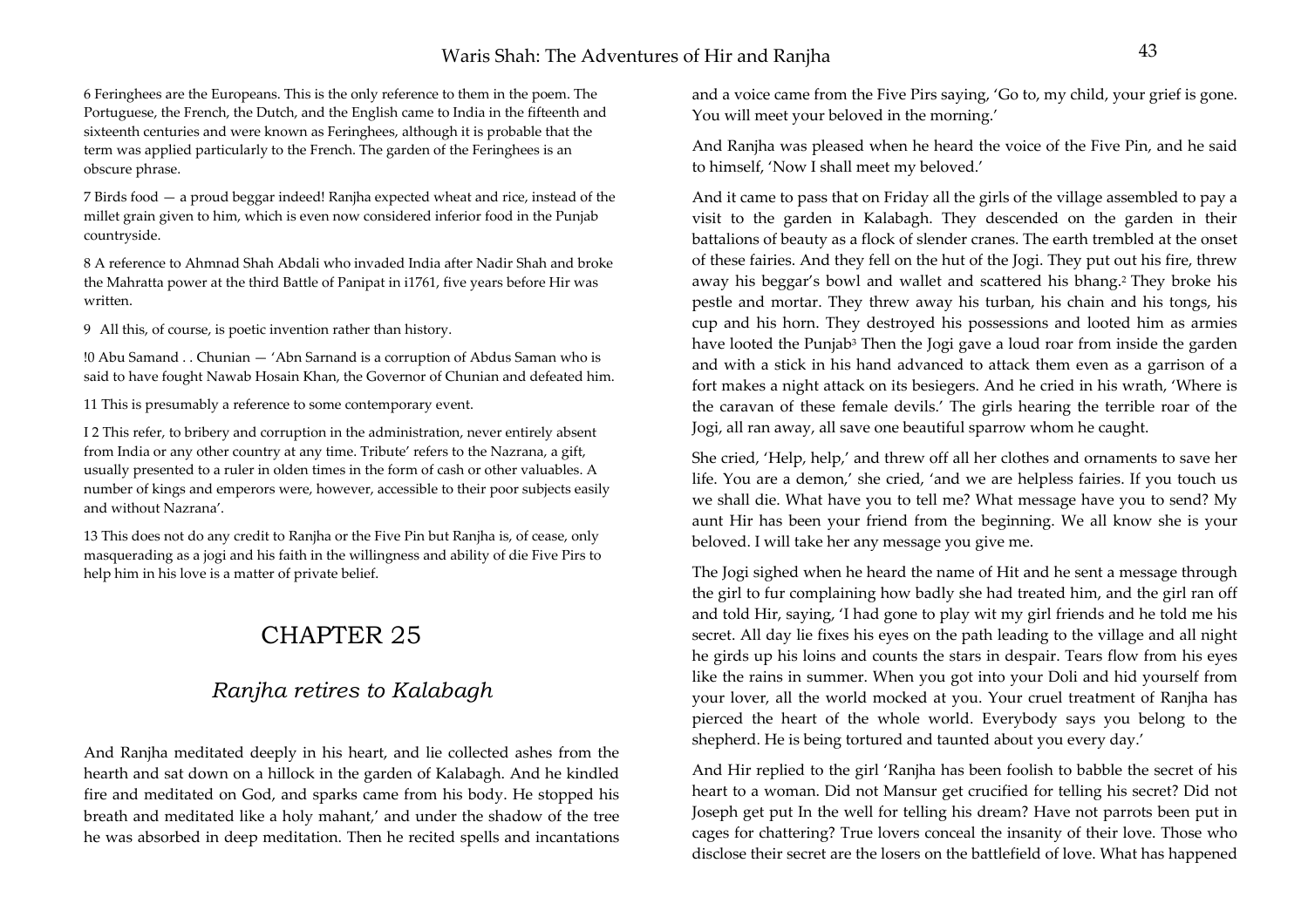6 Feringhees are the Europeans. This is the only reference to them in the poem. The Portuguese, the French, the Dutch, and the English came to India in the fifteenth and sixteenth centuries and were known as Feringhees, although it is probable that the term was applied particularly to the French. The garden of the Feringhees is an obscure phrase.

7 Birds food — a proud beggar indeed! Ranjha expected wheat and rice, instead of the millet grain given to him, which is even now considered inferior food in the Punjab countryside.

8 A reference to Ahmnad Shah Abdali who invaded India after Nadir Shah and broke the Mahratta power at the third Battle of Panipat in i1761, five years before Hir was written.

9 All this, of course, is poetic invention rather than history.

!0 Abu Samand . . Chunian — 'Abn Sarnand is a corruption of Abdus Saman who is said to have fought Nawab Hosain Khan, the Governor of Chunian and defeated him.

11 This is presumably a reference to some contemporary event.

I 2 This refer, to bribery and corruption in the administration, never entirely absent from India or any other country at any time. Tribute' refers to the Nazrana, a gift, usually presented to a ruler in olden times in the form of cash or other valuables. A number of kings and emperors were, however, accessible to their poor subjects easily and without Nazrana'.

13 This does not do any credit to Ranjha or the Five Pin but Ranjha is, of cease, only masquerading as a jogi and his faith in the willingness and ability of die Five Pirs to help him in his love is a matter of private belief.

# CHAPTER 25

## *Ranjha retires to Kalabagh*

And Ranjha meditated deeply in his heart, and lie collected ashes from the hearth and sat down on a hillock in the garden of Kalabagh. And he kindled fire and meditated on God, and sparks came from his body. He stopped his breath and meditated like a holy mahant,' and under the shadow of the tree he was absorbed in deep meditation. Then he recited spells and incantations and a voice came from the Five Pirs saying, 'Go to, my child, your grief is gone. You will meet your beloved in the morning.'

And Ranjha was pleased when he heard the voice of the Five Pin, and he said to himself, 'Now I shall meet my beloved.'

And it came to pass that on Friday all the girls of the village assembled to pay a visit to the garden in Kalabagh. They descended on the garden in their battalions of beauty as a flock of slender cranes. The earth trembled at the onset of these fairies. And they fell on the hut of the Jogi. They put out his fire, threw away his beggar's bowl and wallet and scattered his bhang.[2] They broke his pestle and mortar. They threw away his turban, his chain and his tongs, his cup and his horn. They destroyed his possessions and looted him as armies have looted the Punjab[3] Then the Jogi gave a loud roar from inside the garden and with a stick in his hand advanced to attack them even as a garrison of a fort makes a night attack on its besiegers. And he cried in his wrath, 'Where is the caravan of these female devils.' The girls hearing the terrible roar of the Jogi, all ran away, all save one beautiful sparrow whom he caught.

She cried, 'Help, help,' and threw off all her clothes and ornaments to save her life. You are a demon,' she cried, 'and we are helpless fairies. If you touch us we shall die. What have you to tell me? What message have you to send? My aunt Hir has been your friend from the beginning. We all know she is your beloved. I will take her any message you give me.

The Jogi sighed when he heard the name of Hit and he sent a message through the girl to fur complaining how badly she had treated him, and the girl ran off and told Hir, saying, 'I had gone to play wit my girl friends and he told me his secret. All day lie fixes his eyes on the path leading to the village and all night he girds up his loins and counts the stars in despair. Tears flow from his eyes like the rains in summer. When you got into your Doli and hid yourself from your lover, all the world mocked at you. Your cruel treatment of Ranjha has pierced the heart of the whole world. Everybody says you belong to the shepherd. He is being tortured and taunted about you every day.'

And Hir replied to the girl 'Ranjha has been foolish to babble the secret of his heart to a woman. Did not Mansur get crucified for telling his secret? Did not Joseph get put In the well for telling his dream? Have not parrots been put in cages for chattering? True lovers conceal the insanity of their love. Those who disclose their secret are the losers on the battlefield of love. What has happened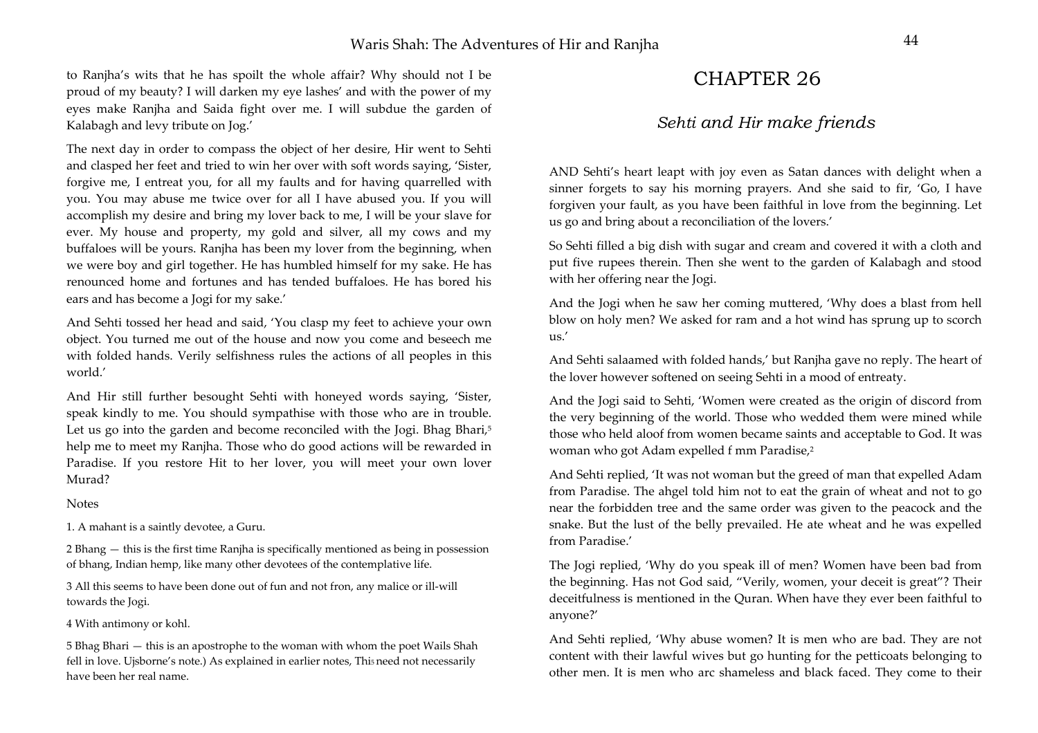to Ranjha's wits that he has spoilt the whole affair? Why should not I be proud of my beauty? I will darken my eye lashes' and with the power of my eyes make Ranjha and Saida fight over me. I will subdue the garden of Kalabagh and levy tribute on Jog.'

The next day in order to compass the object of her desire, Hir went to Sehti and clasped her feet and tried to win her over with soft words saying, 'Sister, forgive me, I entreat you, for all my faults and for having quarrelled with you. You may abuse me twice over for all I have abused you. If you will accomplish my desire and bring my lover back to me, I will be your slave for ever. My house and property, my gold and silver, all my cows and my buffaloes will be yours. Ranjha has been my lover from the beginning, when we were boy and girl together. He has humbled himself for my sake. He has renounced home and fortunes and has tended buffaloes. He has bored his ears and has become a Jogi for my sake.'

And Sehti tossed her head and said, 'You clasp my feet to achieve your own object. You turned me out of the house and now you come and beseech me with folded hands. Verily selfishness rules the actions of all peoples in this world.'

And Hir still further besought Sehti with honeyed words saying, 'Sister, speak kindly to me. You should sympathise with those who are in trouble. Let us go into the garden and become reconciled with the Jogi. Bhag Bhari,[5] help me to meet my Ranjha. Those who do good actions will be rewarded in Paradise. If you restore Hit to her lover, you will meet your own lover Murad?

Notes

1. A mahant is a saintly devotee, a Guru.

2 Bhang — this is the first time Ranjha is specifically mentioned as being in possession of bhang, Indian hemp, like many other devotees of the contemplative life.

3 All this seems to have been done out of fun and not fron, any malice or ill-will towards the Jogi.

4 With antimony or kohl.

5 Bhag Bhari — this is an apostrophe to the woman with whom the poet Wails Shah fell in love. Ujsborne's note.) As explained in earlier notes, This need not necessarily have been her real name.

# CHAPTER 26

## *Sehti and Hir make friends*

AND Sehti's heart leapt with joy even as Satan dances with delight when a sinner forgets to say his morning prayers. And she said to fir, 'Go, I have forgiven your fault, as you have been faithful in love from the beginning. Let us go and bring about a reconciliation of the lovers.'

So Sehti filled a big dish with sugar and cream and covered it with a cloth and put five rupees therein. Then she went to the garden of Kalabagh and stood with her offering near the Jogi.

And the Jogi when he saw her coming muttered, 'Why does a blast from hell blow on holy men? We asked for ram and a hot wind has sprung up to scorch us.'

And Sehti salaamed with folded hands,' but Ranjha gave no reply. The heart of the lover however softened on seeing Sehti in a mood of entreaty.

And the Jogi said to Sehti, 'Women were created as the origin of discord from the very beginning of the world. Those who wedded them were mined while those who held aloof from women became saints and acceptable to God. It was woman who got Adam expelled f mm Paradise,[2]

And Sehti replied, 'It was not woman but the greed of man that expelled Adam from Paradise. The ahgel told him not to eat the grain of wheat and not to go near the forbidden tree and the same order was given to the peacock and the snake. But the lust of the belly prevailed. He ate wheat and he was expelled from Paradise.'

The Jogi replied, 'Why do you speak ill of men? Women have been bad from the beginning. Has not God said, "Verily, women, your deceit is great"? Their deceitfulness is mentioned in the Quran. When have they ever been faithful to anyone?'

And Sehti replied, 'Why abuse women? It is men who are bad. They are not content with their lawful wives but go hunting for the petticoats belonging to other men. It is men who arc shameless and black faced. They come to their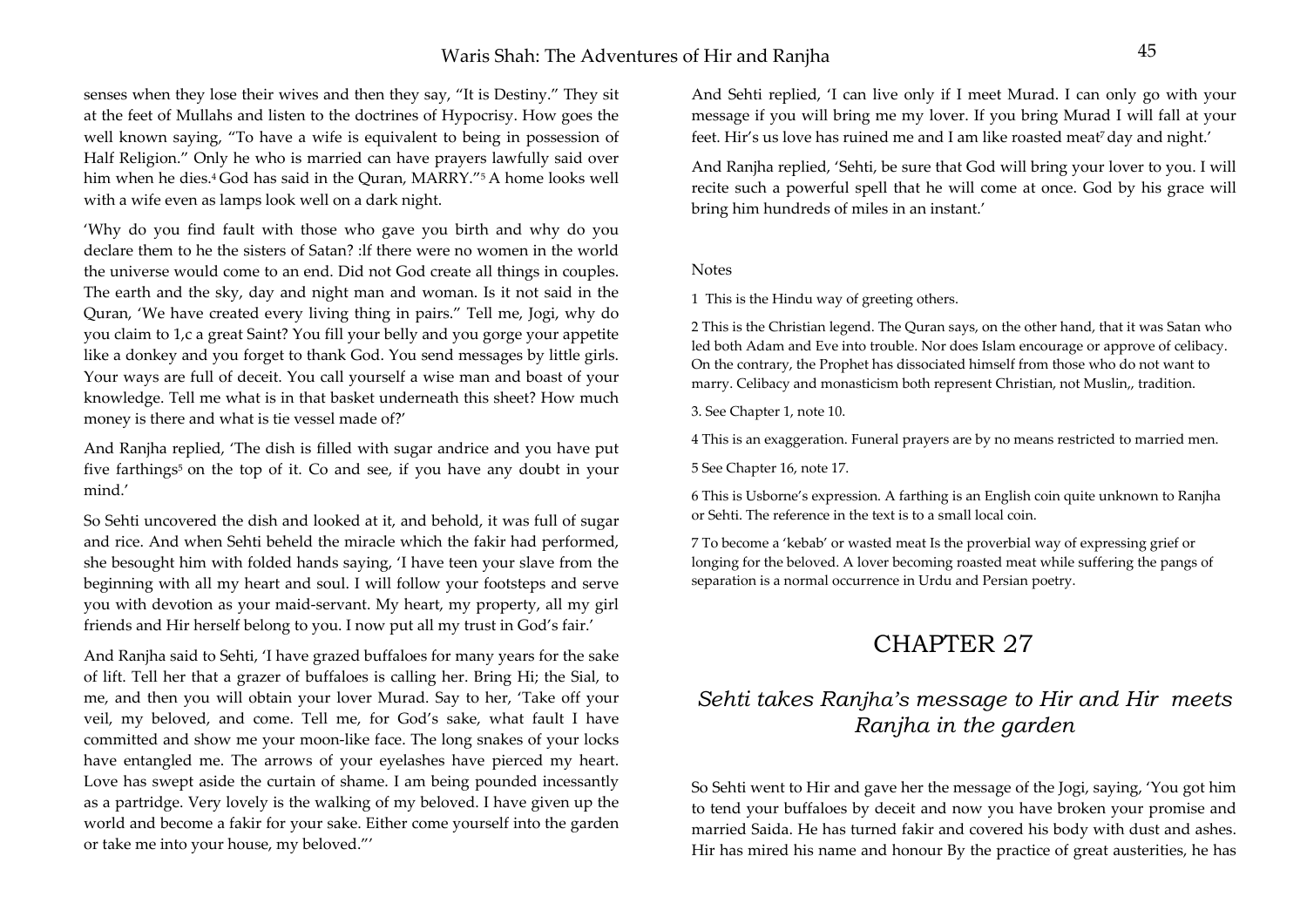senses when they lose their wives and then they say, "It is Destiny." They sit at the feet of Mullahs and listen to the doctrines of Hypocrisy. How goes the well known saying, "To have a wife is equivalent to being in possession of Half Religion." Only he who is married can have prayers lawfully said over him when he dies.[4] God has said in the Quran, MARRY."[5] A home looks well with a wife even as lamps look well on a dark night.

'Why do you find fault with those who gave you birth and why do you declare them to he the sisters of Satan? :lf there were no women in the world the universe would come to an end. Did not God create all things in couples. The earth and the sky, day and night man and woman. Is it not said in the Quran, 'We have created every living thing in pairs." Tell me, Jogi, why do you claim to 1,c a great Saint? You fill your belly and you gorge your appetite like a donkey and you forget to thank God. You send messages by little girls. Your ways are full of deceit. You call yourself a wise man and boast of your knowledge. Tell me what is in that basket underneath this sheet? How much money is there and what is tie vessel made of?'

And Ranjha replied, 'The dish is filled with sugar andrice and you have put five farthings[5] on the top of it. Co and see, if you have any doubt in your mind.'

So Sehti uncovered the dish and looked at it, and behold, it was full of sugar and rice. And when Sehti beheld the miracle which the fakir had performed, she besought him with folded hands saying, 'I have teen your slave from the beginning with all my heart and soul. I will follow your footsteps and serve you with devotion as your maid-servant. My heart, my property, all my girl friends and Hir herself belong to you. I now put all my trust in God's fair.'

And Ranjha said to Sehti, 'I have grazed buffaloes for many years for the sake of lift. Tell her that a grazer of buffaloes is calling her. Bring Hi; the Sial, to me, and then you will obtain your lover Murad. Say to her, 'Take off your veil, my beloved, and come. Tell me, for God's sake, what fault I have committed and show me your moon-like face. The long snakes of your locks have entangled me. The arrows of your eyelashes have pierced my heart. Love has swept aside the curtain of shame. I am being pounded incessantly as a partridge. Very lovely is the walking of my beloved. I have given up the world and become a fakir for your sake. Either come yourself into the garden or take me into your house, my beloved."'

And Sehti replied, 'I can live only if I meet Murad. I can only go with your message if you will bring me my lover. If you bring Murad I will fall at your feet. Hir's us love has ruined me and I am like roasted meat[7] day and night.'

And Ranjha replied, 'Sehti, be sure that God will bring your lover to you. I will recite such a powerful spell that he will come at once. God by his grace will bring him hundreds of miles in an instant.'

Notes

1 This is the Hindu way of greeting others.

2 This is the Christian legend. The Quran says, on the other hand, that it was Satan who led both Adam and Eve into trouble. Nor does Islam encourage or approve of celibacy. On the contrary, the Prophet has dissociated himself from those who do not want to marry. Celibacy and monasticism both represent Christian, not Muslin,, tradition.

3. See Chapter 1, note 10.

4 This is an exaggeration. Funeral prayers are by no means restricted to married men.

5 See Chapter 16, note 17.

6 This is Usborne's expression. A farthing is an English coin quite unknown to Ranjha or Sehti. The reference in the text is to a small local coin.

7 To become a 'kebab' or wasted meat Is the proverbial way of expressing grief or longing for the beloved. A lover becoming roasted meat while suffering the pangs of separation is a normal occurrence in Urdu and Persian poetry.

# CHAPTER 27

## *Sehti takes Ranjha's message to Hir and Hir meets Ranjha in the garden*

So Sehti went to Hir and gave her the message of the Jogi, saying, 'You got him to tend your buffaloes by deceit and now you have broken your promise and married Saida. He has turned fakir and covered his body with dust and ashes. Hir has mired his name and honour By the practice of great austerities, he has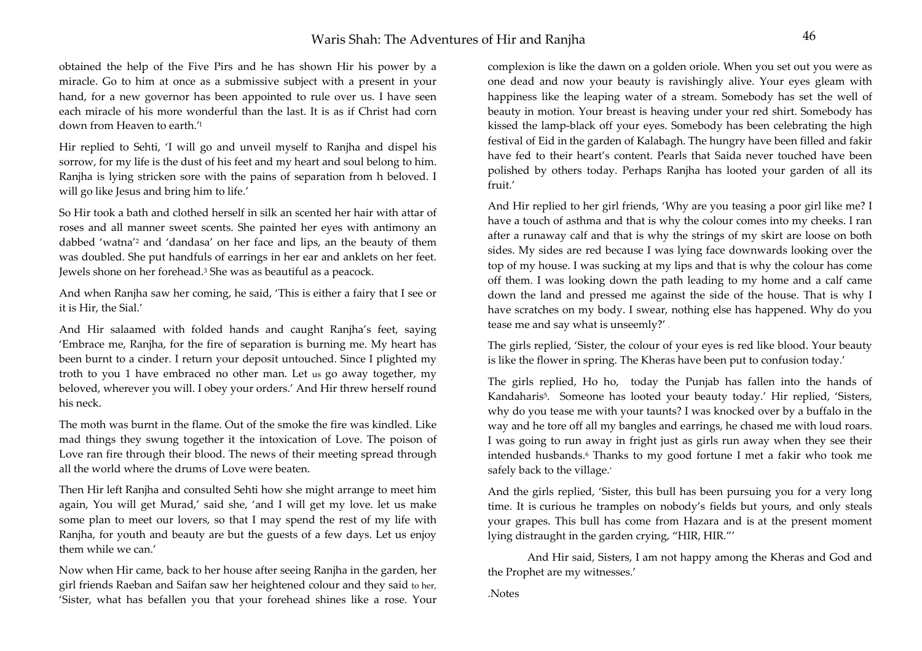obtained the help of the Five Pirs and he has shown Hir his power by a miracle. Go to him at once as a submissive subject with a present in your hand, for a new governor has been appointed to rule over us. I have seen each miracle of his more wonderful than the last. It is as if Christ had corn down from Heaven to earth.'[1]

Hir replied to Sehti, 'I will go and unveil myself to Ranjha and dispel his sorrow, for my life is the dust of his feet and my heart and soul belong to him. Ranjha is lying stricken sore with the pains of separation from h beloved. I will go like Jesus and bring him to life.'

So Hir took a bath and clothed herself in silk an scented her hair with attar of roses and all manner sweet scents. She painted her eyes with antimony an dabbed 'watna'[2] and 'dandasa' on her face and lips, an the beauty of them was doubled. She put handfuls of earrings in her ear and anklets on her feet. Jewels shone on her forehead.[3] She was as beautiful as a peacock.

And when Ranjha saw her coming, he said, 'This is either a fairy that I see or it is Hir, the Sial.'

And Hir salaamed with folded hands and caught Ranjha's feet, saying 'Embrace me, Ranjha, for the fire of separation is burning me. My heart has been burnt to a cinder. I return your deposit untouched. Since I plighted my troth to you 1 have embraced no other man. Let us go away together, my beloved, wherever you will. I obey your orders.' And Hir threw herself round his neck.

The moth was burnt in the flame. Out of the smoke the fire was kindled. Like mad things they swung together it the intoxication of Love. The poison of Love ran fire through their blood. The news of their meeting spread through all the world where the drums of Love were beaten.

Then Hir left Ranjha and consulted Sehti how she might arrange to meet him again, You will get Murad,' said she, 'and I will get my love. let us make some plan to meet our lovers, so that I may spend the rest of my life with Ranjha, for youth and beauty are but the guests of a few days. Let us enjoy them while we can.'

Now when Hir came, back to her house after seeing Ranjha in the garden, her girl friends Raeban and Saifan saw her heightened colour and they said to her, 'Sister, what has befallen you that your forehead shines like a rose. Your complexion is like the dawn on a golden oriole. When you set out you were as one dead and now your beauty is ravishingly alive. Your eyes gleam with happiness like the leaping water of a stream. Somebody has set the well of beauty in motion. Your breast is heaving under your red shirt. Somebody has kissed the lamp-black off your eyes. Somebody has been celebrating the high festival of Eid in the garden of Kalabagh. The hungry have been filled and fakir have fed to their heart's content. Pearls that Saida never touched have been polished by others today. Perhaps Ranjha has looted your garden of all its fruit.'

And Hir replied to her girl friends, 'Why are you teasing a poor girl like me? I have a touch of asthma and that is why the colour comes into my cheeks. I ran after a runaway calf and that is why the strings of my skirt are loose on both sides. My sides are red because I was lying face downwards looking over the top of my house. I was sucking at my lips and that is why the colour has come off them. I was looking down the path leading to my home and a calf came down the land and pressed me against the side of the house. That is why I have scratches on my body. I swear, nothing else has happened. Why do you tease me and say what is unseemly?'

The girls replied, 'Sister, the colour of your eyes is red like blood. Your beauty is like the flower in spring. The Kheras have been put to confusion today.'

The girls replied, Ho ho, today the Punjab has fallen into the hands of Kandaharis[5]. Someone has looted your beauty today.' Hir replied, 'Sisters, why do you tease me with your taunts? I was knocked over by a buffalo in the way and he tore off all my bangles and earrings, he chased me with loud roars. I was going to run away in fright just as girls run away when they see their intended husbands.[6] Thanks to my good fortune I met a fakir who took me safely back to the village.'

And the girls replied, 'Sister, this bull has been pursuing you for a very long time. It is curious he tramples on nobody's fields but yours, and only steals your grapes. This bull has come from Hazara and is at the present moment lying distraught in the garden crying, "HIR, HIR."'

And Hir said, Sisters, I am not happy among the Kheras and God and the Prophet are my witnesses.'

.Notes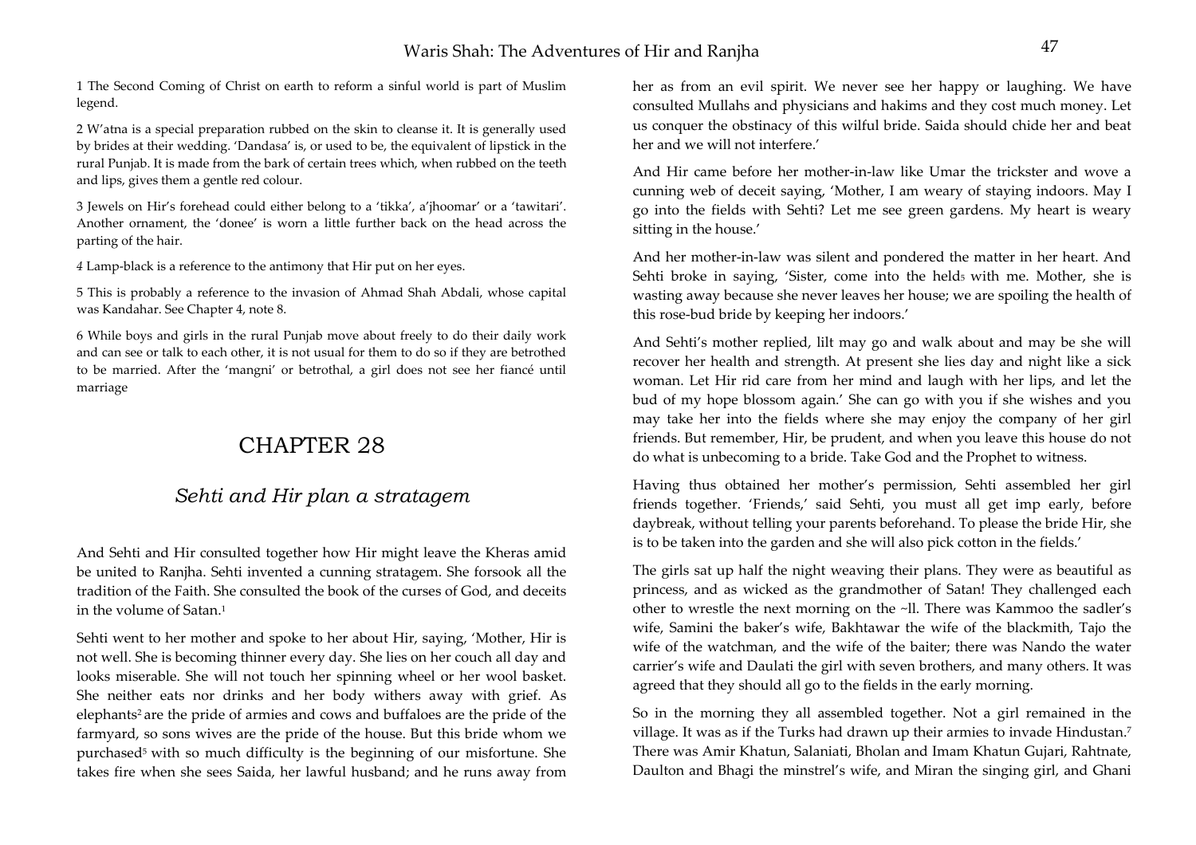1 The Second Coming of Christ on earth to reform a sinful world is part of Muslim legend.

2 W'atna is a special preparation rubbed on the skin to cleanse it. It is generally used by brides at their wedding. 'Dandasa' is, or used to be, the equivalent of lipstick in the rural Punjab. It is made from the bark of certain trees which, when rubbed on the teeth and lips, gives them a gentle red colour.

3 Jewels on Hir's forehead could either belong to a 'tikka', a'jhoomar' or a 'tawitari'. Another ornament, the 'donee' is worn a little further back on the head across the parting of the hair.

4 Lamp-black is a reference to the antimony that Hir put on her eyes.

5 This is probably a reference to the invasion of Ahmad Shah Abdali, whose capital was Kandahar. See Chapter 4, note 8.

6 While boys and girls in the rural Punjab move about freely to do their daily work and can see or talk to each other, it is not usual for them to do so if they are betrothed to be married. After the 'mangni' or betrothal, a girl does not see her fiancé until marriage

# CHAPTER 28

## *Sehti and Hir plan a stratagem*

And Sehti and Hir consulted together how Hir might leave the Kheras amid be united to Ranjha. Sehti invented a cunning stratagem. She forsook all the tradition of the Faith. She consulted the book of the curses of God, and deceits in the volume of Satan.[1]

Sehti went to her mother and spoke to her about Hir, saying, 'Mother, Hir is not well. She is becoming thinner every day. She lies on her couch all day and looks miserable. She will not touch her spinning wheel or her wool basket. She neither eats nor drinks and her body withers away with grief. As elephants[2] are the pride of armies and cows and buffaloes are the pride of the farmyard, so sons wives are the pride of the house. But this bride whom we purchased[5] with so much difficulty is the beginning of our misfortune. She takes fire when she sees Saida, her lawful husband; and he runs away from her as from an evil spirit. We never see her happy or laughing. We have consulted Mullahs and physicians and hakims and they cost much money. Let us conquer the obstinacy of this wilful bride. Saida should chide her and beat her and we will not interfere.'

And Hir came before her mother-in-law like Umar the trickster and wove a cunning web of deceit saying, 'Mother, I am weary of staying indoors. May I go into the fields with Sehti? Let me see green gardens. My heart is weary sitting in the house.'

And her mother-in-law was silent and pondered the matter in her heart. And Sehti broke in saying, 'Sister, come into the held[5] with me. Mother, she is wasting away because she never leaves her house; we are spoiling the health of this rose-bud bride by keeping her indoors.'

And Sehti's mother replied, lilt may go and walk about and may be she will recover her health and strength. At present she lies day and night like a sick woman. Let Hir rid care from her mind and laugh with her lips, and let the bud of my hope blossom again.' She can go with you if she wishes and you may take her into the fields where she may enjoy the company of her girl friends. But remember, Hir, be prudent, and when you leave this house do not do what is unbecoming to a bride. Take God and the Prophet to witness.

Having thus obtained her mother's permission, Sehti assembled her girl friends together. 'Friends,' said Sehti, you must all get imp early, before daybreak, without telling your parents beforehand. To please the bride Hir, she is to be taken into the garden and she will also pick cotton in the fields.'

The girls sat up half the night weaving their plans. They were as beautiful as princess, and as wicked as the grandmother of Satan! They challenged each other to wrestle the next morning on the ~ll. There was Kammoo the sadler's wife, Samini the baker's wife, Bakhtawar the wife of the blackmith, Tajo the wife of the watchman, and the wife of the baiter; there was Nando the water carrier's wife and Daulati the girl with seven brothers, and many others. It was agreed that they should all go to the fields in the early morning.

So in the morning they all assembled together. Not a girl remained in the village. It was as if the Turks had drawn up their armies to invade Hindustan.[7] There was Amir Khatun, Salaniati, Bholan and Imam Khatun Gujari, Rahtnate, Daulton and Bhagi the minstrel's wife, and Miran the singing girl, and Ghani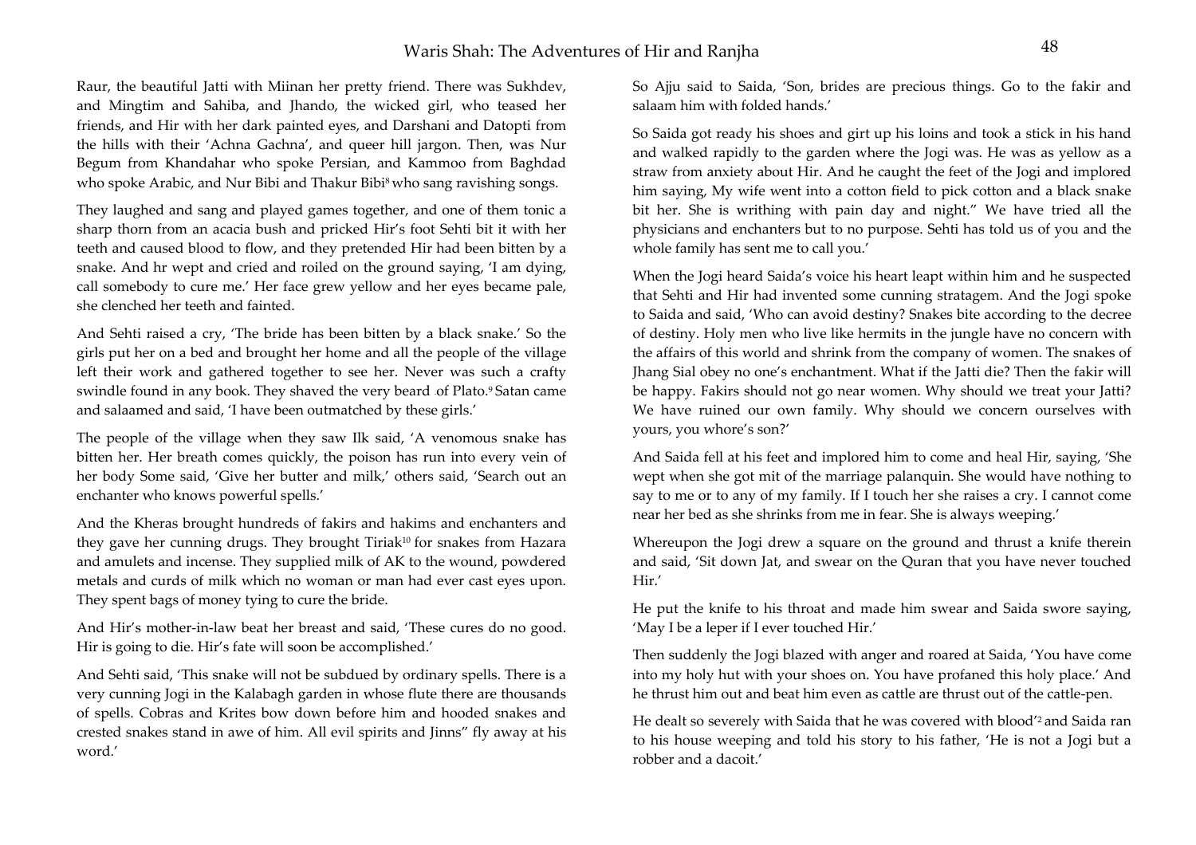Raur, the beautiful Jatti with Miinan her pretty friend. There was Sukhdev, and Mingtim and Sahiba, and Jhando, the wicked girl, who teased her friends, and Hir with her dark painted eyes, and Darshani and Datopti from the hills with their 'Achna Gachna', and queer hill jargon. Then, was Nur Begum from Khandahar who spoke Persian, and Kammoo from Baghdad who spoke Arabic, and Nur Bibi and Thakur Bibi[8] who sang ravishing songs.

They laughed and sang and played games together, and one of them tonic a sharp thorn from an acacia bush and pricked Hir's foot Sehti bit it with her teeth and caused blood to flow, and they pretended Hir had been bitten by a snake. And hr wept and cried and roiled on the ground saying, 'I am dying, call somebody to cure me.' Her face grew yellow and her eyes became pale, she clenched her teeth and fainted.

And Sehti raised a cry, 'The bride has been bitten by a black snake.' So the girls put her on a bed and brought her home and all the people of the village left their work and gathered together to see her. Never was such a crafty swindle found in any book. They shaved the very beard of Plato.[9] Satan came and salaamed and said, 'I have been outmatched by these girls.'

The people of the village when they saw Ilk said, 'A venomous snake has bitten her. Her breath comes quickly, the poison has run into every vein of her body Some said, 'Give her butter and milk,' others said, 'Search out an enchanter who knows powerful spells.'

And the Kheras brought hundreds of fakirs and hakims and enchanters and they gave her cunning drugs. They brought Tiriak[10] for snakes from Hazara and amulets and incense. They supplied milk of AK to the wound, powdered metals and curds of milk which no woman or man had ever cast eyes upon. They spent bags of money tying to cure the bride.

And Hir's mother-in-law beat her breast and said, 'These cures do no good. Hir is going to die. Hir's fate will soon be accomplished.'

And Sehti said, 'This snake will not be subdued by ordinary spells. There is a very cunning Jogi in the Kalabagh garden in whose flute there are thousands of spells. Cobras and Krites bow down before him and hooded snakes and crested snakes stand in awe of him. All evil spirits and Jinns" fly away at his word.'

So Ajju said to Saida, 'Son, brides are precious things. Go to the fakir and salaam him with folded hands.'

So Saida got ready his shoes and girt up his loins and took a stick in his hand and walked rapidly to the garden where the Jogi was. He was as yellow as a straw from anxiety about Hir. And he caught the feet of the Jogi and implored him saying, My wife went into a cotton field to pick cotton and a black snake bit her. She is writhing with pain day and night." We have tried all the physicians and enchanters but to no purpose. Sehti has told us of you and the whole family has sent me to call you.'

When the Jogi heard Saida's voice his heart leapt within him and he suspected that Sehti and Hir had invented some cunning stratagem. And the Jogi spoke to Saida and said, 'Who can avoid destiny? Snakes bite according to the decree of destiny. Holy men who live like hermits in the jungle have no concern with the affairs of this world and shrink from the company of women. The snakes of Jhang Sial obey no one's enchantment. What if the Jatti die? Then the fakir will be happy. Fakirs should not go near women. Why should we treat your Jatti? We have ruined our own family. Why should we concern ourselves with yours, you whore's son?'

And Saida fell at his feet and implored him to come and heal Hir, saying, 'She wept when she got mit of the marriage palanquin. She would have nothing to say to me or to any of my family. If I touch her she raises a cry. I cannot come near her bed as she shrinks from me in fear. She is always weeping.'

Whereupon the Jogi drew a square on the ground and thrust a knife therein and said, 'Sit down Jat, and swear on the Quran that you have never touched Hir.'

He put the knife to his throat and made him swear and Saida swore saying, 'May I be a leper if I ever touched Hir.'

Then suddenly the Jogi blazed with anger and roared at Saida, 'You have come into my holy hut with your shoes on. You have profaned this holy place.' And he thrust him out and beat him even as cattle are thrust out of the cattle-pen.

He dealt so severely with Saida that he was covered with blood'[2] and Saida ran to his house weeping and told his story to his father, 'He is not a Jogi but a robber and a dacoit.'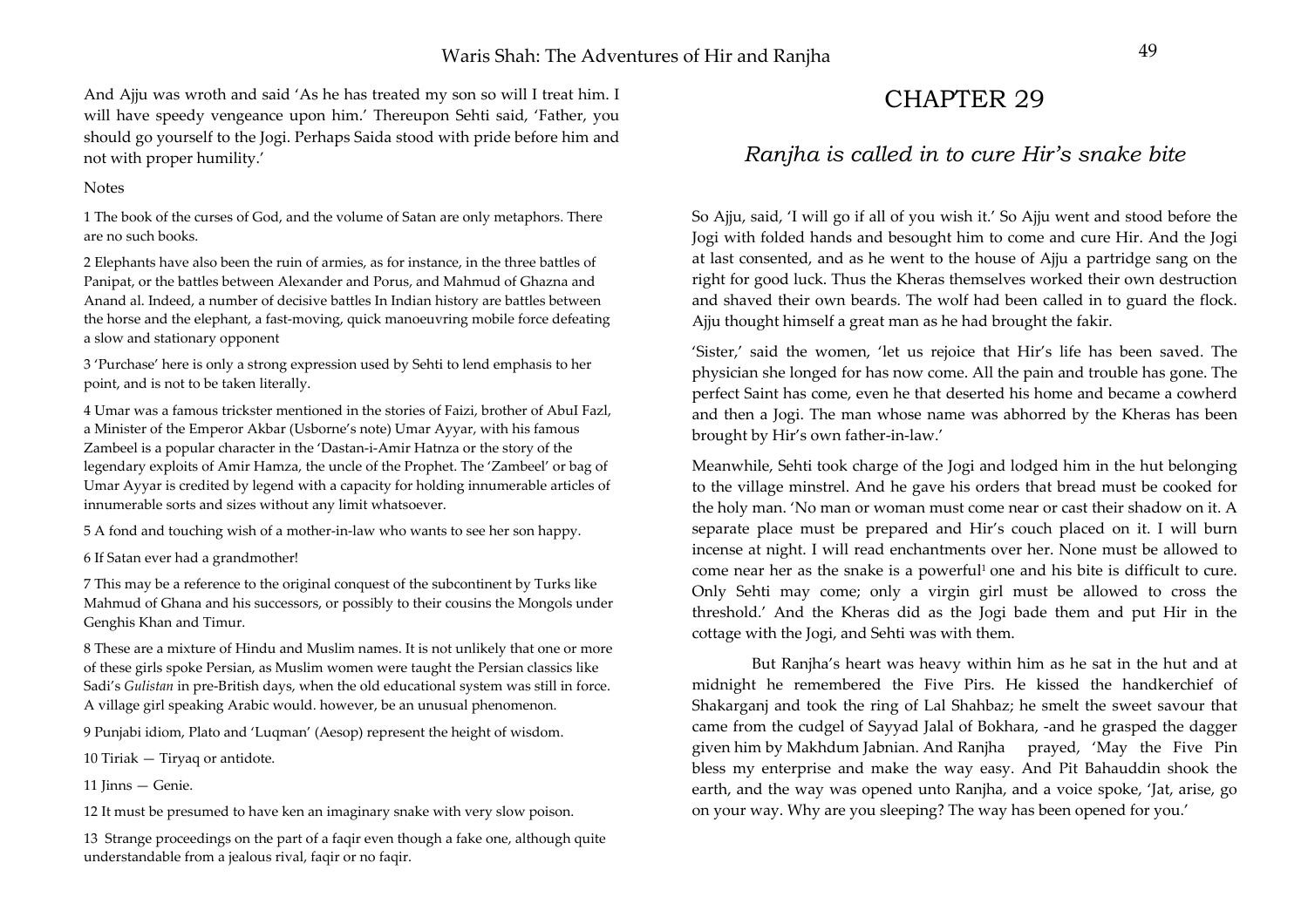And Ajju was wroth and said 'As he has treated my son so will I treat him. I will have speedy vengeance upon him.' Thereupon Sehti said, 'Father, you should go yourself to the Jogi. Perhaps Saida stood with pride before him and not with proper humility.'

Notes

1 The book of the curses of God, and the volume of Satan are only metaphors. There are no such books.

2 Elephants have also been the ruin of armies, as for instance, in the three battles of Panipat, or the battles between Alexander and Porus, and Mahmud of Ghazna and Anand al. Indeed, a number of decisive battles In Indian history are battles between the horse and the elephant, a fast-moving, quick manoeuvring mobile force defeating a slow and stationary opponent

3 'Purchase' here is only a strong expression used by Sehti to lend emphasis to her point, and is not to be taken literally.

4 Umar was a famous trickster mentioned in the stories of Faizi, brother of AbuI Fazl, a Minister of the Emperor Akbar (Usborne's note) Umar Ayyar, with his famous Zambeel is a popular character in the 'Dastan-i-Amir Hatnza or the story of the legendary exploits of Amir Hamza, the uncle of the Prophet. The 'Zambeel' or bag of Umar Ayyar is credited by legend with a capacity for holding innumerable articles of innumerable sorts and sizes without any limit whatsoever.

5 A fond and touching wish of a mother-in-law who wants to see her son happy.

6 If Satan ever had a grandmother!

7 This may be a reference to the original conquest of the subcontinent by Turks like Mahmud of Ghana and his successors, or possibly to their cousins the Mongols under Genghis Khan and Timur.

8 These are a mixture of Hindu and Muslim names. It is not unlikely that one or more of these girls spoke Persian, as Muslim women were taught the Persian classics like Sadi's *Gulistan* in pre-British days, when the old educational system was still in force. A village girl speaking Arabic would. however, be an unusual phenomenon.

9 Punjabi idiom, Plato and 'Luqman' (Aesop) represent the height of wisdom.

10 Tiriak — Tiryaq or antidote.

11 Jinns — Genie.

12 It must be presumed to have ken an imaginary snake with very slow poison.

13 Strange proceedings on the part of a faqir even though a fake one, although quite understandable from a jealous rival, faqir or no faqir.

# CHAPTER 29

## *Ranjha is called in to cure Hir's snake bite*

So Ajju, said, 'I will go if all of you wish it.' So Ajju went and stood before the Jogi with folded hands and besought him to come and cure Hir. And the Jogi at last consented, and as he went to the house of Ajju a partridge sang on the right for good luck. Thus the Kheras themselves worked their own destruction and shaved their own beards. The wolf had been called in to guard the flock. Ajju thought himself a great man as he had brought the fakir.

'Sister,' said the women, 'let us rejoice that Hir's life has been saved. The physician she longed for has now come. All the pain and trouble has gone. The perfect Saint has come, even he that deserted his home and became a cowherd and then a Jogi. The man whose name was abhorred by the Kheras has been brought by Hir's own father-in-law.'

Meanwhile, Sehti took charge of the Jogi and lodged him in the hut belonging to the village minstrel. And he gave his orders that bread must be cooked for the holy man. 'No man or woman must come near or cast their shadow on it. A separate place must be prepared and Hir's couch placed on it. I will burn incense at night. I will read enchantments over her. None must be allowed to come near her as the snake is a powerful[1] one and his bite is difficult to cure. Only Sehti may come; only a virgin girl must be allowed to cross the threshold.' And the Kheras did as the Jogi bade them and put Hir in the cottage with the Jogi, and Sehti was with them.

But Ranjha's heart was heavy within him as he sat in the hut and at midnight he remembered the Five Pirs. He kissed the handkerchief of Shakarganj and took the ring of Lal Shahbaz; he smelt the sweet savour that came from the cudgel of Sayyad Jalal of Bokhara, -and he grasped the dagger given him by Makhdum Jabnian. And Ranjha prayed, 'May the Five Pin bless my enterprise and make the way easy. And Pit Bahauddin shook the earth, and the way was opened unto Ranjha, and a voice spoke, 'Jat, arise, go on your way. Why are you sleeping? The way has been opened for you.'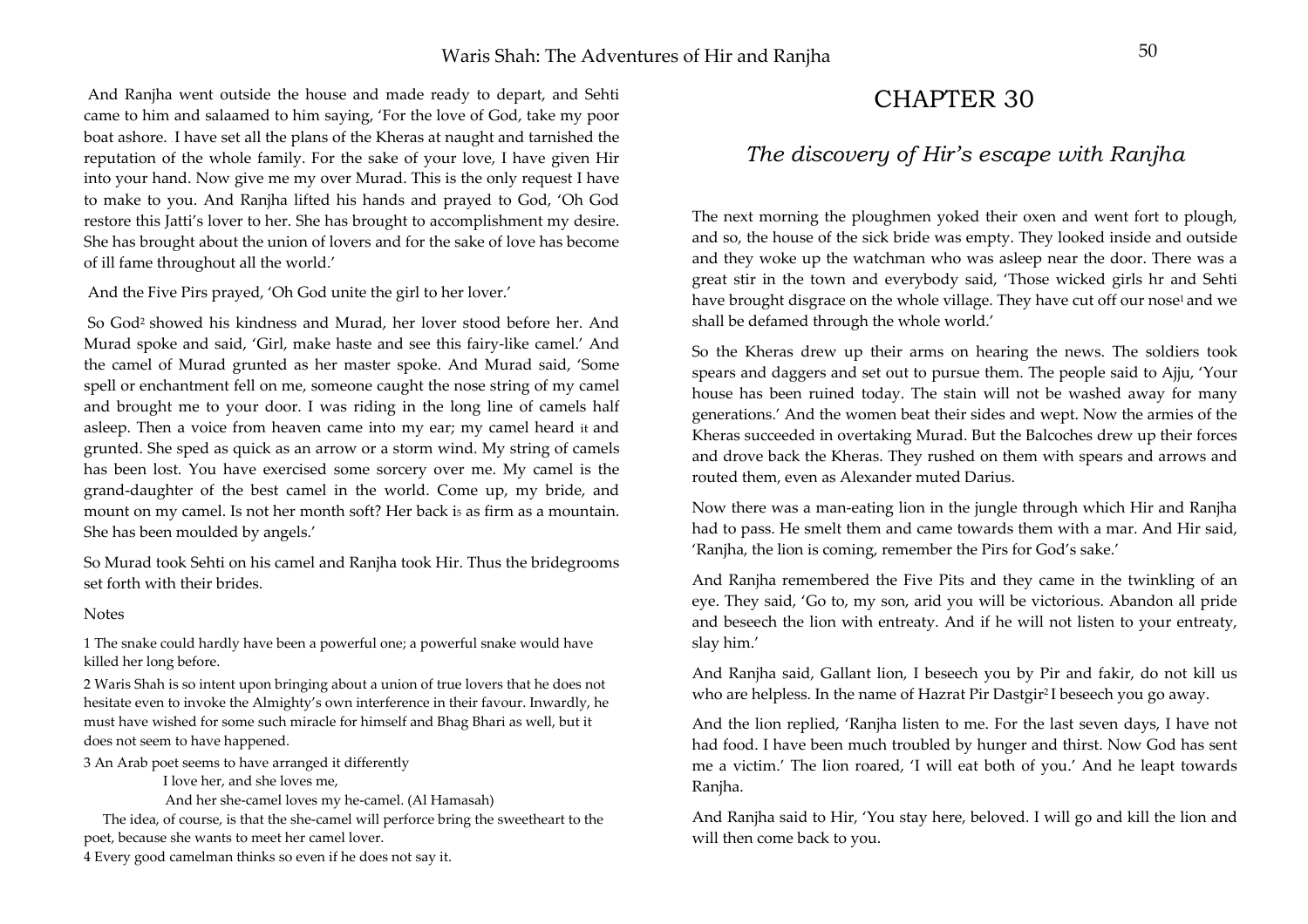And Ranjha went outside the house and made ready to depart, and Sehti came to him and salaamed to him saying, 'For the love of God, take my poor boat ashore. I have set all the plans of the Kheras at naught and tarnished the reputation of the whole family. For the sake of your love, I have given Hir into your hand. Now give me my over Murad. This is the only request I have to make to you. And Ranjha lifted his hands and prayed to God, 'Oh God restore this Jatti's lover to her. She has brought to accomplishment my desire. She has brought about the union of lovers and for the sake of love has become of ill fame throughout all the world.'

And the Five Pirs prayed, 'Oh God unite the girl to her lover.'

So God[2] showed his kindness and Murad, her lover stood before her. And Murad spoke and said, 'Girl, make haste and see this fairy-like camel.' And the camel of Murad grunted as her master spoke. And Murad said, 'Some spell or enchantment fell on me, someone caught the nose string of my camel and brought me to your door. I was riding in the long line of camels half asleep. Then a voice from heaven came into my ear; my camel heard it and grunted. She sped as quick as an arrow or a storm wind. My string of camels has been lost. You have exercised some sorcery over me. My camel is the grand-daughter of the best camel in the world. Come up, my bride, and mount on my camel. Is not her month soft? Her back is as firm as a mountain. She has been moulded by angels.'

So Murad took Sehti on his camel and Ranjha took Hir. Thus the bridegrooms set forth with their brides.

Notes

1 The snake could hardly have been a powerful one; a powerful snake would have killed her long before.

2 Waris Shah is so intent upon bringing about a union of true lovers that he does not hesitate even to invoke the Almighty's own interference in their favour. Inwardly, he must have wished for some such miracle for himself and Bhag Bhari as well, but it does not seem to have happened.

3 An Arab poet seems to have arranged it differently

I love her, and she loves me,

And her she-camel loves my he-camel. (Al Hamasah)

The idea, of course, is that the she-camel will perforce bring the sweetheart to the poet, because she wants to meet her camel lover.

4 Every good camelman thinks so even if he does not say it.

# CHAPTER 30

## *The discovery of Hir's escape with Ranjha*

The next morning the ploughmen yoked their oxen and went fort to plough, and so, the house of the sick bride was empty. They looked inside and outside and they woke up the watchman who was asleep near the door. There was a great stir in the town and everybody said, 'Those wicked girls hr and Sehti have brought disgrace on the whole village. They have cut off our nose[1] and we shall be defamed through the whole world.'

So the Kheras drew up their arms on hearing the news. The soldiers took spears and daggers and set out to pursue them. The people said to Ajju, 'Your house has been ruined today. The stain will not be washed away for many generations.' And the women beat their sides and wept. Now the armies of the Kheras succeeded in overtaking Murad. But the Balcoches drew up their forces and drove back the Kheras. They rushed on them with spears and arrows and routed them, even as Alexander muted Darius.

Now there was a man-eating lion in the jungle through which Hir and Ranjha had to pass. He smelt them and came towards them with a mar. And Hir said, 'Ranjha, the lion is coming, remember the Pirs for God's sake.'

And Ranjha remembered the Five Pits and they came in the twinkling of an eye. They said, 'Go to, my son, arid you will be victorious. Abandon all pride and beseech the lion with entreaty. And if he will not listen to your entreaty, slay him.'

And Ranjha said, Gallant lion, I beseech you by Pir and fakir, do not kill us who are helpless. In the name of Hazrat Pir Dastgir[2] I beseech you go away.

And the lion replied, 'Ranjha listen to me. For the last seven days, I have not had food. I have been much troubled by hunger and thirst. Now God has sent me a victim.' The lion roared, 'I will eat both of you.' And he leapt towards Ranjha.

And Ranjha said to Hir, 'You stay here, beloved. I will go and kill the lion and will then come back to you.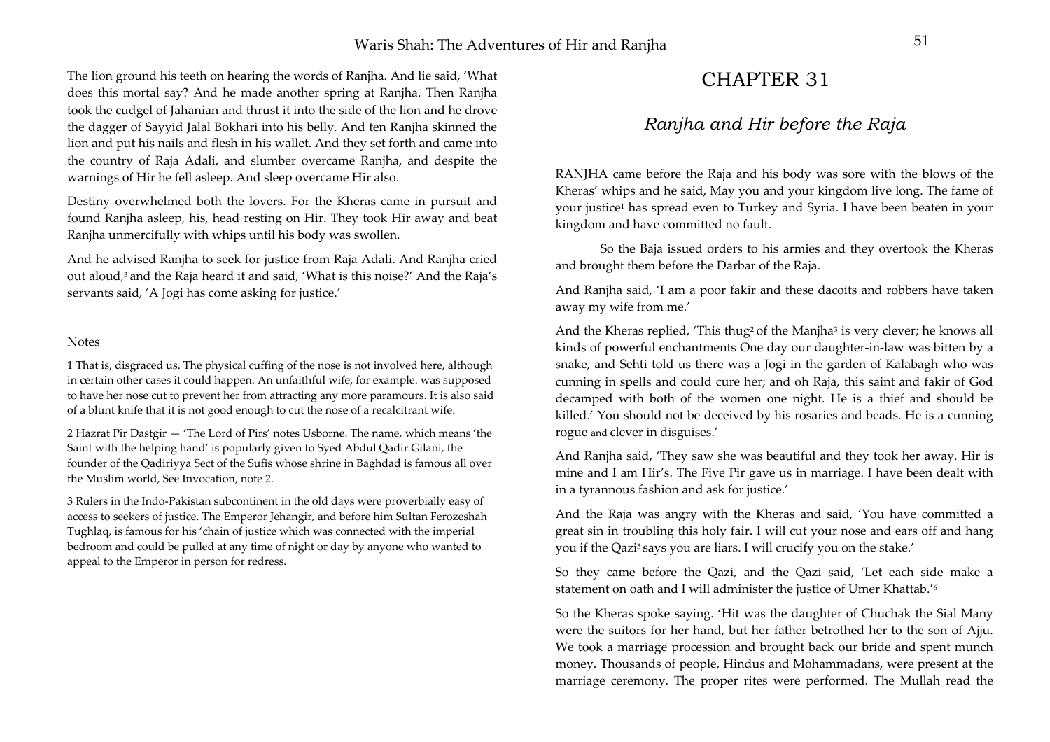The lion ground his teeth on hearing the words of Ranjha. And lie said, 'What does this mortal say? And he made another spring at Ranjha. Then Ranjha took the cudgel of Jahanian and thrust it into the side of the lion and he drove the dagger of Sayyid Jalal Bokhari into his belly. And ten Ranjha skinned the lion and put his nails and flesh in his wallet. And they set forth and came into the country of Raja Adali, and slumber overcame Ranjha, and despite the warnings of Hir he fell asleep. And sleep overcame Hir also.

Destiny overwhelmed both the lovers. For the Kheras came in pursuit and found Ranjha asleep, his, head resting on Hir. They took Hir away and beat Ranjha unmercifully with whips until his body was swollen.

And he advised Ranjha to seek for justice from Raja Adali. And Ranjha cried out aloud,[3] and the Raja heard it and said, 'What is this noise?' And the Raja's servants said, 'A Jogi has come asking for justice.'

Notes

1 That is, disgraced us. The physical cuffing of the nose is not involved here, although in certain other cases it could happen. An unfaithful wife, for example. was supposed to have her nose cut to prevent her from attracting any more paramours. It is also said of a blunt knife that it is not good enough to cut the nose of a recalcitrant wife.

2 Hazrat Pir Dastgir — 'The Lord of Pirs' notes Usborne. The name, which means 'the Saint with the helping hand' is popularly given to Syed Abdul Qadir Gilani, the founder of the Qadiriyya Sect of the Sufis whose shrine in Baghdad is famous all over the Muslim world, See Invocation, note 2.

3 Rulers in the Indo-Pakistan subcontinent in the old days were proverbially easy of access to seekers of justice. The Emperor Jehangir, and before him Sultan Ferozeshah Tughlaq, is famous for his 'chain of justice which was connected with the imperial bedroom and could be pulled at any time of night or day by anyone who wanted to appeal to the Emperor in person for redress.

# CHAPTER 31

## *Ranjha and Hir before the Raja*

RANJHA came before the Raja and his body was sore with the blows of the Kheras' whips and he said, May you and your kingdom live long. The fame of your justice[1] has spread even to Turkey and Syria. I have been beaten in your kingdom and have committed no fault.

So the Baja issued orders to his armies and they overtook the Kheras and brought them before the Darbar of the Raja.

And Ranjha said, 'I am a poor fakir and these dacoits and robbers have taken away my wife from me.'

And the Kheras replied, 'This thug[2] of the Manjha[3] is very clever; he knows all kinds of powerful enchantments One day our daughter-in-law was bitten by a snake, and Sehti told us there was a Jogi in the garden of Kalabagh who was cunning in spells and could cure her; and oh Raja, this saint and fakir of God decamped with both of the women one night. He is a thief and should be killed.' You should not be deceived by his rosaries and beads. He is a cunning rogue and clever in disguises.'

And Ranjha said, 'They saw she was beautiful and they took her away. Hir is mine and I am Hir's. The Five Pir gave us in marriage. I have been dealt with in a tyrannous fashion and ask for justice.'

And the Raja was angry with the Kheras and said, 'You have committed a great sin in troubling this holy fair. I will cut your nose and ears off and hang you if the Qazi[5] says you are liars. I will crucify you on the stake.'

So they came before the Qazi, and the Qazi said, 'Let each side make a statement on oath and I will administer the justice of Umer Khattab.'[6]

So the Kheras spoke saying. 'Hit was the daughter of Chuchak the Sial Many were the suitors for her hand, but her father betrothed her to the son of Ajju. We took a marriage procession and brought back our bride and spent munch money. Thousands of people, Hindus and Mohammadans, were present at the marriage ceremony. The proper rites were performed. The Mullah read the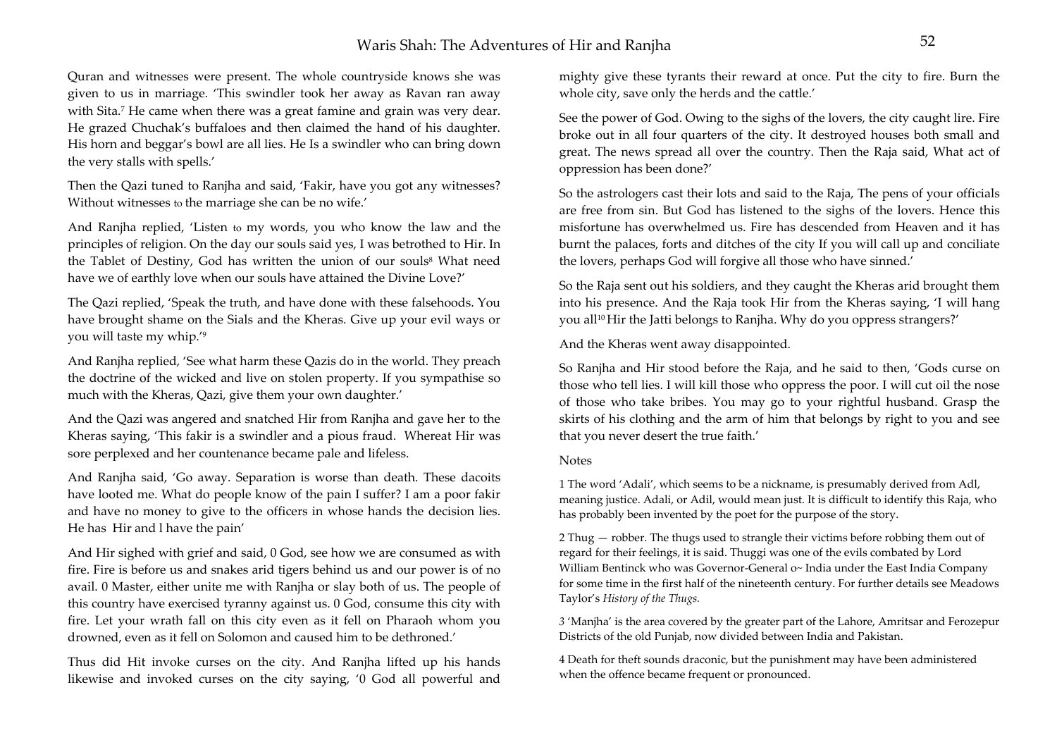Quran and witnesses were present. The whole countryside knows she was given to us in marriage. 'This swindler took her away as Ravan ran away with Sita.[7] He came when there was a great famine and grain was very dear. He grazed Chuchak's buffaloes and then claimed the hand of his daughter. His horn and beggar's bowl are all lies. He Is a swindler who can bring down the very stalls with spells.'

Then the Qazi tuned to Ranjha and said, 'Fakir, have you got any witnesses? Without witnesses to the marriage she can be no wife.'

And Ranjha replied, 'Listen to my words, you who know the law and the principles of religion. On the day our souls said yes, I was betrothed to Hir. In the Tablet of Destiny, God has written the union of our souls[8] What need have we of earthly love when our souls have attained the Divine Love?'

The Qazi replied, 'Speak the truth, and have done with these falsehoods. You have brought shame on the Sials and the Kheras. Give up your evil ways or you will taste my whip.'[9]

And Ranjha replied, 'See what harm these Qazis do in the world. They preach the doctrine of the wicked and live on stolen property. If you sympathise so much with the Kheras, Qazi, give them your own daughter.'

And the Qazi was angered and snatched Hir from Ranjha and gave her to the Kheras saying, 'This fakir is a swindler and a pious fraud. Whereat Hir was sore perplexed and her countenance became pale and lifeless.

And Ranjha said, 'Go away. Separation is worse than death. These dacoits have looted me. What do people know of the pain I suffer? I am a poor fakir and have no money to give to the officers in whose hands the decision lies. He has Hir and l have the pain'

And Hir sighed with grief and said, 0 God, see how we are consumed as with fire. Fire is before us and snakes arid tigers behind us and our power is of no avail. 0 Master, either unite me with Ranjha or slay both of us. The people of this country have exercised tyranny against us. 0 God, consume this city with fire. Let your wrath fall on this city even as it fell on Pharaoh whom you drowned, even as it fell on Solomon and caused him to be dethroned.'

Thus did Hit invoke curses on the city. And Ranjha lifted up his hands likewise and invoked curses on the city saying, '0 God all powerful and mighty give these tyrants their reward at once. Put the city to fire. Burn the whole city, save only the herds and the cattle.'

See the power of God. Owing to the sighs of the lovers, the city caught lire. Fire broke out in all four quarters of the city. It destroyed houses both small and great. The news spread all over the country. Then the Raja said, What act of oppression has been done?'

So the astrologers cast their lots and said to the Raja, The pens of your officials are free from sin. But God has listened to the sighs of the lovers. Hence this misfortune has overwhelmed us. Fire has descended from Heaven and it has burnt the palaces, forts and ditches of the city If you will call up and conciliate the lovers, perhaps God will forgive all those who have sinned.'

So the Raja sent out his soldiers, and they caught the Kheras arid brought them into his presence. And the Raja took Hir from the Kheras saying, 'I will hang you all[10] Hir the Jatti belongs to Ranjha. Why do you oppress strangers?'

And the Kheras went away disappointed.

So Ranjha and Hir stood before the Raja, and he said to then, 'Gods curse on those who tell lies. I will kill those who oppress the poor. I will cut oil the nose of those who take bribes. You may go to your rightful husband. Grasp the skirts of his clothing and the arm of him that belongs by right to you and see that you never desert the true faith.'

Notes

1 The word 'Adali', which seems to be a nickname, is presumably derived from Adl, meaning justice. Adali, or Adil, would mean just. It is difficult to identify this Raja, who has probably been invented by the poet for the purpose of the story.

2 Thug — robber. The thugs used to strangle their victims before robbing them out of regard for their feelings, it is said. Thuggi was one of the evils combated by Lord William Bentinck who was Governor-General o~ India under the East India Company for some time in the first half of the nineteenth century. For further details see Meadows Taylor's *History of the Thugs.*

3 'Manjha' is the area covered by the greater part of the Lahore, Amritsar and Ferozepur Districts of the old Punjab, now divided between India and Pakistan.

4 Death for theft sounds draconic, but the punishment may have been administered when the offence became frequent or pronounced.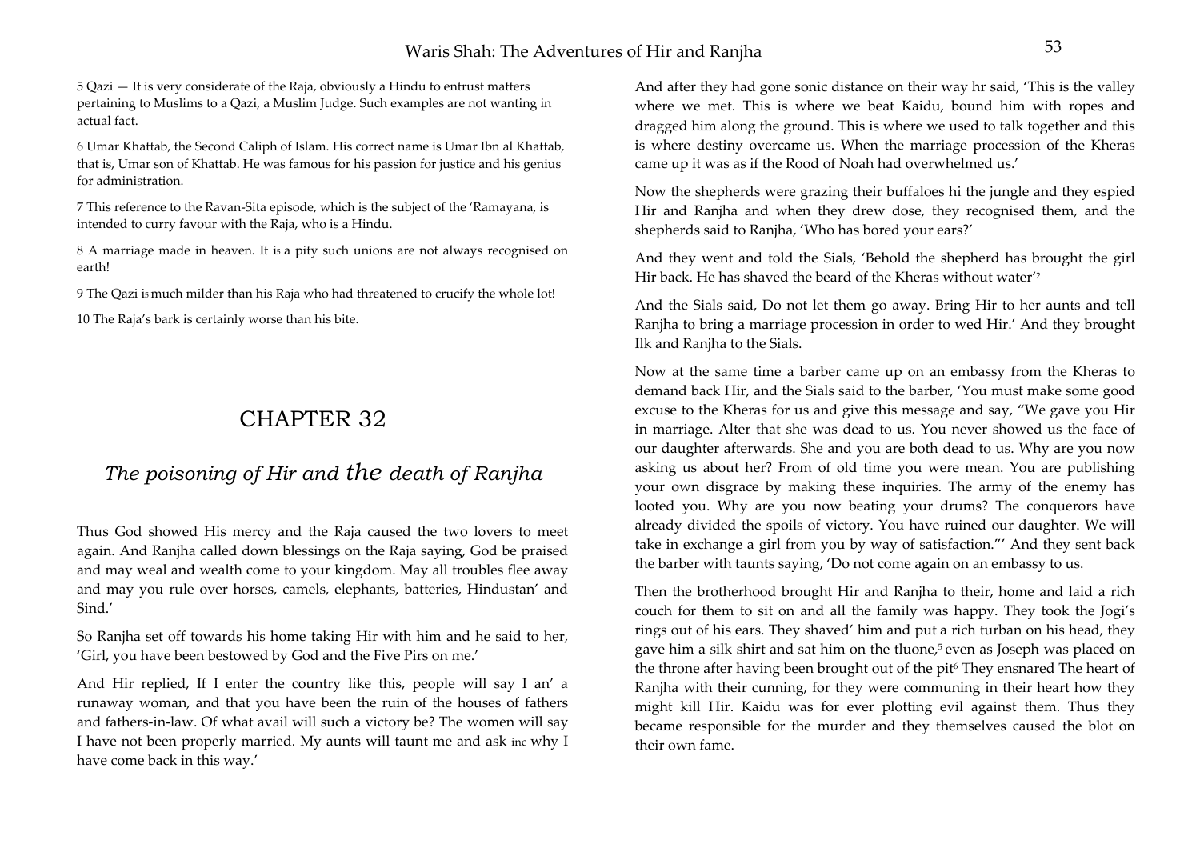5 Qazi — It is very considerate of the Raja, obviously a Hindu to entrust matters pertaining to Muslims to a Qazi, a Muslim Judge. Such examples are not wanting in actual fact.

6 Umar Khattab, the Second Caliph of Islam. His correct name is Umar Ibn al Khattab, that is, Umar son of Khattab. He was famous for his passion for justice and his genius for administration.

7 This reference to the Ravan-Sita episode, which is the subject of the 'Ramayana, is intended to curry favour with the Raja, who is a Hindu.

8 A marriage made in heaven. It is a pity such unions are not always recognised on earth!

9 The Qazi is much milder than his Raja who had threatened to crucify the whole lot!

10 The Raja's bark is certainly worse than his bite.

# CHAPTER 32

## *The poisoning of Hir and the death of Ranjha*

Thus God showed His mercy and the Raja caused the two lovers to meet again. And Ranjha called down blessings on the Raja saying, God be praised and may weal and wealth come to your kingdom. May all troubles flee away and may you rule over horses, camels, elephants, batteries, Hindustan' and Sind.'

So Ranjha set off towards his home taking Hir with him and he said to her, 'Girl, you have been bestowed by God and the Five Pirs on me.'

And Hir replied, If I enter the country like this, people will say I an' a runaway woman, and that you have been the ruin of the houses of fathers and fathers-in-law. Of what avail will such a victory be? The women will say I have not been properly married. My aunts will taunt me and ask inc why I have come back in this way.'

And after they had gone sonic distance on their way hr said, 'This is the valley where we met. This is where we beat Kaidu, bound him with ropes and dragged him along the ground. This is where we used to talk together and this is where destiny overcame us. When the marriage procession of the Kheras came up it was as if the Rood of Noah had overwhelmed us.'

Now the shepherds were grazing their buffaloes hi the jungle and they espied Hir and Ranjha and when they drew dose, they recognised them, and the shepherds said to Ranjha, 'Who has bored your ears?'

And they went and told the Sials, 'Behold the shepherd has brought the girl Hir back. He has shaved the beard of the Kheras without water'[2]

And the Sials said, Do not let them go away. Bring Hir to her aunts and tell Ranjha to bring a marriage procession in order to wed Hir.' And they brought Ilk and Ranjha to the Sials.

Now at the same time a barber came up on an embassy from the Kheras to demand back Hir, and the Sials said to the barber, 'You must make some good excuse to the Kheras for us and give this message and say, "We gave you Hir in marriage. Alter that she was dead to us. You never showed us the face of our daughter afterwards. She and you are both dead to us. Why are you now asking us about her? From of old time you were mean. You are publishing your own disgrace by making these inquiries. The army of the enemy has looted you. Why are you now beating your drums? The conquerors have already divided the spoils of victory. You have ruined our daughter. We will take in exchange a girl from you by way of satisfaction."' And they sent back the barber with taunts saying, 'Do not come again on an embassy to us.

Then the brotherhood brought Hir and Ranjha to their, home and laid a rich couch for them to sit on and all the family was happy. They took the Jogi's rings out of his ears. They shaved' him and put a rich turban on his head, they gave him a silk shirt and sat him on the tluone,[5] even as Joseph was placed on the throne after having been brought out of the pit[6] They ensnared The heart of Ranjha with their cunning, for they were communing in their heart how they might kill Hir. Kaidu was for ever plotting evil against them. Thus they became responsible for the murder and they themselves caused the blot on their own fame.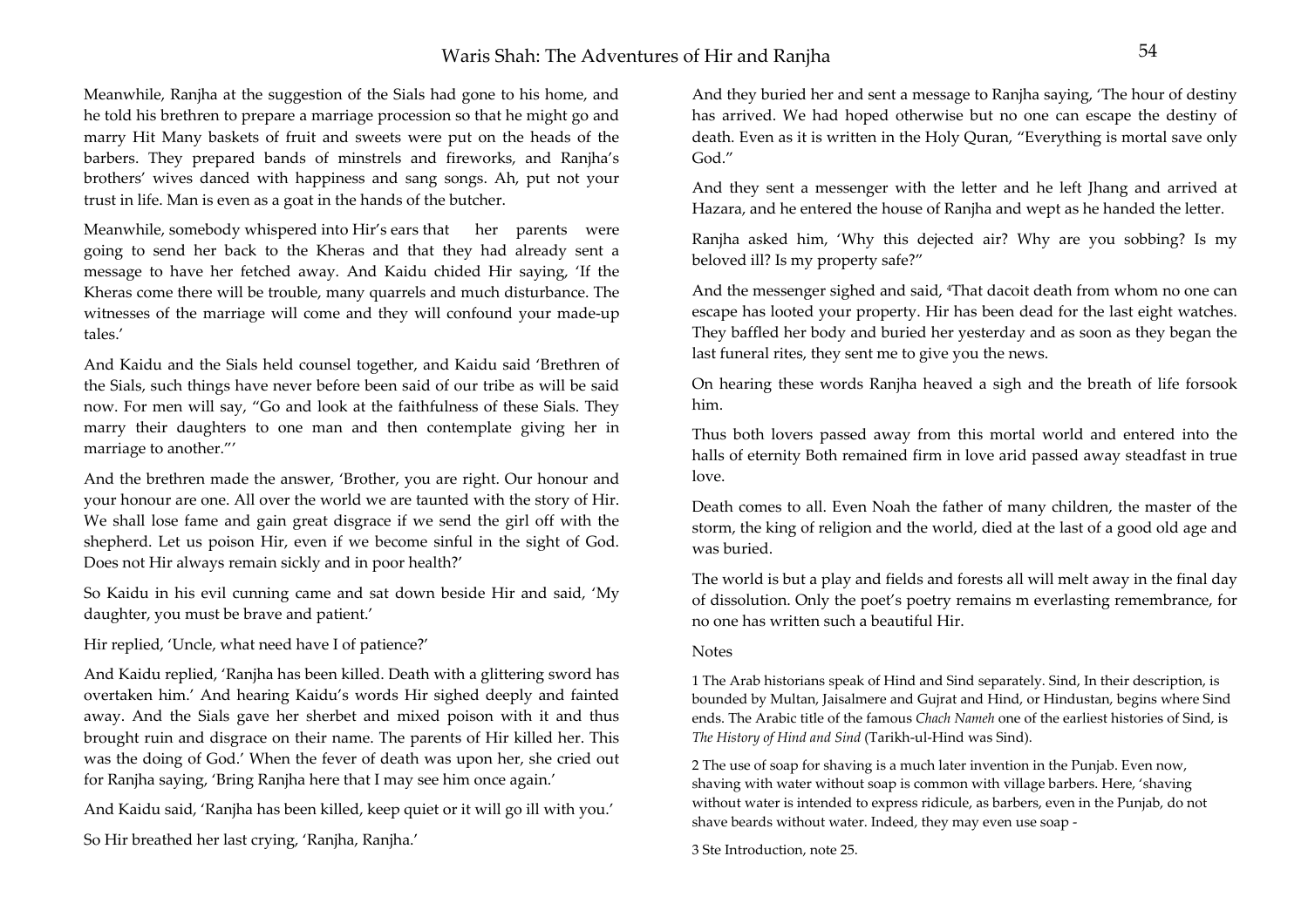Meanwhile, Ranjha at the suggestion of the Sials had gone to his home, and he told his brethren to prepare a marriage procession so that he might go and marry Hit Many baskets of fruit and sweets were put on the heads of the barbers. They prepared bands of minstrels and fireworks, and Ranjha's brothers' wives danced with happiness and sang songs. Ah, put not your trust in life. Man is even as a goat in the hands of the butcher.

Meanwhile, somebody whispered into Hir's ears that her parents were going to send her back to the Kheras and that they had already sent a message to have her fetched away. And Kaidu chided Hir saying, 'If the Kheras come there will be trouble, many quarrels and much disturbance. The witnesses of the marriage will come and they will confound your made-up tales.'

And Kaidu and the Sials held counsel together, and Kaidu said 'Brethren of the Sials, such things have never before been said of our tribe as will be said now. For men will say, "Go and look at the faithfulness of these Sials. They marry their daughters to one man and then contemplate giving her in marriage to another."'

And the brethren made the answer, 'Brother, you are right. Our honour and your honour are one. All over the world we are taunted with the story of Hir. We shall lose fame and gain great disgrace if we send the girl off with the shepherd. Let us poison Hir, even if we become sinful in the sight of God. Does not Hir always remain sickly and in poor health?'

So Kaidu in his evil cunning came and sat down beside Hir and said, 'My daughter, you must be brave and patient.'

Hir replied, 'Uncle, what need have I of patience?'

And Kaidu replied, 'Ranjha has been killed. Death with a glittering sword has overtaken him.' And hearing Kaidu's words Hir sighed deeply and fainted away. And the Sials gave her sherbet and mixed poison with it and thus brought ruin and disgrace on their name. The parents of Hir killed her. This was the doing of God.' When the fever of death was upon her, she cried out for Ranjha saying, 'Bring Ranjha here that I may see him once again.'

And Kaidu said, 'Ranjha has been killed, keep quiet or it will go ill with you.'

So Hir breathed her last crying, 'Ranjha, Ranjha.'

And they buried her and sent a message to Ranjha saying, 'The hour of destiny has arrived. We had hoped otherwise but no one can escape the destiny of death. Even as it is written in the Holy Quran, "Everything is mortal save only God."'

And they sent a messenger with the letter and he left Jhang and arrived at Hazara, and he entered the house of Ranjha and wept as he handed the letter.

Ranjha asked him, 'Why this dejected air? Why are you sobbing? Is my beloved ill? Is my property safe?"

And the messenger sighed and said, 'That dacoit death from whom no one can escape has looted your property. Hir has been dead for the last eight watches. They baffled her body and buried her yesterday and as soon as they began the last funeral rites, they sent me to give you the news.

On hearing these words Ranjha heaved a sigh and the breath of life forsook him.

Thus both lovers passed away from this mortal world and entered into the halls of eternity Both remained firm in love arid passed away steadfast in true love.

Death comes to all. Even Noah the father of many children, the master of the storm, the king of religion and the world, died at the last of a good old age and was buried.

The world is but a play and fields and forests all will melt away in the final day of dissolution. Only the poet's poetry remains m everlasting remembrance, for no one has written such a beautiful Hir.

Notes

1 The Arab historians speak of Hind and Sind separately. Sind, In their description, is bounded by Multan, Jaisalmere and Gujrat and Hind, or Hindustan, begins where Sind ends. The Arabic title of the famous *Chach Nameh* one of the earliest histories of Sind, is *The History of Hind and Sind* (Tarikh-ul-Hind was Sind).

2 The use of soap for shaving is a much later invention in the Punjab. Even now, shaving with water without soap is common with village barbers. Here, 'shaving without water is intended to express ridicule, as barbers, even in the Punjab, do not shave beards without water. Indeed, they may even use soap -

3 Ste Introduction, note 25.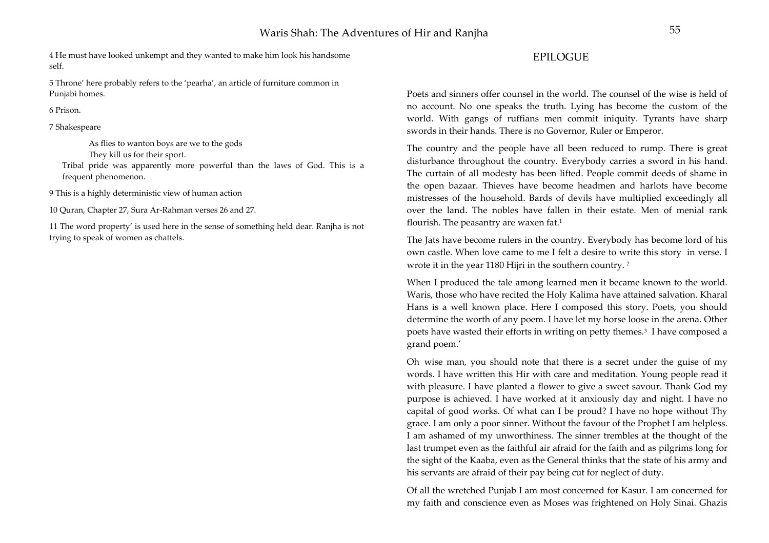4 He must have looked unkempt and they wanted to make him look his handsome self.

5 Throne' here probably refers to the 'pearha', an article of furniture common in Punjabi homes.

6 Prison.

7 Shakespeare

> As flies to wanton boys are we to the gods
> They kill us for their sport.

Tribal pride was apparently more powerful than the laws of God. This is a frequent phenomenon.

9 This is a highly deterministic view of human action

10 Quran, Chapter 27, Sura Ar-Rahman verses 26 and 27.

11 The word property' is used here in the sense of something held dear. Ranjha is not trying to speak of women as chattels.

# EPILOGUE

Poets and sinners offer counsel in the world. The counsel of the wise is held of no account. No one speaks the truth. Lying has become the custom of the world. With gangs of ruffians men commit iniquity. Tyrants have sharp swords in their hands. There is no Governor, Ruler or Emperor.

The country and the people have all been reduced to rump. There is great disturbance throughout the country. Everybody carries a sword in his hand. The curtain of all modesty has been lifted. People commit deeds of shame in the open bazaar. Thieves have become headmen and harlots have become mistresses of the household. Bards of devils have multiplied exceedingly all over the land. The nobles have fallen in their estate. Men of menial rank flourish. The peasantry are waxen fat.[1]

The Jats have become rulers in the country. Everybody has become lord of his own castle. When love came to me I felt a desire to write this story in verse. I wrote it in the year 1180 Hijri in the southern country. [2]

When I produced the tale among learned men it became known to the world. Waris, those who have recited the Holy Kalima have attained salvation. Kharal Hans is a well known place. Here I composed this story. Poets, you should determine the worth of any poem. I have let my horse loose in the arena. Other poets have wasted their efforts in writing on petty themes.[3] I have composed a grand poem.'

Oh wise man, you should note that there is a secret under the guise of my words. I have written this Hir with care and meditation. Young people read it with pleasure. I have planted a flower to give a sweet savour. Thank God my purpose is achieved. I have worked at it anxiously day and night. I have no capital of good works. Of what can I be proud? I have no hope without Thy grace. I am only a poor sinner. Without the favour of the Prophet I am helpless. I am ashamed of my unworthiness. The sinner trembles at the thought of the last trumpet even as the faithful air afraid for the faith and as pilgrims long for the sight of the Kaaba, even as the General thinks that the state of his army and his servants are afraid of their pay being cut for neglect of duty.

Of all the wretched Punjab I am most concerned for Kasur. I am concerned for my faith and conscience even as Moses was frightened on Holy Sinai. Ghazis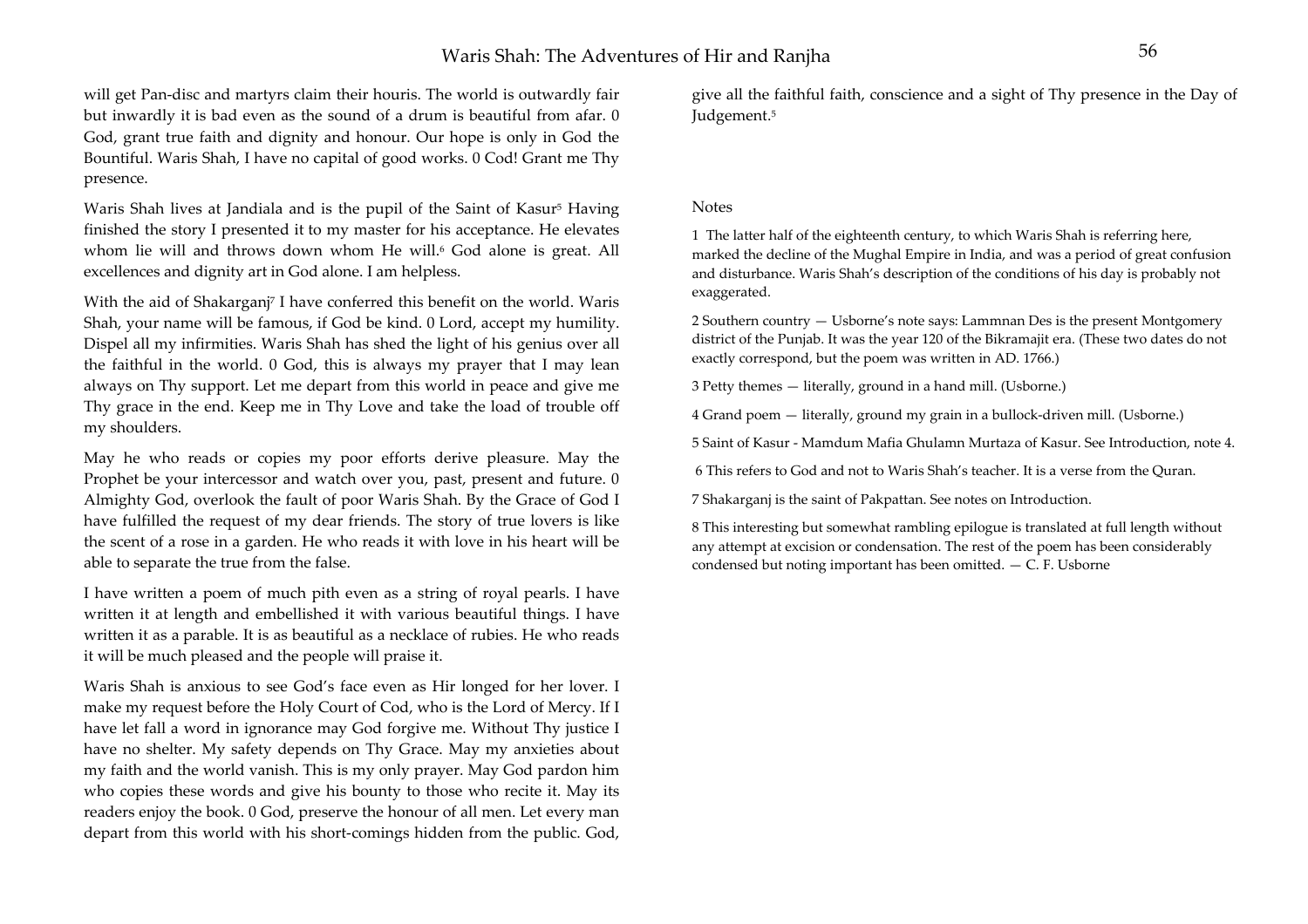will get Pan-disc and martyrs claim their houris. The world is outwardly fair but inwardly it is bad even as the sound of a drum is beautiful from afar. 0 God, grant true faith and dignity and honour. Our hope is only in God the Bountiful. Waris Shah, I have no capital of good works. 0 Cod! Grant me Thy presence.

Waris Shah lives at Jandiala and is the pupil of the Saint of Kasur[5] Having finished the story I presented it to my master for his acceptance. He elevates whom lie will and throws down whom He will.[6] God alone is great. All excellences and dignity art in God alone. I am helpless.

With the aid of Shakarganj[7] I have conferred this benefit on the world. Waris Shah, your name will be famous, if God be kind. 0 Lord, accept my humility. Dispel all my infirmities. Waris Shah has shed the light of his genius over all the faithful in the world. 0 God, this is always my prayer that I may lean always on Thy support. Let me depart from this world in peace and give me Thy grace in the end. Keep me in Thy Love and take the load of trouble off my shoulders.

May he who reads or copies my poor efforts derive pleasure. May the Prophet be your intercessor and watch over you, past, present and future. 0 Almighty God, overlook the fault of poor Waris Shah. By the Grace of God I have fulfilled the request of my dear friends. The story of true lovers is like the scent of a rose in a garden. He who reads it with love in his heart will be able to separate the true from the false.

I have written a poem of much pith even as a string of royal pearls. I have written it at length and embellished it with various beautiful things. I have written it as a parable. It is as beautiful as a necklace of rubies. He who reads it will be much pleased and the people will praise it.

Waris Shah is anxious to see God's face even as Hir longed for her lover. I make my request before the Holy Court of Cod, who is the Lord of Mercy. If I have let fall a word in ignorance may God forgive me. Without Thy justice I have no shelter. My safety depends on Thy Grace. May my anxieties about my faith and the world vanish. This is my only prayer. May God pardon him who copies these words and give his bounty to those who recite it. May its readers enjoy the book. 0 God, preserve the honour of all men. Let every man depart from this world with his short-comings hidden from the public. God, give all the faithful faith, conscience and a sight of Thy presence in the Day of Judgement.[5]

Notes

1 The latter half of the eighteenth century, to which Waris Shah is referring here, marked the decline of the Mughal Empire in India, and was a period of great confusion and disturbance. Waris Shah's description of the conditions of his day is probably not exaggerated.

2 Southern country — Usborne's note says: Lammnan Des is the present Montgomery district of the Punjab. It was the year 120 of the Bikramajit era. (These two dates do not exactly correspond, but the poem was written in AD. 1766.)

3 Petty themes — literally, ground in a hand mill. (Usborne.)

4 Grand poem — literally, ground my grain in a bullock-driven mill. (Usborne.)

5 Saint of Kasur - Mamdum Mafia Ghulamn Murtaza of Kasur. See Introduction, note 4.

6 This refers to God and not to Waris Shah's teacher. It is a verse from the Quran.

7 Shakarganj is the saint of Pakpattan. See notes on Introduction.

8 This interesting but somewhat rambling epilogue is translated at full length without any attempt at excision or condensation. The rest of the poem has been considerably condensed but noting important has been omitted. — C. F. Usborne